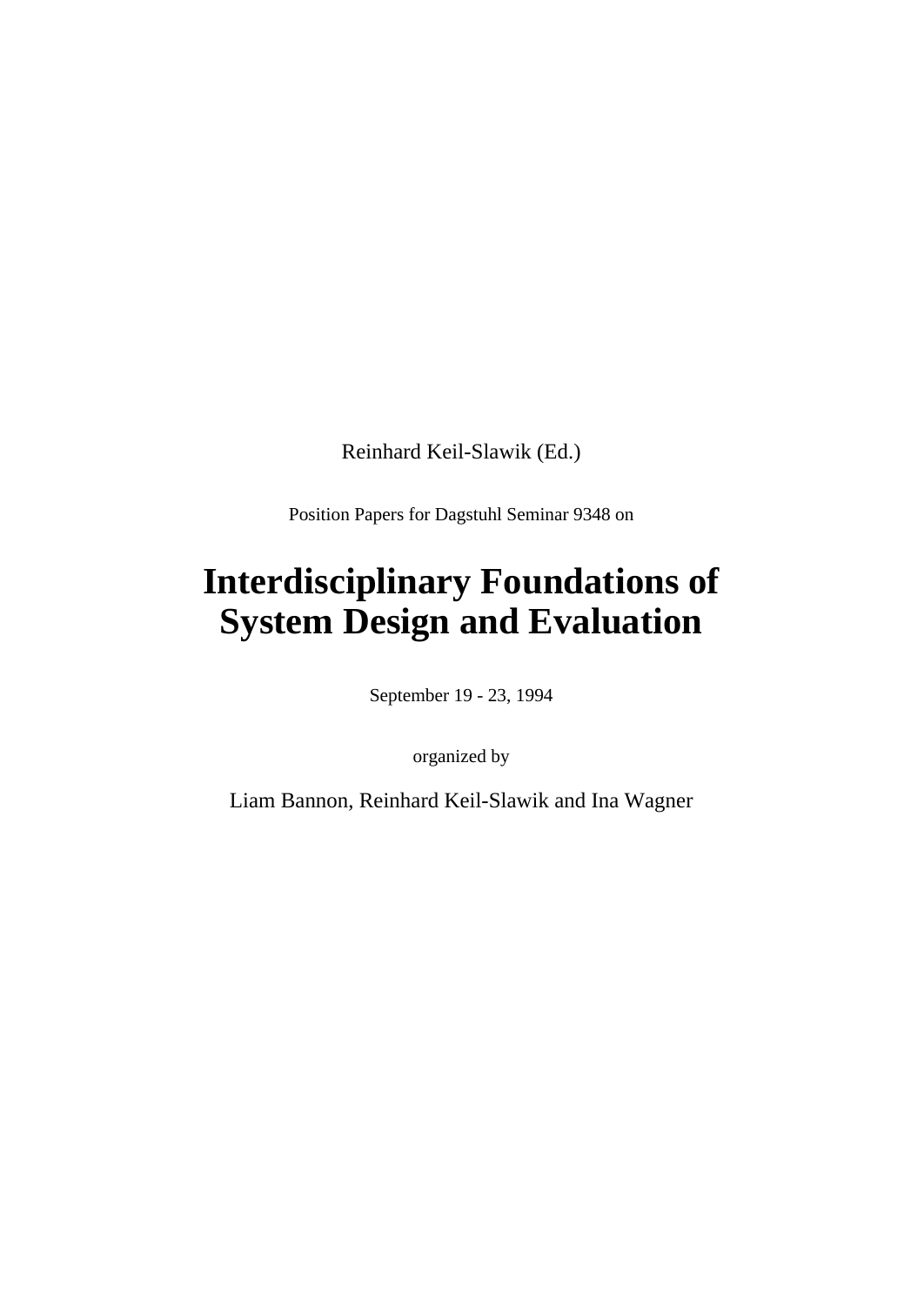Reinhard Keil-Slawik (Ed.)

Position Papers for Dagstuhl Seminar 9348 on

# Interdisciplinary Foundations of System Design and Evaluation

September 19 - 23, 1994

organized by

Liam Bannon, Reinhard Keil-Slawik and Ina Wagner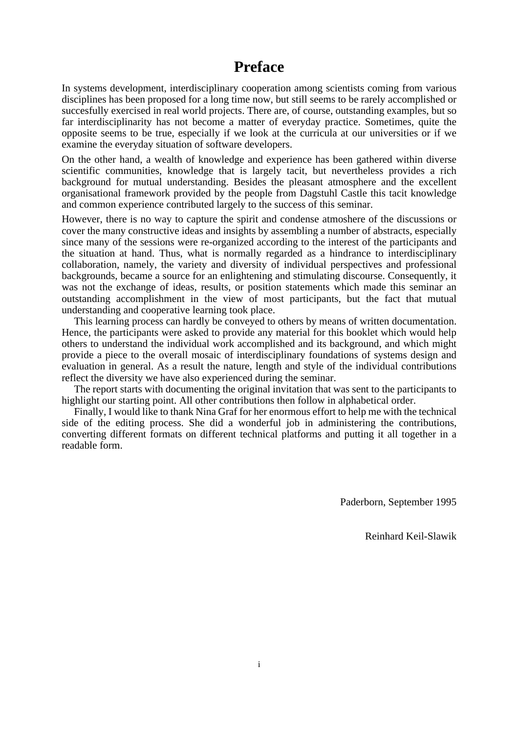# Preface

In systems development, interdisciplinary cooperation among scientists coming from various disciplines has been proposed for a long time now, but still seems to be rarely accomplished or succesfully exercised in real world projects. There are, of course, outstanding examples, but so far interdisciplinarity has not become a matter of everyday practice. Sometimes, quite the opposite seems to be true, especially if we look at the curricula at our universities or if we examine the everyday situation of software developers.

On the other hand, a wealth of knowledge and experience has been gathered within diverse scientific communities, knowledge that is largely tacit, but nevertheless provides a rich background for mutual understanding. Besides the pleasant atmosphere and the excellent organisational framework provided by the people from Dagstuhl Castle this tacit knowledge and common experience contributed largely to the success of this seminar.

However, there is no way to capture the spirit and condense atmoshere of the discussions or cover the many constructive ideas and insights by assembling a number of abstracts, especially since many of the sessions were re-organized according to the interest of the participants and the situation at hand. Thus, what is normally regarded as a hindrance to interdisciplinary collaboration, namely, the variety and diversity of individual perspectives and professional backgrounds, became a source for an enlightening and stimulating discourse. Consequently, it was not the exchange of ideas, results, or position statements which made this seminar an outstanding accomplishment in the view of most participants, but the fact that mutual understanding and cooperative learning took place.

This learning process can hardly be conveyed to others by means of written documentation. Hence, the participants were asked to provide any material for this booklet which would help others to understand the individual work accomplished and its background, and which might provide a piece to the overall mosaic of interdisciplinary foundations of systems design and evaluation in general. As a result the nature, length and style of the individual contributions reflect the diversity we have also experienced during the seminar.

The report starts with documenting the original invitation that was sent to the participants to highlight our starting point. All other contributions then follow in alphabetical order.

Finally, I would like to thank Nina Graf for her enormous effort to help me with the technical side of the editing process. She did a wonderful job in administering the contributions, converting different formats on different technical platforms and putting it all together in a readable form.

Paderborn, September 1995

Reinhard Keil-Slawik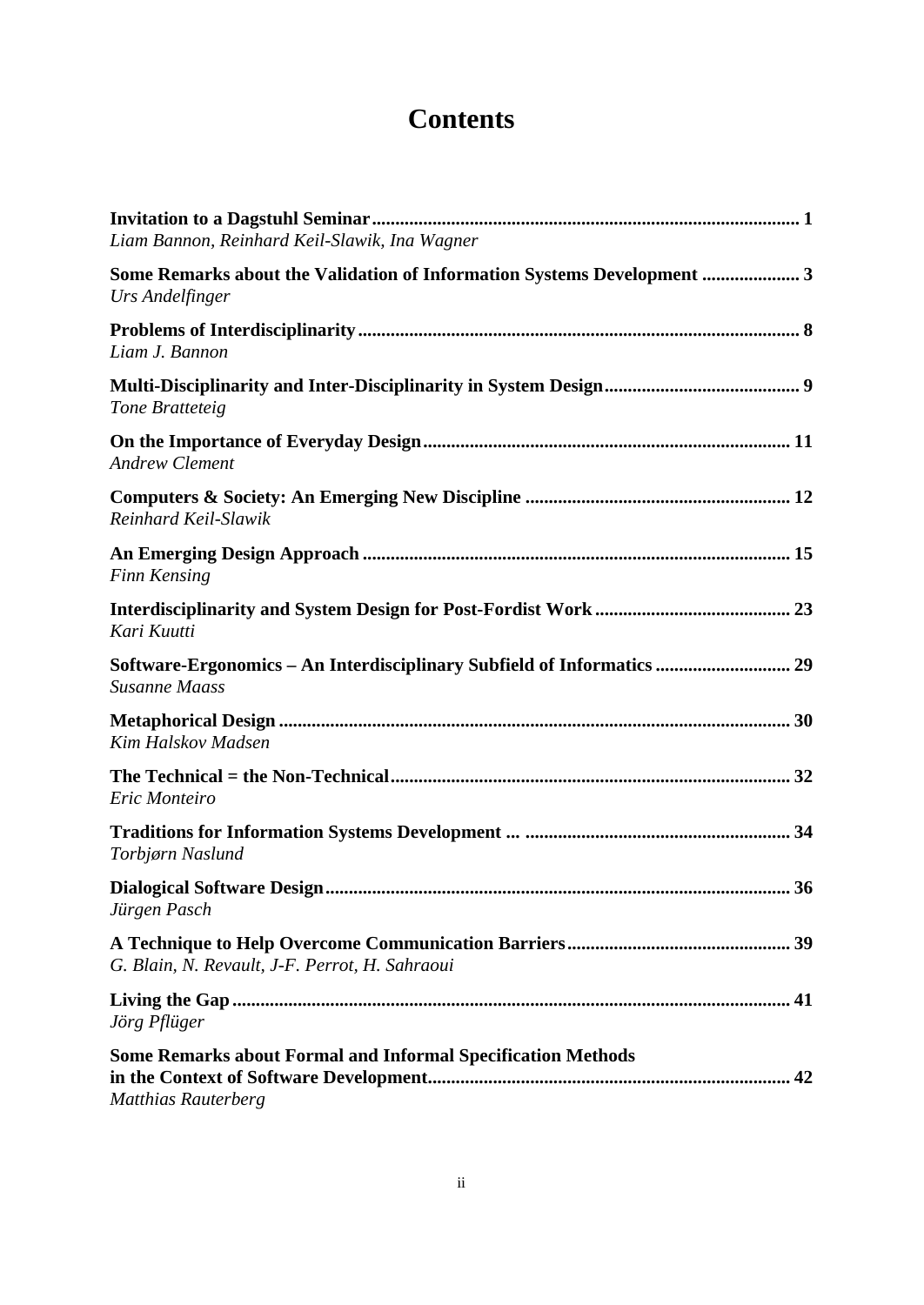# Contents

**Invitation to a Dagstuhl Seminar** ........................................................ **1**
*Liam Bannon, Reinhard Keil-Slawik, Ina Wagner*

**Some Remarks about the Validation of Information Systems Development** .................... **3**
*Urs Andelfinger*

**Problems of Interdisciplinarity** ........................................................ **8**
*Liam J. Bannon*

**Multi-Disciplinarity and Inter-Disciplinarity in System Design** ........................................ **9**
*Tone Bratteteig*

**On the Importance of Everyday Design** ........................................................ **11**
*Andrew Clement*

**Computers & Society: An Emerging New Discipline** ........................................................ **12**
*Reinhard Keil-Slawik*

**An Emerging Design Approach** ........................................................ **15**
*Finn Kensing*

**Interdisciplinarity and System Design for Post-Fordist Work** ........................................ **23**
*Kari Kuutti*

**Software-Ergonomics – An Interdisciplinary Subfield of Informatics** ............................ **29**
*Susanne Maass*

**Metaphorical Design** ........................................................ **30**
*Kim Halskov Madsen*

**The Technical = the Non-Technical** ........................................................ **32**
*Eric Monteiro*

**Traditions for Information Systems Development ...** ........................................................ **34**
*Torbjørn Naslund*

**Dialogical Software Design** ........................................................ **36**
*Jürgen Pasch*

**A Technique to Help Overcome Communication Barriers** ............................................... **39**
*G. Blain, N. Revault, J-F. Perrot, H. Sahraoui*

**Living the Gap** ........................................................ **41**
*Jörg Pflüger*

**Some Remarks about Formal and Informal Specification Methods in the Context of Software Development** ........................................................ **42**
*Matthias Rauterberg*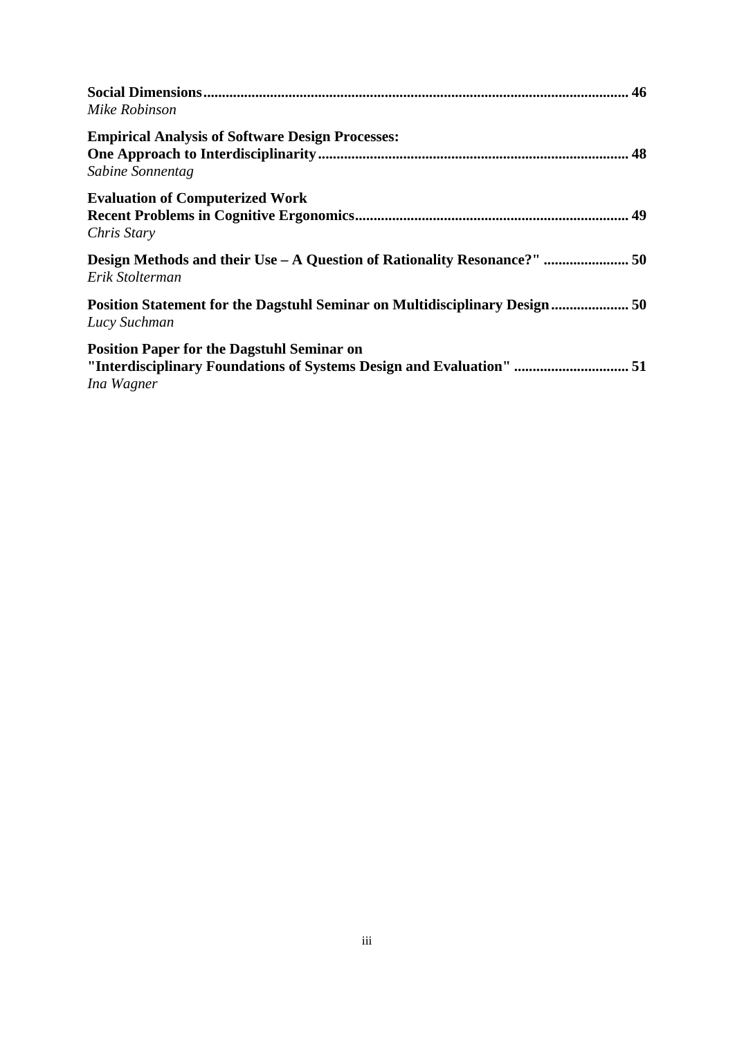**Social Dimensions** ................................................................................................................... **46**
*Mike Robinson*

**Empirical Analysis of Software Design Processes:**
**One Approach to Interdisciplinarity** ................................................................................... **48**
*Sabine Sonnentag*

**Evaluation of Computerized Work**
**Recent Problems in Cognitive Ergonomics** ......................................................................... **49**
*Chris Stary*

**Design Methods and their Use – A Question of Rationality Resonance?"** ....................... **50**
*Erik Stolterman*

**Position Statement for the Dagstuhl Seminar on Multidisciplinary Design** ..................... **50**
*Lucy Suchman*

**Position Paper for the Dagstuhl Seminar on**
**"Interdisciplinary Foundations of Systems Design and Evaluation"** ............................... **51**
*Ina Wagner*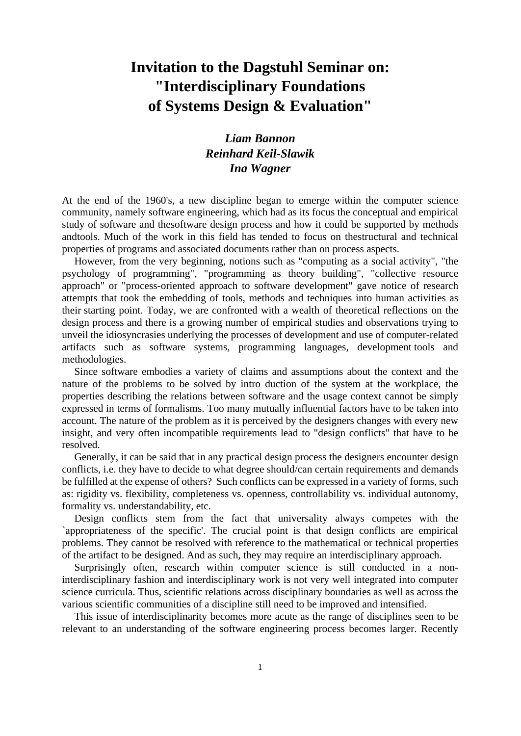# Invitation to the Dagstuhl Seminar on: "Interdisciplinary Foundations of Systems Design & Evaluation"

***Liam Bannon***
***Reinhard Keil-Slawik***
***Ina Wagner***

At the end of the 1960's, a new discipline began to emerge within the computer science community, namely software engineering, which had as its focus the conceptual and empirical study of software and thesoftware design process and how it could be supported by methods andtools. Much of the work in this field has tended to focus on thestructural and technical properties of programs and associated documents rather than on process aspects.

However, from the very beginning, notions such as "computing as a social activity", "the psychology of programming", "programming as theory building", "collective resource approach" or "process-oriented approach to software development" gave notice of research attempts that took the embedding of tools, methods and techniques into human activities as their starting point. Today, we are confronted with a wealth of theoretical reflections on the design process and there is a growing number of empirical studies and observations trying to unveil the idiosyncrasies underlying the processes of development and use of computer-related artifacts such as software systems, programming languages, development tools and methodologies.

Since software embodies a variety of claims and assumptions about the context and the nature of the problems to be solved by intro duction of the system at the workplace, the properties describing the relations between software and the usage context cannot be simply expressed in terms of formalisms. Too many mutually influential factors have to be taken into account. The nature of the problem as it is perceived by the designers changes with every new insight, and very often incompatible requirements lead to "design conflicts" that have to be resolved.

Generally, it can be said that in any practical design process the designers encounter design conflicts, i.e. they have to decide to what degree should/can certain requirements and demands be fulfilled at the expense of others? Such conflicts can be expressed in a variety of forms, such as: rigidity vs. flexibility, completeness vs. openness, controllability vs. individual autonomy, formality vs. understandability, etc.

Design conflicts stem from the fact that universality always competes with the `appropriateness of the specific'. The crucial point is that design conflicts are empirical problems. They cannot be resolved with reference to the mathematical or technical properties of the artifact to be designed. And as such, they may require an interdisciplinary approach.

Surprisingly often, research within computer science is still conducted in a non-interdisciplinary fashion and interdisciplinary work is not very well integrated into computer science curricula. Thus, scientific relations across disciplinary boundaries as well as across the various scientific communities of a discipline still need to be improved and intensified.

This issue of interdisciplinarity becomes more acute as the range of disciplines seen to be relevant to an understanding of the software engineering process becomes larger. Recently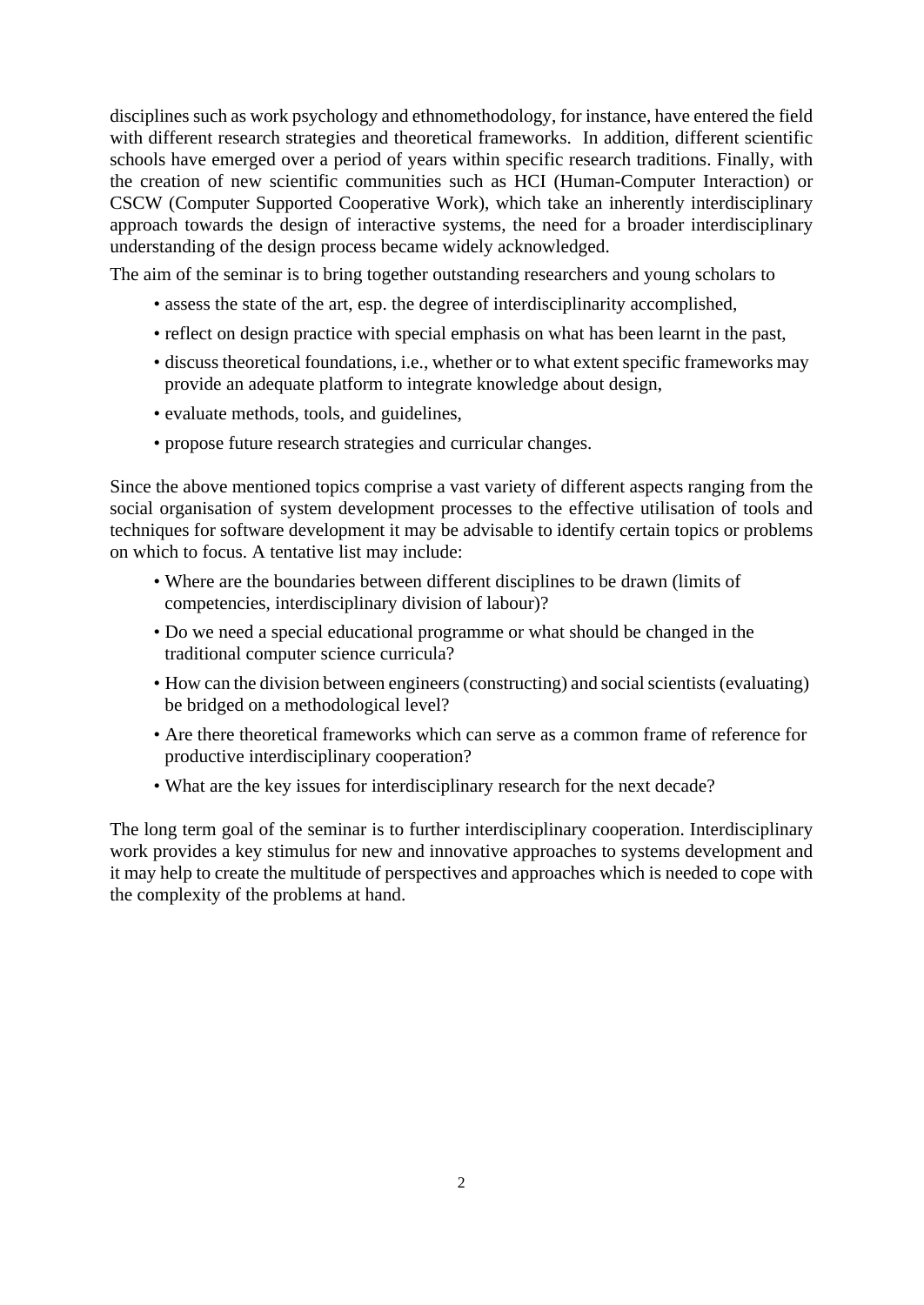disciplines such as work psychology and ethnomethodology, for instance, have entered the field with different research strategies and theoretical frameworks. In addition, different scientific schools have emerged over a period of years within specific research traditions. Finally, with the creation of new scientific communities such as HCI (Human-Computer Interaction) or CSCW (Computer Supported Cooperative Work), which take an inherently interdisciplinary approach towards the design of interactive systems, the need for a broader interdisciplinary understanding of the design process became widely acknowledged.

The aim of the seminar is to bring together outstanding researchers and young scholars to

- assess the state of the art, esp. the degree of interdisciplinarity accomplished,
- reflect on design practice with special emphasis on what has been learnt in the past,
- discuss theoretical foundations, i.e., whether or to what extent specific frameworks may provide an adequate platform to integrate knowledge about design,
- evaluate methods, tools, and guidelines,
- propose future research strategies and curricular changes.

Since the above mentioned topics comprise a vast variety of different aspects ranging from the social organisation of system development processes to the effective utilisation of tools and techniques for software development it may be advisable to identify certain topics or problems on which to focus. A tentative list may include:

- Where are the boundaries between different disciplines to be drawn (limits of competencies, interdisciplinary division of labour)?
- Do we need a special educational programme or what should be changed in the traditional computer science curricula?
- How can the division between engineers (constructing) and social scientists (evaluating) be bridged on a methodological level?
- Are there theoretical frameworks which can serve as a common frame of reference for productive interdisciplinary cooperation?
- What are the key issues for interdisciplinary research for the next decade?

The long term goal of the seminar is to further interdisciplinary cooperation. Interdisciplinary work provides a key stimulus for new and innovative approaches to systems development and it may help to create the multitude of perspectives and approaches which is needed to cope with the complexity of the problems at hand.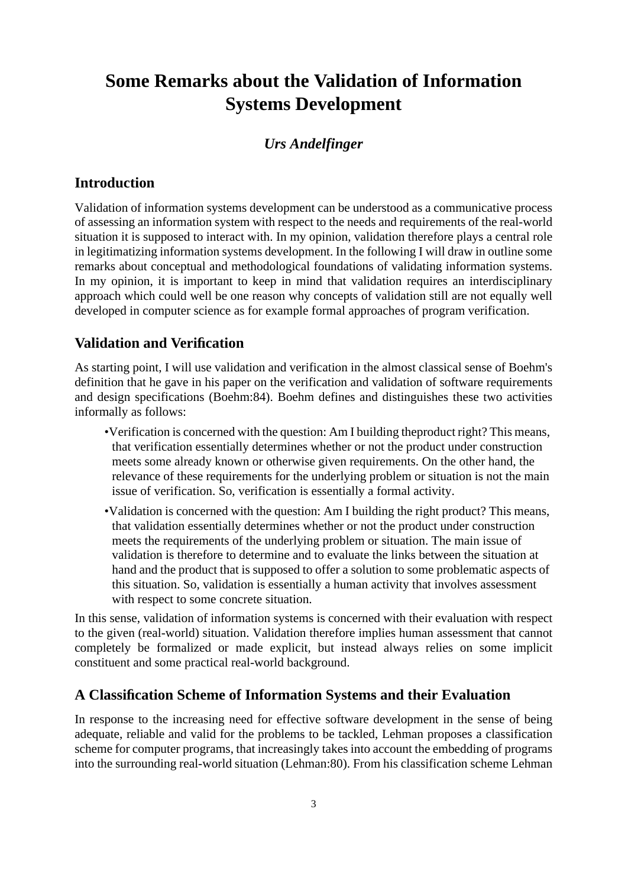# Some Remarks about the Validation of Information Systems Development

***Urs Andelfinger***

## Introduction

Validation of information systems development can be understood as a communicative process of assessing an information system with respect to the needs and requirements of the real-world situation it is supposed to interact with. In my opinion, validation therefore plays a central role in legitimatizing information systems development. In the following I will draw in outline some remarks about conceptual and methodological foundations of validating information systems. In my opinion, it is important to keep in mind that validation requires an interdisciplinary approach which could well be one reason why concepts of validation still are not equally well developed in computer science as for example formal approaches of program verification.

## Validation and Verification

As starting point, I will use validation and verification in the almost classical sense of Boehm's definition that he gave in his paper on the verification and validation of software requirements and design specifications (Boehm:84). Boehm defines and distinguishes these two activities informally as follows:

- Verification is concerned with the question: Am I building theproduct right? This means, that verification essentially determines whether or not the product under construction meets some already known or otherwise given requirements. On the other hand, the relevance of these requirements for the underlying problem or situation is not the main issue of verification. So, verification is essentially a formal activity.
- Validation is concerned with the question: Am I building the right product? This means, that validation essentially determines whether or not the product under construction meets the requirements of the underlying problem or situation. The main issue of validation is therefore to determine and to evaluate the links between the situation at hand and the product that is supposed to offer a solution to some problematic aspects of this situation. So, validation is essentially a human activity that involves assessment with respect to some concrete situation.

In this sense, validation of information systems is concerned with their evaluation with respect to the given (real-world) situation. Validation therefore implies human assessment that cannot completely be formalized or made explicit, but instead always relies on some implicit constituent and some practical real-world background.

## A Classification Scheme of Information Systems and their Evaluation

In response to the increasing need for effective software development in the sense of being adequate, reliable and valid for the problems to be tackled, Lehman proposes a classification scheme for computer programs, that increasingly takes into account the embedding of programs into the surrounding real-world situation (Lehman:80). From his classification scheme Lehman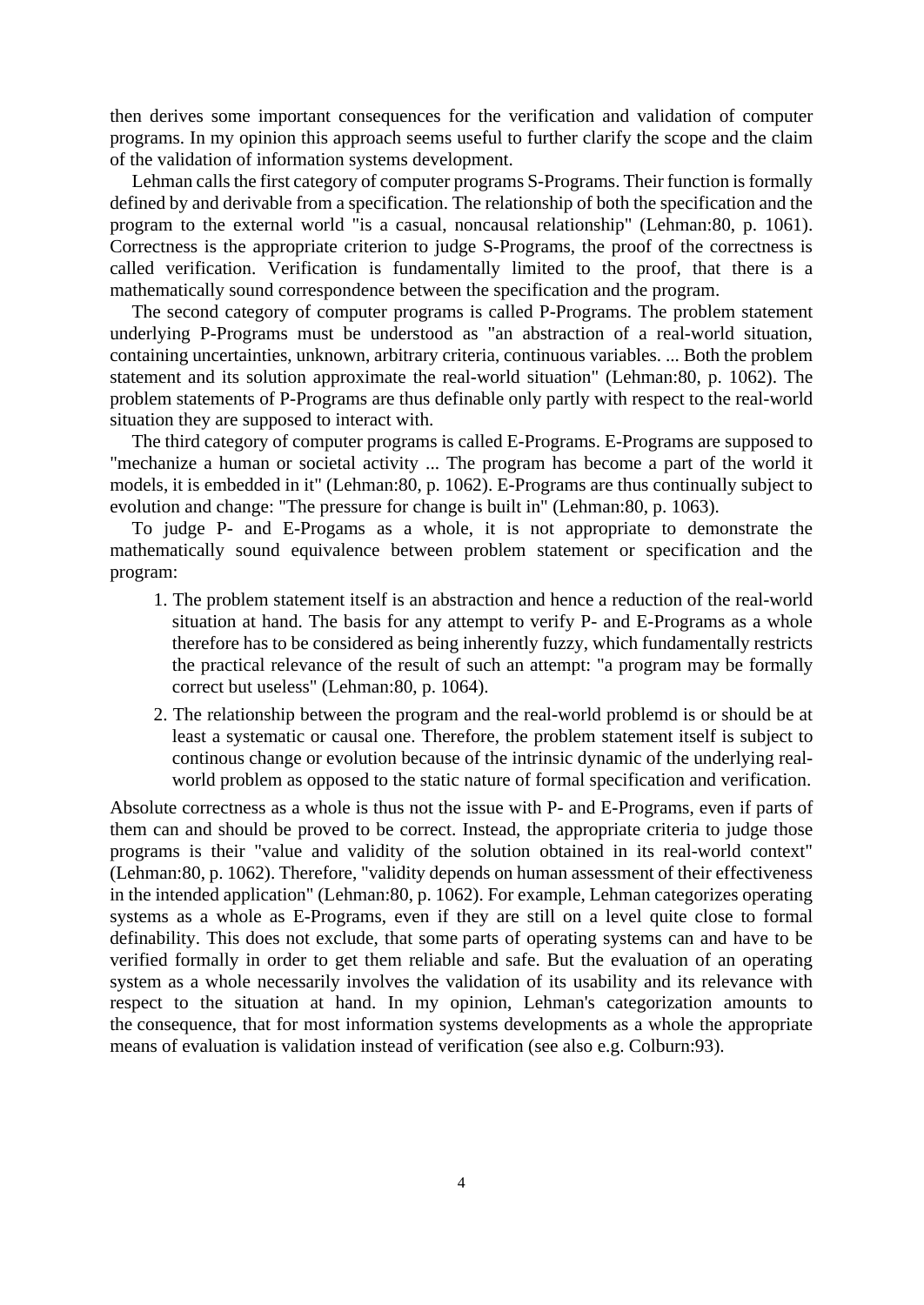then derives some important consequences for the verification and validation of computer programs. In my opinion this approach seems useful to further clarify the scope and the claim of the validation of information systems development.

Lehman calls the first category of computer programs S-Programs. Their function is formally defined by and derivable from a specification. The relationship of both the specification and the program to the external world "is a casual, noncausal relationship" (Lehman:80, p. 1061). Correctness is the appropriate criterion to judge S-Programs, the proof of the correctness is called verification. Verification is fundamentally limited to the proof, that there is a mathematically sound correspondence between the specification and the program.

The second category of computer programs is called P-Programs. The problem statement underlying P-Programs must be understood as "an abstraction of a real-world situation, containing uncertainties, unknown, arbitrary criteria, continuous variables. ... Both the problem statement and its solution approximate the real-world situation" (Lehman:80, p. 1062). The problem statements of P-Programs are thus definable only partly with respect to the real-world situation they are supposed to interact with.

The third category of computer programs is called E-Programs. E-Programs are supposed to "mechanize a human or societal activity ... The program has become a part of the world it models, it is embedded in it" (Lehman:80, p. 1062). E-Programs are thus continually subject to evolution and change: "The pressure for change is built in" (Lehman:80, p. 1063).

To judge P- and E-Progams as a whole, it is not appropriate to demonstrate the mathematically sound equivalence between problem statement or specification and the program:

1. The problem statement itself is an abstraction and hence a reduction of the real-world situation at hand. The basis for any attempt to verify P- and E-Programs as a whole therefore has to be considered as being inherently fuzzy, which fundamentally restricts the practical relevance of the result of such an attempt: "a program may be formally correct but useless" (Lehman:80, p. 1064).
2. The relationship between the program and the real-world problemd is or should be at least a systematic or causal one. Therefore, the problem statement itself is subject to continous change or evolution because of the intrinsic dynamic of the underlying real-world problem as opposed to the static nature of formal specification and verification.

Absolute correctness as a whole is thus not the issue with P- and E-Programs, even if parts of them can and should be proved to be correct. Instead, the appropriate criteria to judge those programs is their "value and validity of the solution obtained in its real-world context" (Lehman:80, p. 1062). Therefore, "validity depends on human assessment of their effectiveness in the intended application" (Lehman:80, p. 1062). For example, Lehman categorizes operating systems as a whole as E-Programs, even if they are still on a level quite close to formal definability. This does not exclude, that some parts of operating systems can and have to be verified formally in order to get them reliable and safe. But the evaluation of an operating system as a whole necessarily involves the validation of its usability and its relevance with respect to the situation at hand. In my opinion, Lehman's categorization amounts to the consequence, that for most information systems developments as a whole the appropriate means of evaluation is validation instead of verification (see also e.g. Colburn:93).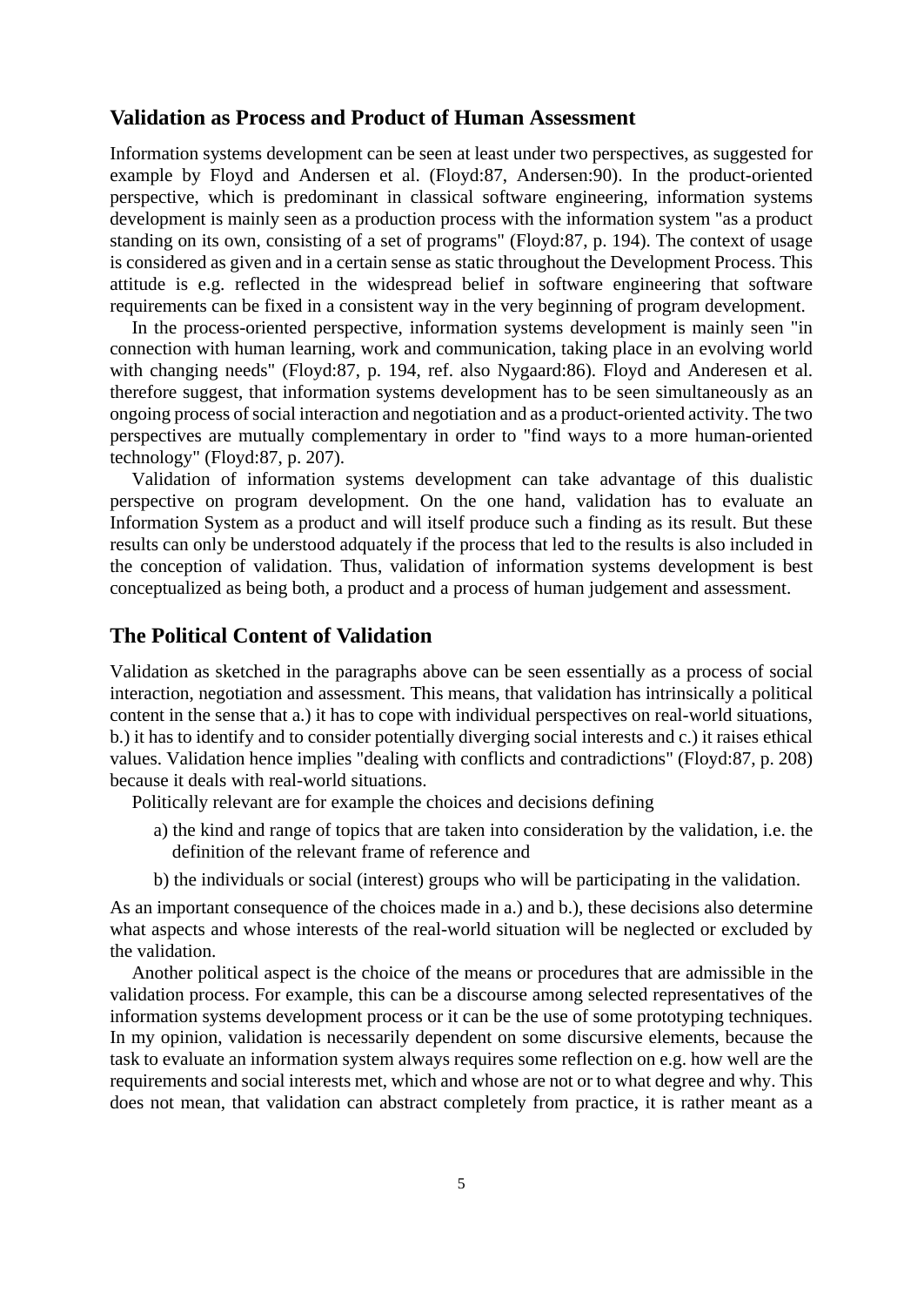## Validation as Process and Product of Human Assessment

Information systems development can be seen at least under two perspectives, as suggested for example by Floyd and Andersen et al. (Floyd:87, Andersen:90). In the product-oriented perspective, which is predominant in classical software engineering, information systems development is mainly seen as a production process with the information system "as a product standing on its own, consisting of a set of programs" (Floyd:87, p. 194). The context of usage is considered as given and in a certain sense as static throughout the Development Process. This attitude is e.g. reflected in the widespread belief in software engineering that software requirements can be fixed in a consistent way in the very beginning of program development.

In the process-oriented perspective, information systems development is mainly seen "in connection with human learning, work and communication, taking place in an evolving world with changing needs" (Floyd:87, p. 194, ref. also Nygaard:86). Floyd and Anderesen et al. therefore suggest, that information systems development has to be seen simultaneously as an ongoing process of social interaction and negotiation and as a product-oriented activity. The two perspectives are mutually complementary in order to "find ways to a more human-oriented technology" (Floyd:87, p. 207).

Validation of information systems development can take advantage of this dualistic perspective on program development. On the one hand, validation has to evaluate an Information System as a product and will itself produce such a finding as its result. But these results can only be understood adquately if the process that led to the results is also included in the conception of validation. Thus, validation of information systems development is best conceptualized as being both, a product and a process of human judgement and assessment.

## The Political Content of Validation

Validation as sketched in the paragraphs above can be seen essentially as a process of social interaction, negotiation and assessment. This means, that validation has intrinsically a political content in the sense that a.) it has to cope with individual perspectives on real-world situations, b.) it has to identify and to consider potentially diverging social interests and c.) it raises ethical values. Validation hence implies "dealing with conflicts and contradictions" (Floyd:87, p. 208) because it deals with real-world situations.

Politically relevant are for example the choices and decisions defining

a) the kind and range of topics that are taken into consideration by the validation, i.e. the definition of the relevant frame of reference and

b) the individuals or social (interest) groups who will be participating in the validation.

As an important consequence of the choices made in a.) and b.), these decisions also determine what aspects and whose interests of the real-world situation will be neglected or excluded by the validation.

Another political aspect is the choice of the means or procedures that are admissible in the validation process. For example, this can be a discourse among selected representatives of the information systems development process or it can be the use of some prototyping techniques. In my opinion, validation is necessarily dependent on some discursive elements, because the task to evaluate an information system always requires some reflection on e.g. how well are the requirements and social interests met, which and whose are not or to what degree and why. This does not mean, that validation can abstract completely from practice, it is rather meant as a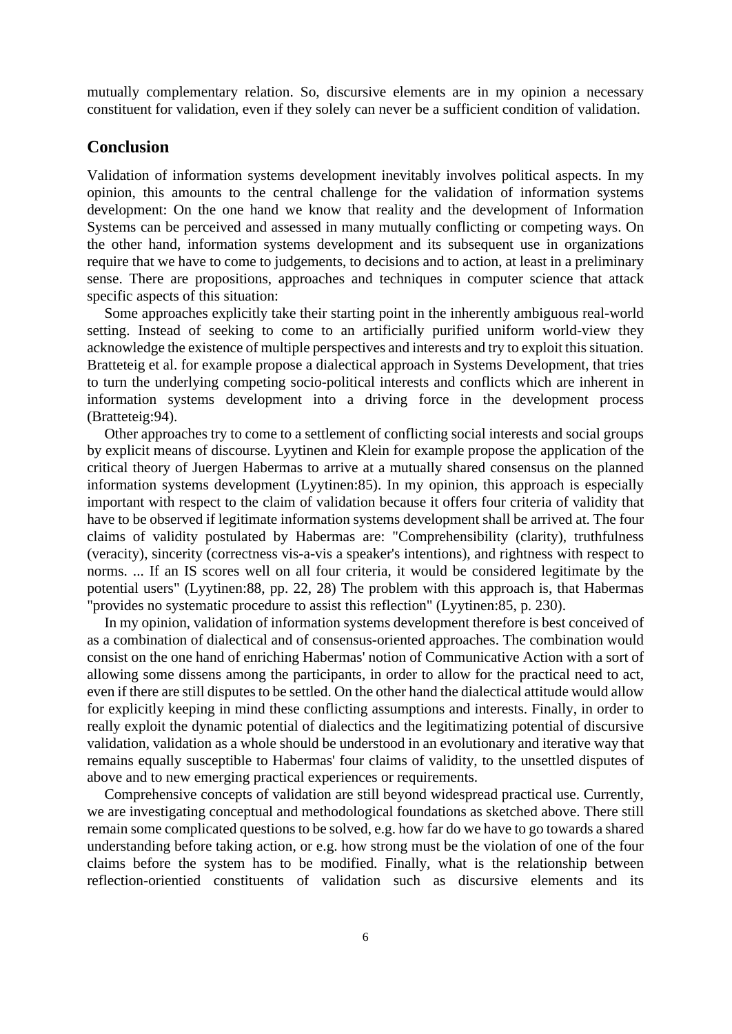mutually complementary relation. So, discursive elements are in my opinion a necessary constituent for validation, even if they solely can never be a sufficient condition of validation.

## Conclusion

Validation of information systems development inevitably involves political aspects. In my opinion, this amounts to the central challenge for the validation of information systems development: On the one hand we know that reality and the development of Information Systems can be perceived and assessed in many mutually conflicting or competing ways. On the other hand, information systems development and its subsequent use in organizations require that we have to come to judgements, to decisions and to action, at least in a preliminary sense. There are propositions, approaches and techniques in computer science that attack specific aspects of this situation:

Some approaches explicitly take their starting point in the inherently ambiguous real-world setting. Instead of seeking to come to an artificially purified uniform world-view they acknowledge the existence of multiple perspectives and interests and try to exploit this situation. Bratteteig et al. for example propose a dialectical approach in Systems Development, that tries to turn the underlying competing socio-political interests and conflicts which are inherent in information systems development into a driving force in the development process (Bratteteig:94).

Other approaches try to come to a settlement of conflicting social interests and social groups by explicit means of discourse. Lyytinen and Klein for example propose the application of the critical theory of Juergen Habermas to arrive at a mutually shared consensus on the planned information systems development (Lyytinen:85). In my opinion, this approach is especially important with respect to the claim of validation because it offers four criteria of validity that have to be observed if legitimate information systems development shall be arrived at. The four claims of validity postulated by Habermas are: "Comprehensibility (clarity), truthfulness (veracity), sincerity (correctness vis-a-vis a speaker's intentions), and rightness with respect to norms. ... If an IS scores well on all four criteria, it would be considered legitimate by the potential users" (Lyytinen:88, pp. 22, 28) The problem with this approach is, that Habermas "provides no systematic procedure to assist this reflection" (Lyytinen:85, p. 230).

In my opinion, validation of information systems development therefore is best conceived of as a combination of dialectical and of consensus-oriented approaches. The combination would consist on the one hand of enriching Habermas' notion of Communicative Action with a sort of allowing some dissens among the participants, in order to allow for the practical need to act, even if there are still disputes to be settled. On the other hand the dialectical attitude would allow for explicitly keeping in mind these conflicting assumptions and interests. Finally, in order to really exploit the dynamic potential of dialectics and the legitimizing potential of discursive validation, validation as a whole should be understood in an evolutionary and iterative way that remains equally susceptible to Habermas' four claims of validity, to the unsettled disputes of above and to new emerging practical experiences or requirements.

Comprehensive concepts of validation are still beyond widespread practical use. Currently, we are investigating conceptual and methodological foundations as sketched above. There still remain some complicated questions to be solved, e.g. how far do we have to go towards a shared understanding before taking action, or e.g. how strong must be the violation of one of the four claims before the system has to be modified. Finally, what is the relationship between reflection-orientied constituents of validation such as discursive elements and its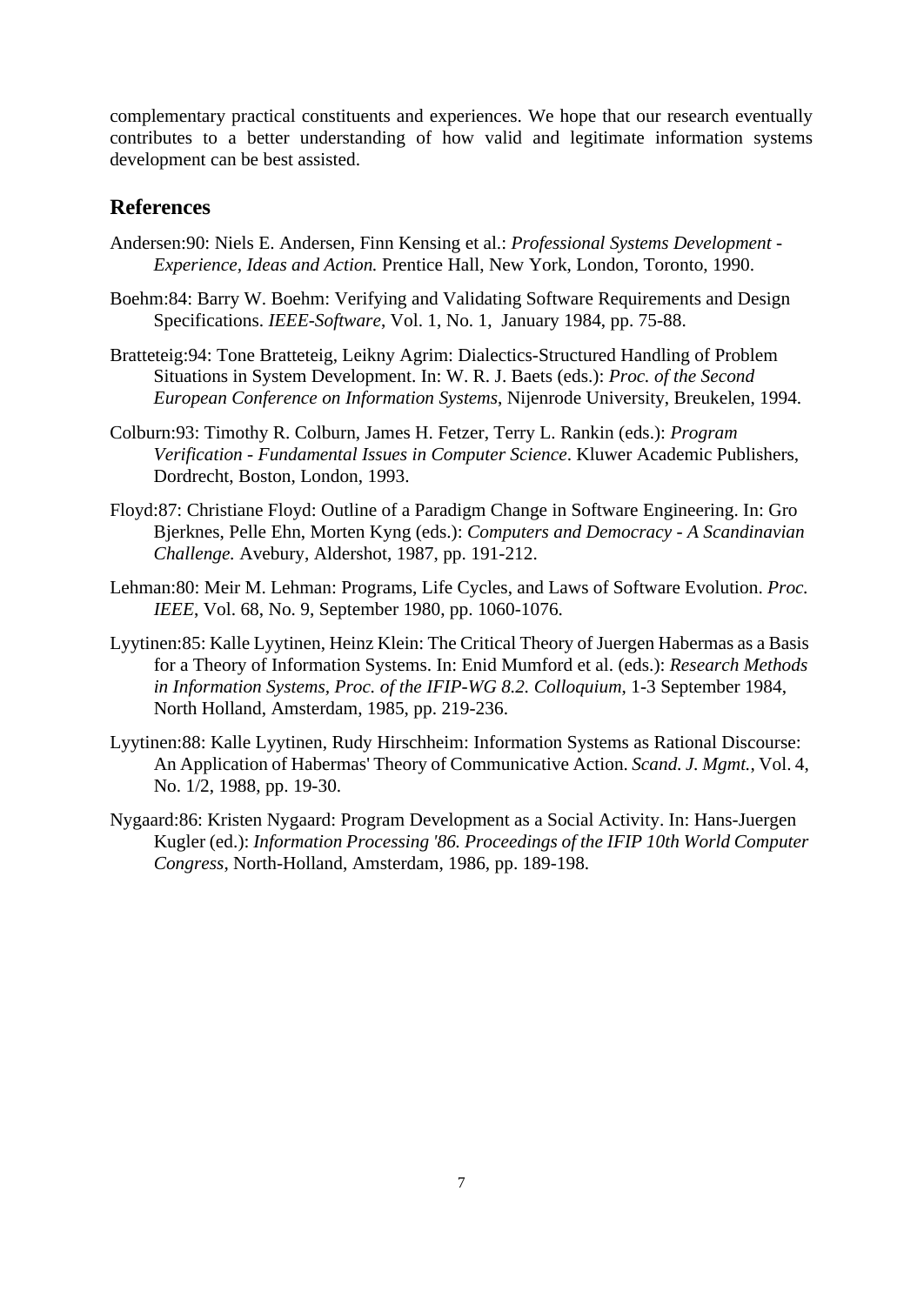complementary practical constituents and experiences. We hope that our research eventually contributes to a better understanding of how valid and legitimate information systems development can be best assisted.

## References

Andersen:90: Niels E. Andersen, Finn Kensing et al.: *Professional Systems Development - Experience, Ideas and Action.* Prentice Hall, New York, London, Toronto, 1990.

Boehm:84: Barry W. Boehm: Verifying and Validating Software Requirements and Design Specifications. *IEEE-Software*, Vol. 1, No. 1, January 1984, pp. 75-88.

Bratteteig:94: Tone Bratteteig, Leikny Agrim: Dialectics-Structured Handling of Problem Situations in System Development. In: W. R. J. Baets (eds.): *Proc. of the Second European Conference on Information Systems*, Nijenrode University, Breukelen, 1994.

Colburn:93: Timothy R. Colburn, James H. Fetzer, Terry L. Rankin (eds.): *Program Verification - Fundamental Issues in Computer Science*. Kluwer Academic Publishers, Dordrecht, Boston, London, 1993.

Floyd:87: Christiane Floyd: Outline of a Paradigm Change in Software Engineering. In: Gro Bjerknes, Pelle Ehn, Morten Kyng (eds.): *Computers and Democracy - A Scandinavian Challenge.* Avebury, Aldershot, 1987, pp. 191-212.

Lehman:80: Meir M. Lehman: Programs, Life Cycles, and Laws of Software Evolution. *Proc. IEEE*, Vol. 68, No. 9, September 1980, pp. 1060-1076.

Lyytinen:85: Kalle Lyytinen, Heinz Klein: The Critical Theory of Juergen Habermas as a Basis for a Theory of Information Systems. In: Enid Mumford et al. (eds.): *Research Methods in Information Systems, Proc. of the IFIP-WG 8.2. Colloquium*, 1-3 September 1984, North Holland, Amsterdam, 1985, pp. 219-236.

Lyytinen:88: Kalle Lyytinen, Rudy Hirschheim: Information Systems as Rational Discourse: An Application of Habermas' Theory of Communicative Action. *Scand. J. Mgmt.*, Vol. 4, No. 1/2, 1988, pp. 19-30.

Nygaard:86: Kristen Nygaard: Program Development as a Social Activity. In: Hans-Juergen Kugler (ed.): *Information Processing '86. Proceedings of the IFIP 10th World Computer Congress*, North-Holland, Amsterdam, 1986, pp. 189-198.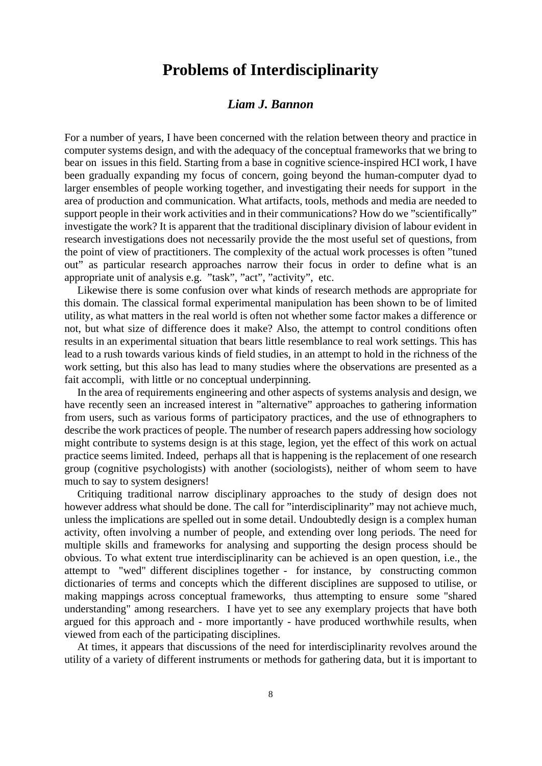# Problems of Interdisciplinarity

### *Liam J. Bannon*

For a number of years, I have been concerned with the relation between theory and practice in computer systems design, and with the adequacy of the conceptual frameworks that we bring to bear on issues in this field. Starting from a base in cognitive science-inspired HCI work, I have been gradually expanding my focus of concern, going beyond the human-computer dyad to larger ensembles of people working together, and investigating their needs for support in the area of production and communication. What artifacts, tools, methods and media are needed to support people in their work activities and in their communications? How do we "scientifically" investigate the work? It is apparent that the traditional disciplinary division of labour evident in research investigations does not necessarily provide the the most useful set of questions, from the point of view of practitioners. The complexity of the actual work processes is often "tuned out" as particular research approaches narrow their focus in order to define what is an appropriate unit of analysis e.g. "task", "act", "activity", etc.

Likewise there is some confusion over what kinds of research methods are appropriate for this domain. The classical formal experimental manipulation has been shown to be of limited utility, as what matters in the real world is often not whether some factor makes a difference or not, but what size of difference does it make? Also, the attempt to control conditions often results in an experimental situation that bears little resemblance to real work settings. This has lead to a rush towards various kinds of field studies, in an attempt to hold in the richness of the work setting, but this also has lead to many studies where the observations are presented as a fait accompli, with little or no conceptual underpinning.

In the area of requirements engineering and other aspects of systems analysis and design, we have recently seen an increased interest in "alternative" approaches to gathering information from users, such as various forms of participatory practices, and the use of ethnographers to describe the work practices of people. The number of research papers addressing how sociology might contribute to systems design is at this stage, legion, yet the effect of this work on actual practice seems limited. Indeed, perhaps all that is happening is the replacement of one research group (cognitive psychologists) with another (sociologists), neither of whom seem to have much to say to system designers!

Critiquing traditional narrow disciplinary approaches to the study of design does not however address what should be done. The call for "interdisciplinarity" may not achieve much, unless the implications are spelled out in some detail. Undoubtedly design is a complex human activity, often involving a number of people, and extending over long periods. The need for multiple skills and frameworks for analysing and supporting the design process should be obvious. To what extent true interdisciplinarity can be achieved is an open question, i.e., the attempt to "wed" different disciplines together - for instance, by constructing common dictionaries of terms and concepts which the different disciplines are supposed to utilise, or making mappings across conceptual frameworks, thus attempting to ensure some "shared understanding" among researchers. I have yet to see any exemplary projects that have both argued for this approach and - more importantly - have produced worthwhile results, when viewed from each of the participating disciplines.

At times, it appears that discussions of the need for interdisciplinarity revolves around the utility of a variety of different instruments or methods for gathering data, but it is important to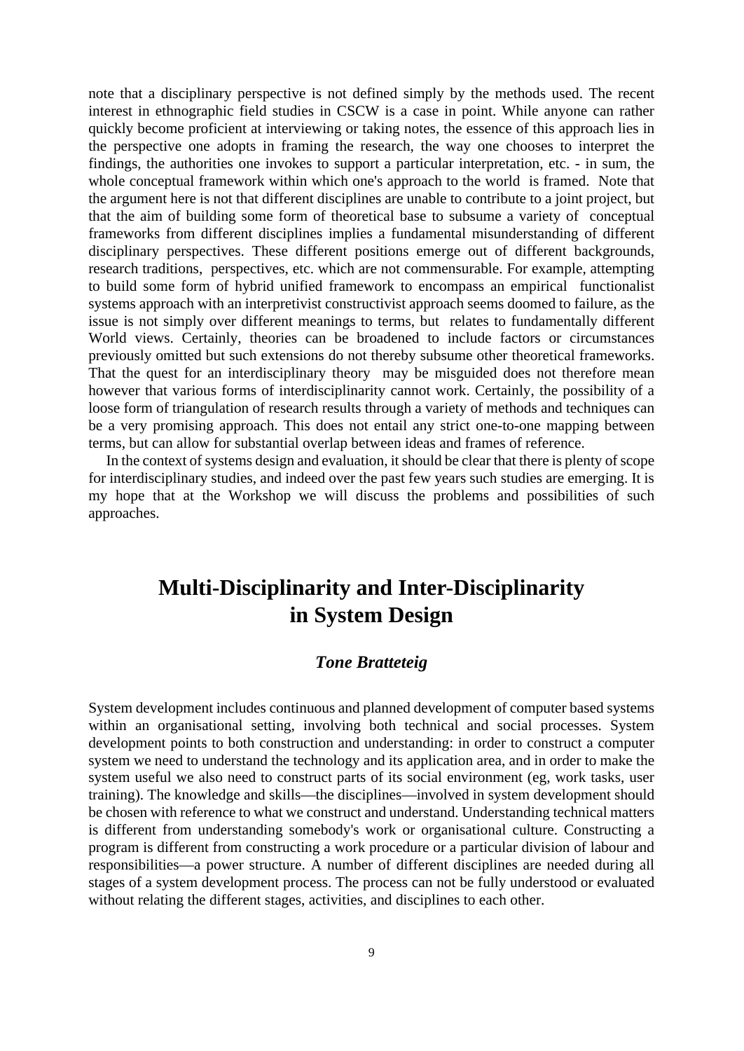note that a disciplinary perspective is not defined simply by the methods used. The recent interest in ethnographic field studies in CSCW is a case in point. While anyone can rather quickly become proficient at interviewing or taking notes, the essence of this approach lies in the perspective one adopts in framing the research, the way one chooses to interpret the findings, the authorities one invokes to support a particular interpretation, etc. - in sum, the whole conceptual framework within which one's approach to the world is framed. Note that the argument here is not that different disciplines are unable to contribute to a joint project, but that the aim of building some form of theoretical base to subsume a variety of conceptual frameworks from different disciplines implies a fundamental misunderstanding of different disciplinary perspectives. These different positions emerge out of different backgrounds, research traditions, perspectives, etc. which are not commensurable. For example, attempting to build some form of hybrid unified framework to encompass an empirical functionalist systems approach with an interpretivist constructivist approach seems doomed to failure, as the issue is not simply over different meanings to terms, but relates to fundamentally different World views. Certainly, theories can be broadened to include factors or circumstances previously omitted but such extensions do not thereby subsume other theoretical frameworks. That the quest for an interdisciplinary theory may be misguided does not therefore mean however that various forms of interdisciplinarity cannot work. Certainly, the possibility of a loose form of triangulation of research results through a variety of methods and techniques can be a very promising approach. This does not entail any strict one-to-one mapping between terms, but can allow for substantial overlap between ideas and frames of reference.

In the context of systems design and evaluation, it should be clear that there is plenty of scope for interdisciplinary studies, and indeed over the past few years such studies are emerging. It is my hope that at the Workshop we will discuss the problems and possibilities of such approaches.

# Multi-Disciplinarity and Inter-Disciplinarity in System Design

***Tone Bratteteig***

System development includes continuous and planned development of computer based systems within an organisational setting, involving both technical and social processes. System development points to both construction and understanding: in order to construct a computer system we need to understand the technology and its application area, and in order to make the system useful we also need to construct parts of its social environment (eg, work tasks, user training). The knowledge and skills—the disciplines—involved in system development should be chosen with reference to what we construct and understand. Understanding technical matters is different from understanding somebody's work or organisational culture. Constructing a program is different from constructing a work procedure or a particular division of labour and responsibilities—a power structure. A number of different disciplines are needed during all stages of a system development process. The process can not be fully understood or evaluated without relating the different stages, activities, and disciplines to each other.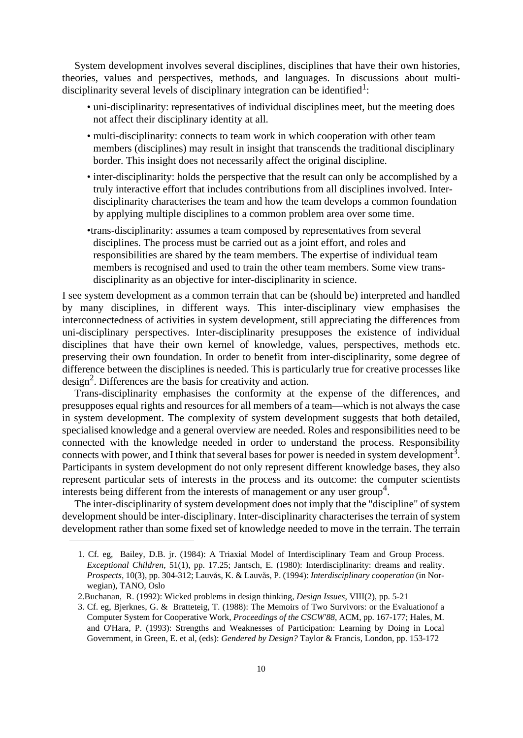System development involves several disciplines, disciplines that have their own histories, theories, values and perspectives, methods, and languages. In discussions about multi-disciplinarity several levels of disciplinary integration can be identified[1]:

- uni-disciplinarity: representatives of individual disciplines meet, but the meeting does not affect their disciplinary identity at all.
- multi-disciplinarity: connects to team work in which cooperation with other team members (disciplines) may result in insight that transcends the traditional disciplinary border. This insight does not necessarily affect the original discipline.
- inter-disciplinarity: holds the perspective that the result can only be accomplished by a truly interactive effort that includes contributions from all disciplines involved. Inter-disciplinarity characterises the team and how the team develops a common foundation by applying multiple disciplines to a common problem area over some time.
- trans-disciplinarity: assumes a team composed by representatives from several disciplines. The process must be carried out as a joint effort, and roles and responsibilities are shared by the team members. The expertise of individual team members is recognised and used to train the other team members. Some view trans-disciplinarity as an objective for inter-disciplinarity in science.

I see system development as a common terrain that can be (should be) interpreted and handled by many disciplines, in different ways. This inter-disciplinary view emphasises the interconnectedness of activities in system development, still appreciating the differences from uni-disciplinary perspectives. Inter-disciplinarity presupposes the existence of individual disciplines that have their own kernel of knowledge, values, perspectives, methods etc. preserving their own foundation. In order to benefit from inter-disciplinarity, some degree of difference between the disciplines is needed. This is particularly true for creative processes like design[2]. Differences are the basis for creativity and action.

Trans-disciplinarity emphasises the conformity at the expense of the differences, and presupposes equal rights and resources for all members of a team—which is not always the case in system development. The complexity of system development suggests that both detailed, specialised knowledge and a general overview are needed. Roles and responsibilities need to be connected with the knowledge needed in order to understand the process. Responsibility connects with power, and I think that several bases for power is needed in system development[3]. Participants in system development do not only represent different knowledge bases, they also represent particular sets of interests in the process and its outcome: the computer scientists interests being different from the interests of management or any user group[4].

The inter-disciplinarity of system development does not imply that the "discipline" of system development should be inter-disciplinary. Inter-disciplinarity characterises the terrain of system development rather than some fixed set of knowledge needed to move in the terrain. The terrain

---

1. Cf. eg, Bailey, D.B. jr. (1984): A Triaxial Model of Interdisciplinary Team and Group Process. *Exceptional Children*, 51(1), pp. 17.25; Jantsch, E. (1980): Interdisciplinarity: dreams and reality. *Prospects*, 10(3), pp. 304-312; Lauvås, K. & Lauvås, P. (1994): *Interdisciplinary cooperation* (in Norwegian), TANO, Oslo

2. Buchanan, R. (1992): Wicked problems in design thinking, *Design Issues*, VIII(2), pp. 5-21

3. Cf. eg, Bjerknes, G. & Bratteteig, T. (1988): The Memoirs of Two Survivors: or the Evaluationof a Computer System for Cooperative Work, *Proceedings of the CSCW'88*, ACM, pp. 167-177; Hales, M. and O'Hara, P. (1993): Strengths and Weaknesses of Participation: Learning by Doing in Local Government, in Green, E. et al, (eds): *Gendered by Design?* Taylor & Francis, London, pp. 153-172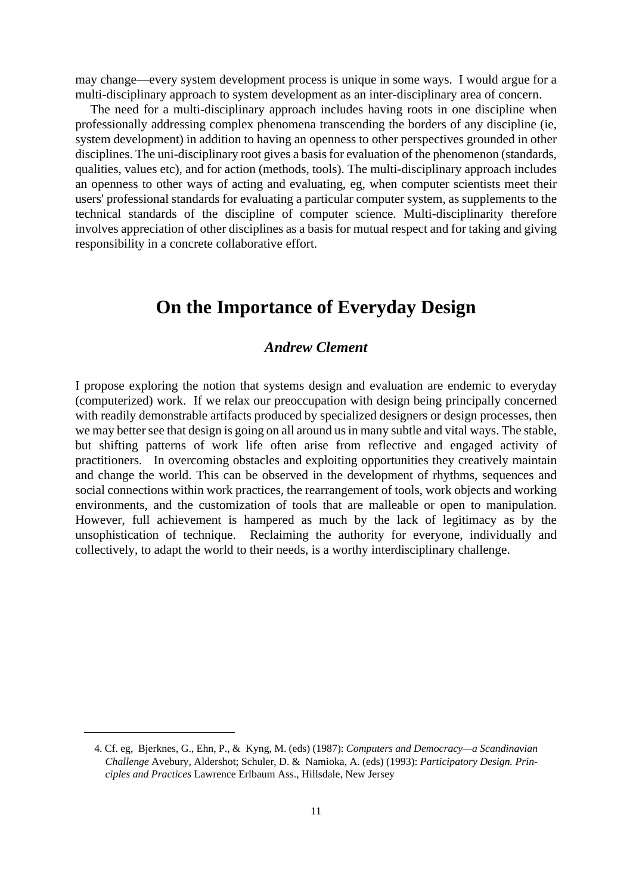may change—every system development process is unique in some ways. I would argue for a multi-disciplinary approach to system development as an inter-disciplinary area of concern.

The need for a multi-disciplinary approach includes having roots in one discipline when professionally addressing complex phenomena transcending the borders of any discipline (ie, system development) in addition to having an openness to other perspectives grounded in other disciplines. The uni-disciplinary root gives a basis for evaluation of the phenomenon (standards, qualities, values etc), and for action (methods, tools). The multi-disciplinary approach includes an openness to other ways of acting and evaluating, eg, when computer scientists meet their users' professional standards for evaluating a particular computer system, as supplements to the technical standards of the discipline of computer science. Multi-disciplinarity therefore involves appreciation of other disciplines as a basis for mutual respect and for taking and giving responsibility in a concrete collaborative effort.

# On the Importance of Everyday Design

### *Andrew Clement*

I propose exploring the notion that systems design and evaluation are endemic to everyday (computerized) work. If we relax our preoccupation with design being principally concerned with readily demonstrable artifacts produced by specialized designers or design processes, then we may better see that design is going on all around us in many subtle and vital ways. The stable, but shifting patterns of work life often arise from reflective and engaged activity of practitioners. In overcoming obstacles and exploiting opportunities they creatively maintain and change the world. This can be observed in the development of rhythms, sequences and social connections within work practices, the rearrangement of tools, work objects and working environments, and the customization of tools that are malleable or open to manipulation. However, full achievement is hampered as much by the lack of legitimacy as by the unsophistication of technique. Reclaiming the authority for everyone, individually and collectively, to adapt the world to their needs, is a worthy interdisciplinary challenge.

---

4. Cf. eg, Bjerknes, G., Ehn, P., & Kyng, M. (eds) (1987): *Computers and Democracy—a Scandinavian Challenge* Avebury, Aldershot; Schuler, D. & Namioka, A. (eds) (1993): *Participatory Design. Principles and Practices* Lawrence Erlbaum Ass., Hillsdale, New Jersey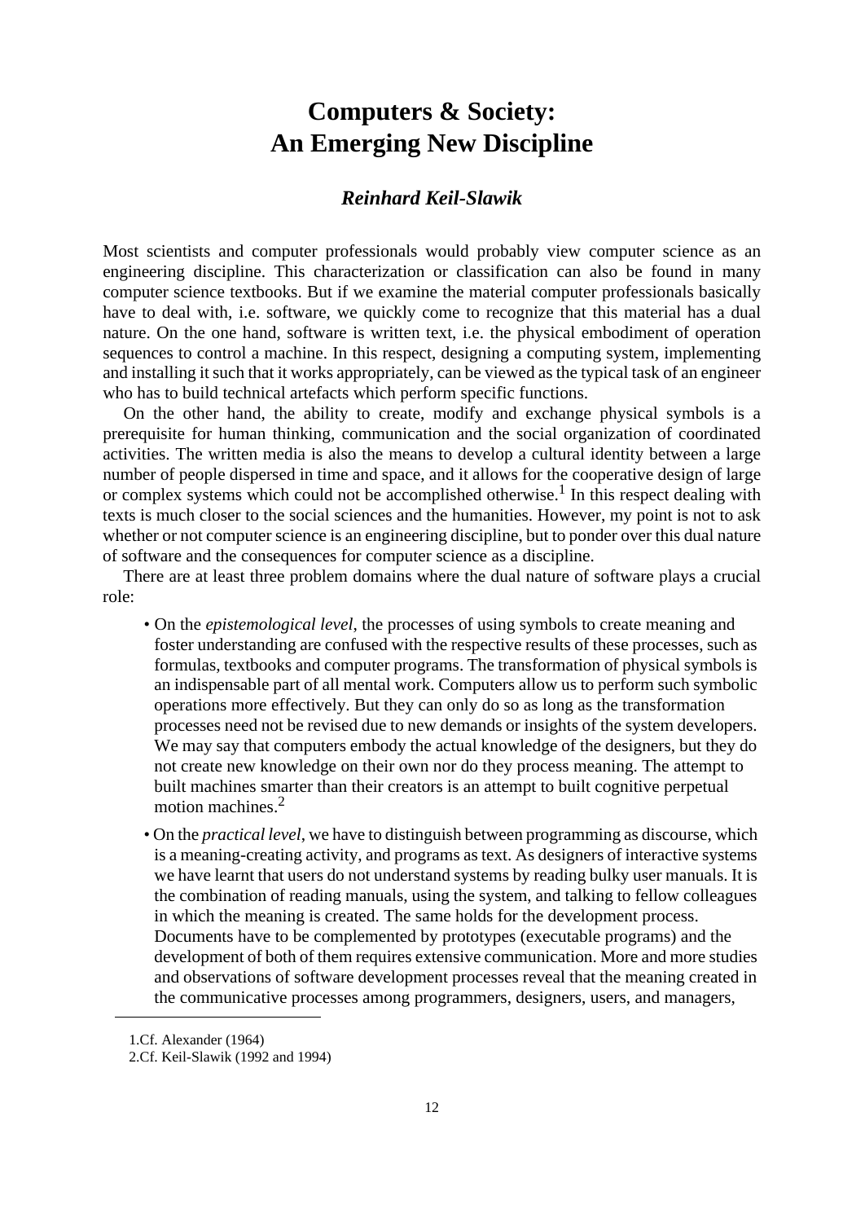# Computers & Society: An Emerging New Discipline

### *Reinhard Keil-Slawik*

Most scientists and computer professionals would probably view computer science as an engineering discipline. This characterization or classification can also be found in many computer science textbooks. But if we examine the material computer professionals basically have to deal with, i.e. software, we quickly come to recognize that this material has a dual nature. On the one hand, software is written text, i.e. the physical embodiment of operation sequences to control a machine. In this respect, designing a computing system, implementing and installing it such that it works appropriately, can be viewed as the typical task of an engineer who has to build technical artefacts which perform specific functions.

On the other hand, the ability to create, modify and exchange physical symbols is a prerequisite for human thinking, communication and the social organization of coordinated activities. The written media is also the means to develop a cultural identity between a large number of people dispersed in time and space, and it allows for the cooperative design of large or complex systems which could not be accomplished otherwise.[1] In this respect dealing with texts is much closer to the social sciences and the humanities. However, my point is not to ask whether or not computer science is an engineering discipline, but to ponder over this dual nature of software and the consequences for computer science as a discipline.

There are at least three problem domains where the dual nature of software plays a crucial role:

- On the *epistemological level*, the processes of using symbols to create meaning and foster understanding are confused with the respective results of these processes, such as formulas, textbooks and computer programs. The transformation of physical symbols is an indispensable part of all mental work. Computers allow us to perform such symbolic operations more effectively. But they can only do so as long as the transformation processes need not be revised due to new demands or insights of the system developers. We may say that computers embody the actual knowledge of the designers, but they do not create new knowledge on their own nor do they process meaning. The attempt to built machines smarter than their creators is an attempt to built cognitive perpetual motion machines.[2]
- On the *practical level*, we have to distinguish between programming as discourse, which is a meaning-creating activity, and programs as text. As designers of interactive systems we have learnt that users do not understand systems by reading bulky user manuals. It is the combination of reading manuals, using the system, and talking to fellow colleagues in which the meaning is created. The same holds for the development process. Documents have to be complemented by prototypes (executable programs) and the development of both of them requires extensive communication. More and more studies and observations of software development processes reveal that the meaning created in the communicative processes among programmers, designers, users, and managers,

---

1.Cf. Alexander (1964)

2.Cf. Keil-Slawik (1992 and 1994)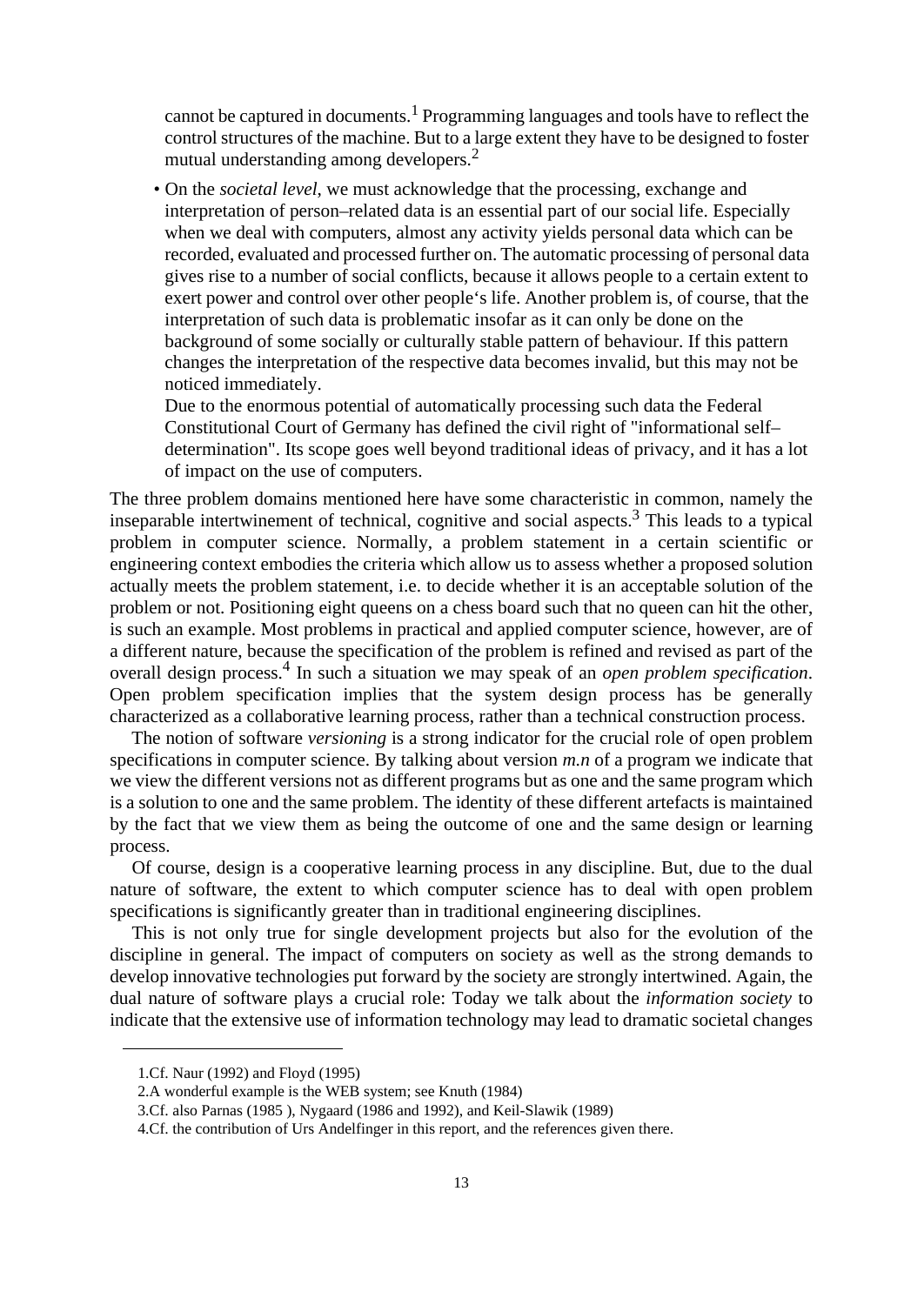cannot be captured in documents.[1] Programming languages and tools have to reflect the control structures of the machine. But to a large extent they have to be designed to foster mutual understanding among developers.[2]

- On the *societal level*, we must acknowledge that the processing, exchange and interpretation of person–related data is an essential part of our social life. Especially when we deal with computers, almost any activity yields personal data which can be recorded, evaluated and processed further on. The automatic processing of personal data gives rise to a number of social conflicts, because it allows people to a certain extent to exert power and control over other people's life. Another problem is, of course, that the interpretation of such data is problematic insofar as it can only be done on the background of some socially or culturally stable pattern of behaviour. If this pattern changes the interpretation of the respective data becomes invalid, but this may not be noticed immediately.

  Due to the enormous potential of automatically processing such data the Federal Constitutional Court of Germany has defined the civil right of "informational self–determination". Its scope goes well beyond traditional ideas of privacy, and it has a lot of impact on the use of computers.

The three problem domains mentioned here have some characteristic in common, namely the inseparable intertwinement of technical, cognitive and social aspects.[3] This leads to a typical problem in computer science. Normally, a problem statement in a certain scientific or engineering context embodies the criteria which allow us to assess whether a proposed solution actually meets the problem statement, i.e. to decide whether it is an acceptable solution of the problem or not. Positioning eight queens on a chess board such that no queen can hit the other, is such an example. Most problems in practical and applied computer science, however, are of a different nature, because the specification of the problem is refined and revised as part of the overall design process.[4] In such a situation we may speak of an *open problem specification*. Open problem specification implies that the system design process has be generally characterized as a collaborative learning process, rather than a technical construction process.

The notion of software *versioning* is a strong indicator for the crucial role of open problem specifications in computer science. By talking about version *m.n* of a program we indicate that we view the different versions not as different programs but as one and the same program which is a solution to one and the same problem. The identity of these different artefacts is maintained by the fact that we view them as being the outcome of one and the same design or learning process.

Of course, design is a cooperative learning process in any discipline. But, due to the dual nature of software, the extent to which computer science has to deal with open problem specifications is significantly greater than in traditional engineering disciplines.

This is not only true for single development projects but also for the evolution of the discipline in general. The impact of computers on society as well as the strong demands to develop innovative technologies put forward by the society are strongly intertwined. Again, the dual nature of software plays a crucial role: Today we talk about the *information society* to indicate that the extensive use of information technology may lead to dramatic societal changes

1. Cf. Naur (1992) and Floyd (1995)
2. A wonderful example is the WEB system; see Knuth (1984)
3. Cf. also Parnas (1985 ), Nygaard (1986 and 1992), and Keil-Slawik (1989)
4. Cf. the contribution of Urs Andelfinger in this report, and the references given there.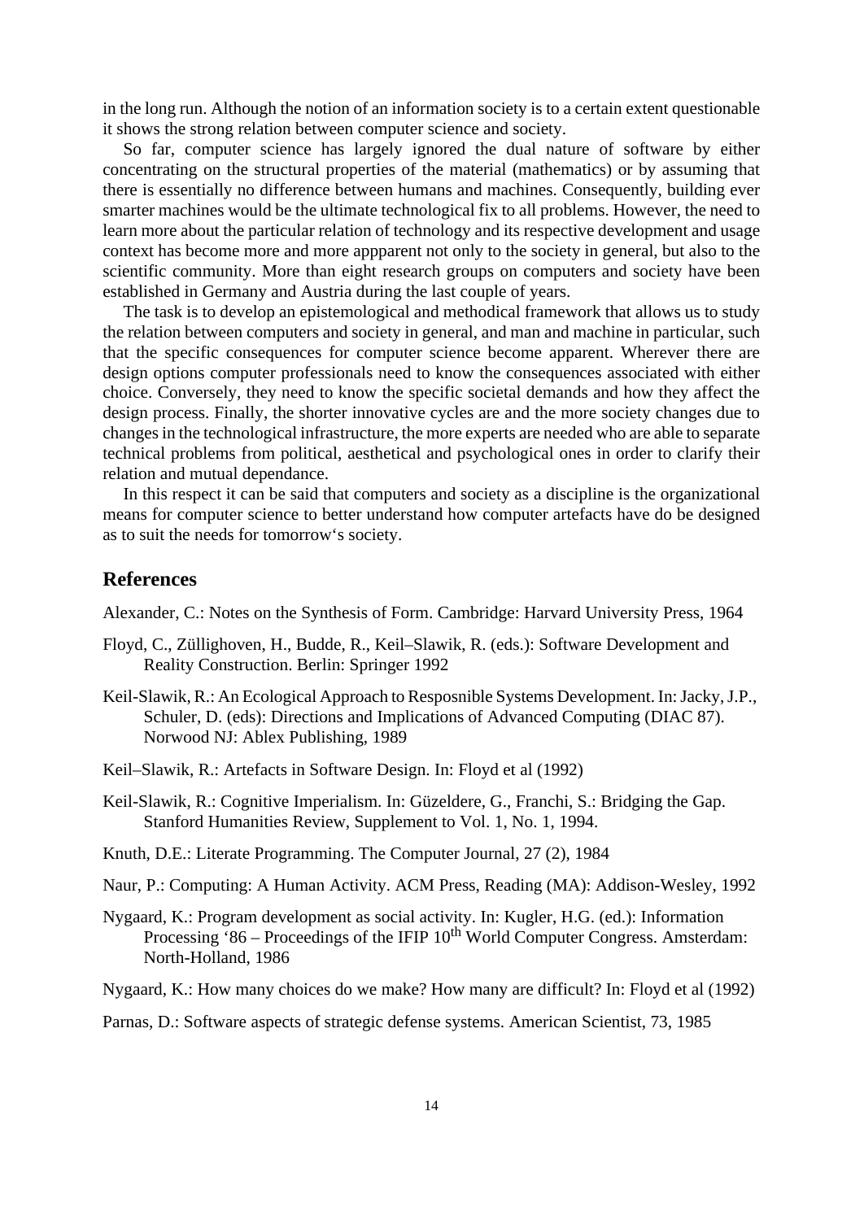in the long run. Although the notion of an information society is to a certain extent questionable it shows the strong relation between computer science and society.

So far, computer science has largely ignored the dual nature of software by either concentrating on the structural properties of the material (mathematics) or by assuming that there is essentially no difference between humans and machines. Consequently, building ever smarter machines would be the ultimate technological fix to all problems. However, the need to learn more about the particular relation of technology and its respective development and usage context has become more and more appparent not only to the society in general, but also to the scientific community. More than eight research groups on computers and society have been established in Germany and Austria during the last couple of years.

The task is to develop an epistemological and methodical framework that allows us to study the relation between computers and society in general, and man and machine in particular, such that the specific consequences for computer science become apparent. Wherever there are design options computer professionals need to know the consequences associated with either choice. Conversely, they need to know the specific societal demands and how they affect the design process. Finally, the shorter innovative cycles are and the more society changes due to changes in the technological infrastructure, the more experts are needed who are able to separate technical problems from political, aesthetical and psychological ones in order to clarify their relation and mutual dependance.

In this respect it can be said that computers and society as a discipline is the organizational means for computer science to better understand how computer artefacts have do be designed as to suit the needs for tomorrow‘s society.

## References

Alexander, C.: Notes on the Synthesis of Form. Cambridge: Harvard University Press, 1964

Floyd, C., Züllighoven, H., Budde, R., Keil–Slawik, R. (eds.): Software Development and Reality Construction. Berlin: Springer 1992

Keil-Slawik, R.: An Ecological Approach to Resposnible Systems Development. In: Jacky, J.P., Schuler, D. (eds): Directions and Implications of Advanced Computing (DIAC 87). Norwood NJ: Ablex Publishing, 1989

Keil–Slawik, R.: Artefacts in Software Design. In: Floyd et al (1992)

Keil-Slawik, R.: Cognitive Imperialism. In: Güzeldere, G., Franchi, S.: Bridging the Gap. Stanford Humanities Review, Supplement to Vol. 1, No. 1, 1994.

Knuth, D.E.: Literate Programming. The Computer Journal, 27 (2), 1984

Naur, P.: Computing: A Human Activity. ACM Press, Reading (MA): Addison-Wesley, 1992

Nygaard, K.: Program development as social activity. In: Kugler, H.G. (ed.): Information Processing '86 – Proceedings of the IFIP 10th World Computer Congress. Amsterdam: North-Holland, 1986

Nygaard, K.: How many choices do we make? How many are difficult? In: Floyd et al (1992)

Parnas, D.: Software aspects of strategic defense systems. American Scientist, 73, 1985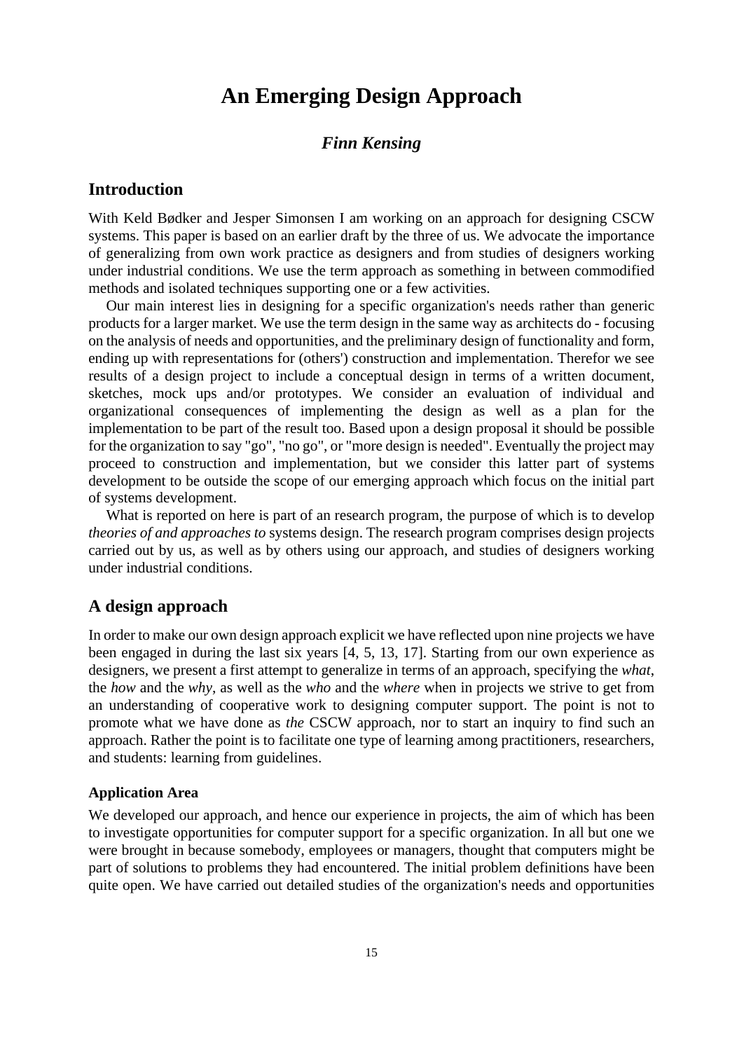# An Emerging Design Approach

***Finn Kensing***

## Introduction

With Keld Bødker and Jesper Simonsen I am working on an approach for designing CSCW systems. This paper is based on an earlier draft by the three of us. We advocate the importance of generalizing from own work practice as designers and from studies of designers working under industrial conditions. We use the term approach as something in between commodified methods and isolated techniques supporting one or a few activities.

Our main interest lies in designing for a specific organization's needs rather than generic products for a larger market. We use the term design in the same way as architects do - focusing on the analysis of needs and opportunities, and the preliminary design of functionality and form, ending up with representations for (others') construction and implementation. Therefor we see results of a design project to include a conceptual design in terms of a written document, sketches, mock ups and/or prototypes. We consider an evaluation of individual and organizational consequences of implementing the design as well as a plan for the implementation to be part of the result too. Based upon a design proposal it should be possible for the organization to say "go", "no go", or "more design is needed". Eventually the project may proceed to construction and implementation, but we consider this latter part of systems development to be outside the scope of our emerging approach which focus on the initial part of systems development.

What is reported on here is part of an research program, the purpose of which is to develop *theories of and approaches to* systems design. The research program comprises design projects carried out by us, as well as by others using our approach, and studies of designers working under industrial conditions.

## A design approach

In order to make our own design approach explicit we have reflected upon nine projects we have been engaged in during the last six years [4, 5, 13, 17]. Starting from our own experience as designers, we present a first attempt to generalize in terms of an approach, specifying the *what*, the *how* and the *why*, as well as the *who* and the *where* when in projects we strive to get from an understanding of cooperative work to designing computer support. The point is not to promote what we have done as *the* CSCW approach, nor to start an inquiry to find such an approach. Rather the point is to facilitate one type of learning among practitioners, researchers, and students: learning from guidelines.

### Application Area

We developed our approach, and hence our experience in projects, the aim of which has been to investigate opportunities for computer support for a specific organization. In all but one we were brought in because somebody, employees or managers, thought that computers might be part of solutions to problems they had encountered. The initial problem definitions have been quite open. We have carried out detailed studies of the organization's needs and opportunities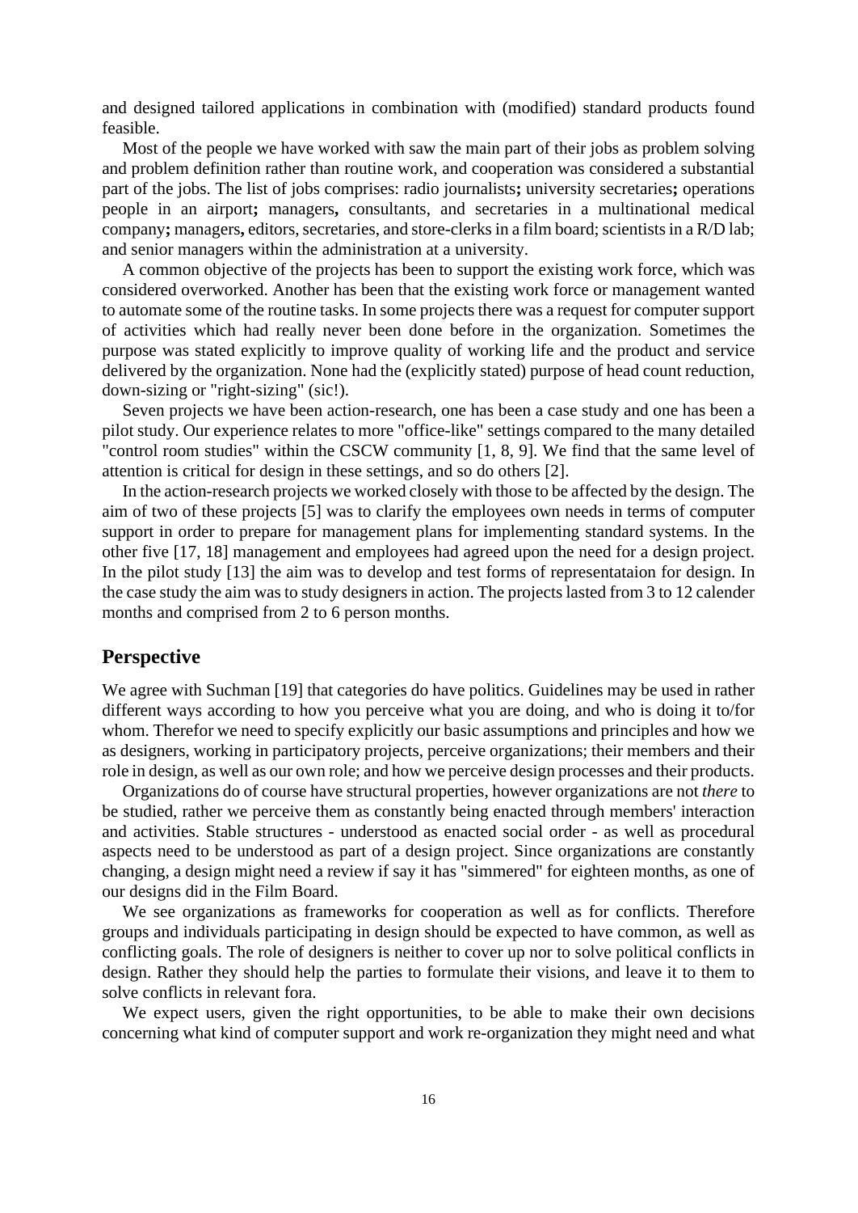and designed tailored applications in combination with (modified) standard products found feasible.

Most of the people we have worked with saw the main part of their jobs as problem solving and problem definition rather than routine work, and cooperation was considered a substantial part of the jobs. The list of jobs comprises: radio journalists**;** university secretaries**;** operations people in an airport**;** managers**,** consultants, and secretaries in a multinational medical company**;** managers**,** editors, secretaries, and store-clerks in a film board; scientists in a R/D lab; and senior managers within the administration at a university.

A common objective of the projects has been to support the existing work force, which was considered overworked. Another has been that the existing work force or management wanted to automate some of the routine tasks. In some projects there was a request for computer support of activities which had really never been done before in the organization. Sometimes the purpose was stated explicitly to improve quality of working life and the product and service delivered by the organization. None had the (explicitly stated) purpose of head count reduction, down-sizing or "right-sizing" (sic!).

Seven projects we have been action-research, one has been a case study and one has been a pilot study. Our experience relates to more "office-like" settings compared to the many detailed "control room studies" within the CSCW community [1, 8, 9]. We find that the same level of attention is critical for design in these settings, and so do others [2].

In the action-research projects we worked closely with those to be affected by the design. The aim of two of these projects [5] was to clarify the employees own needs in terms of computer support in order to prepare for management plans for implementing standard systems. In the other five [17, 18] management and employees had agreed upon the need for a design project. In the pilot study [13] the aim was to develop and test forms of representataion for design. In the case study the aim was to study designers in action. The projects lasted from 3 to 12 calender months and comprised from 2 to 6 person months.

## Perspective

We agree with Suchman [19] that categories do have politics. Guidelines may be used in rather different ways according to how you perceive what you are doing, and who is doing it to/for whom. Therefor we need to specify explicitly our basic assumptions and principles and how we as designers, working in participatory projects, perceive organizations; their members and their role in design, as well as our own role; and how we perceive design processes and their products.

Organizations do of course have structural properties, however organizations are not *there* to be studied, rather we perceive them as constantly being enacted through members' interaction and activities. Stable structures - understood as enacted social order - as well as procedural aspects need to be understood as part of a design project. Since organizations are constantly changing, a design might need a review if say it has "simmered" for eighteen months, as one of our designs did in the Film Board.

We see organizations as frameworks for cooperation as well as for conflicts. Therefore groups and individuals participating in design should be expected to have common, as well as conflicting goals. The role of designers is neither to cover up nor to solve political conflicts in design. Rather they should help the parties to formulate their visions, and leave it to them to solve conflicts in relevant fora.

We expect users, given the right opportunities, to be able to make their own decisions concerning what kind of computer support and work re-organization they might need and what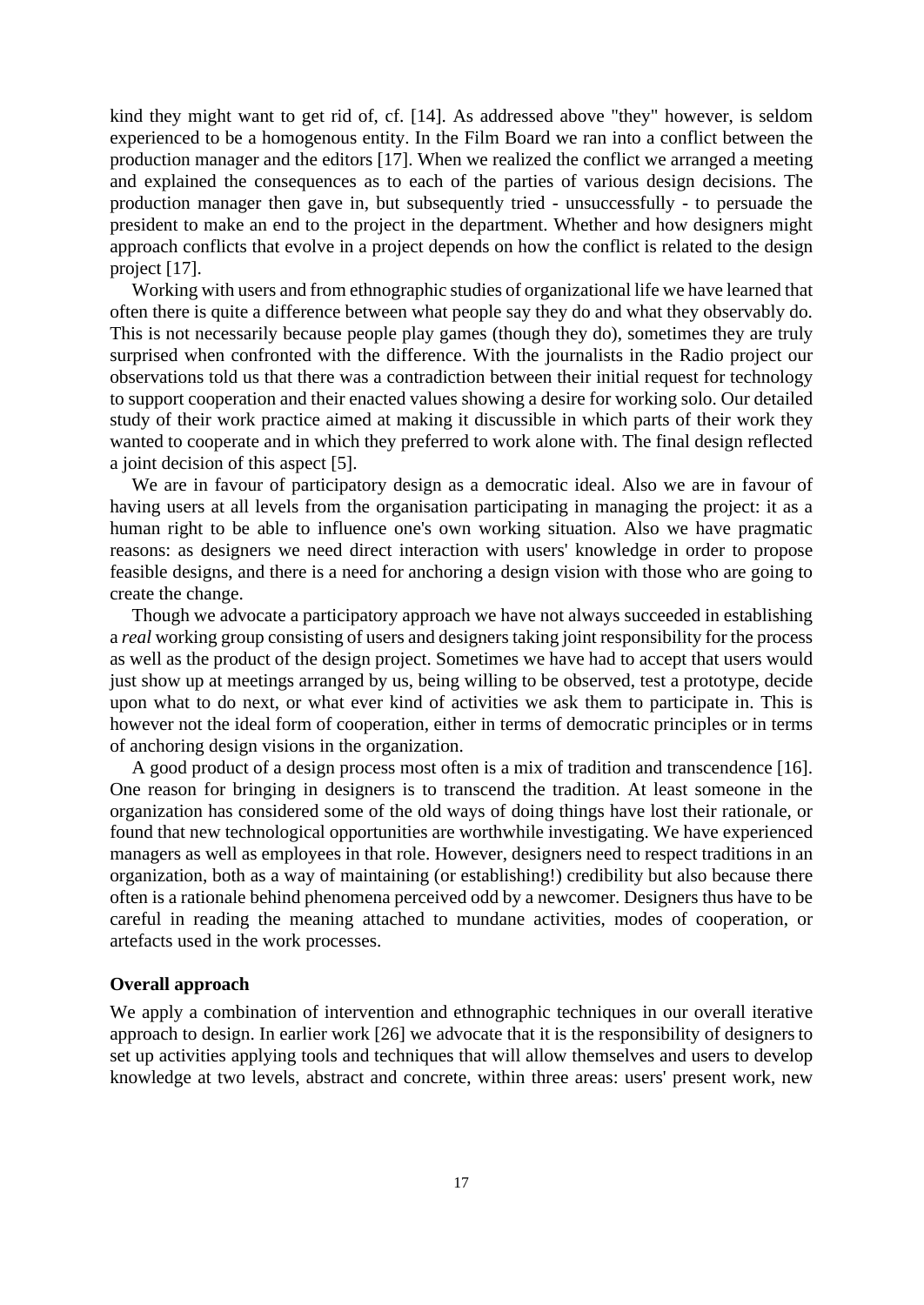kind they might want to get rid of, cf. [14]. As addressed above "they" however, is seldom experienced to be a homogenous entity. In the Film Board we ran into a conflict between the production manager and the editors [17]. When we realized the conflict we arranged a meeting and explained the consequences as to each of the parties of various design decisions. The production manager then gave in, but subsequently tried - unsuccessfully - to persuade the president to make an end to the project in the department. Whether and how designers might approach conflicts that evolve in a project depends on how the conflict is related to the design project [17].

Working with users and from ethnographic studies of organizational life we have learned that often there is quite a difference between what people say they do and what they observably do. This is not necessarily because people play games (though they do), sometimes they are truly surprised when confronted with the difference. With the journalists in the Radio project our observations told us that there was a contradiction between their initial request for technology to support cooperation and their enacted values showing a desire for working solo. Our detailed study of their work practice aimed at making it discussible in which parts of their work they wanted to cooperate and in which they preferred to work alone with. The final design reflected a joint decision of this aspect [5].

We are in favour of participatory design as a democratic ideal. Also we are in favour of having users at all levels from the organisation participating in managing the project: it as a human right to be able to influence one's own working situation. Also we have pragmatic reasons: as designers we need direct interaction with users' knowledge in order to propose feasible designs, and there is a need for anchoring a design vision with those who are going to create the change.

Though we advocate a participatory approach we have not always succeeded in establishing a *real* working group consisting of users and designers taking joint responsibility for the process as well as the product of the design project. Sometimes we have had to accept that users would just show up at meetings arranged by us, being willing to be observed, test a prototype, decide upon what to do next, or what ever kind of activities we ask them to participate in. This is however not the ideal form of cooperation, either in terms of democratic principles or in terms of anchoring design visions in the organization.

A good product of a design process most often is a mix of tradition and transcendence [16]. One reason for bringing in designers is to transcend the tradition. At least someone in the organization has considered some of the old ways of doing things have lost their rationale, or found that new technological opportunities are worthwhile investigating. We have experienced managers as well as employees in that role. However, designers need to respect traditions in an organization, both as a way of maintaining (or establishing!) credibility but also because there often is a rationale behind phenomena perceived odd by a newcomer. Designers thus have to be careful in reading the meaning attached to mundane activities, modes of cooperation, or artefacts used in the work processes.

**Overall approach**

We apply a combination of intervention and ethnographic techniques in our overall iterative approach to design. In earlier work [26] we advocate that it is the responsibility of designers to set up activities applying tools and techniques that will allow themselves and users to develop knowledge at two levels, abstract and concrete, within three areas: users' present work, new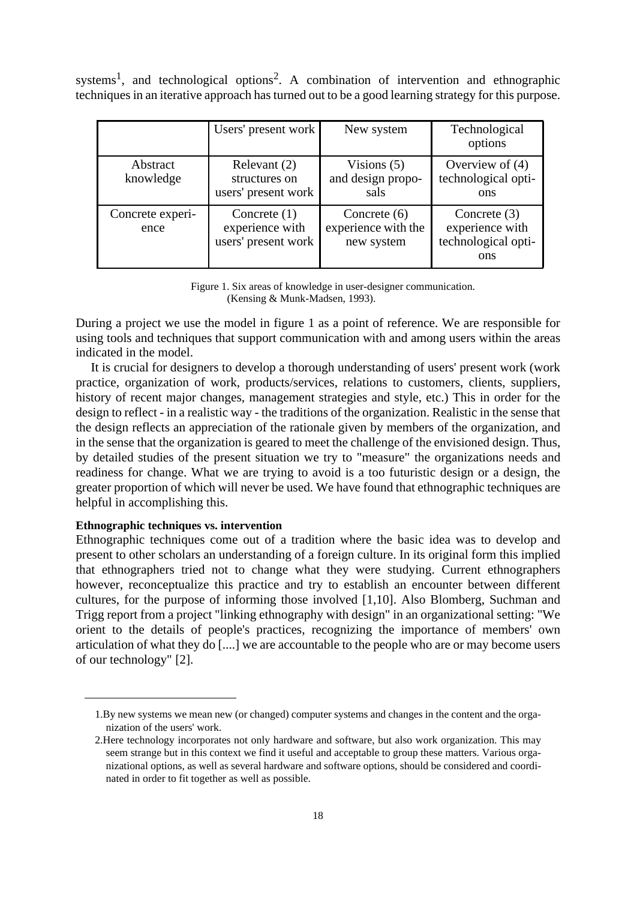systems[1], and technological options[2]. A combination of intervention and ethnographic techniques in an iterative approach has turned out to be a good learning strategy for this purpose.

| | Users' present work | New system | Technological options |
|---|---|---|---|
| Abstract knowledge | Relevant (2) structures on users' present work | Visions (5) and design proposals | Overview of (4) technological options |
| Concrete experience | Concrete (1) experience with users' present work | Concrete (6) experience with the new system | Concrete (3) experience with technological options |

Figure 1. Six areas of knowledge in user-designer communication. (Kensing & Munk-Madsen, 1993).

During a project we use the model in figure 1 as a point of reference. We are responsible for using tools and techniques that support communication with and among users within the areas indicated in the model.

It is crucial for designers to develop a thorough understanding of users' present work (work practice, organization of work, products/services, relations to customers, clients, suppliers, history of recent major changes, management strategies and style, etc.) This in order for the design to reflect - in a realistic way - the traditions of the organization. Realistic in the sense that the design reflects an appreciation of the rationale given by members of the organization, and in the sense that the organization is geared to meet the challenge of the envisioned design. Thus, by detailed studies of the present situation we try to "measure" the organizations needs and readiness for change. What we are trying to avoid is a too futuristic design or a design, the greater proportion of which will never be used. We have found that ethnographic techniques are helpful in accomplishing this.

**Ethnographic techniques vs. intervention**

Ethnographic techniques come out of a tradition where the basic idea was to develop and present to other scholars an understanding of a foreign culture. In its original form this implied that ethnographers tried not to change what they were studying. Current ethnographers however, reconceptualize this practice and try to establish an encounter between different cultures, for the purpose of informing those involved [1,10]. Also Blomberg, Suchman and Trigg report from a project "linking ethnography with design" in an organizational setting: "We orient to the details of people's practices, recognizing the importance of members' own articulation of what they do [....] we are accountable to the people who are or may become users of our technology" [2].

---

1. By new systems we mean new (or changed) computer systems and changes in the content and the organization of the users' work.

2. Here technology incorporates not only hardware and software, but also work organization. This may seem strange but in this context we find it useful and acceptable to group these matters. Various organizational options, as well as several hardware and software options, should be considered and coordinated in order to fit together as well as possible.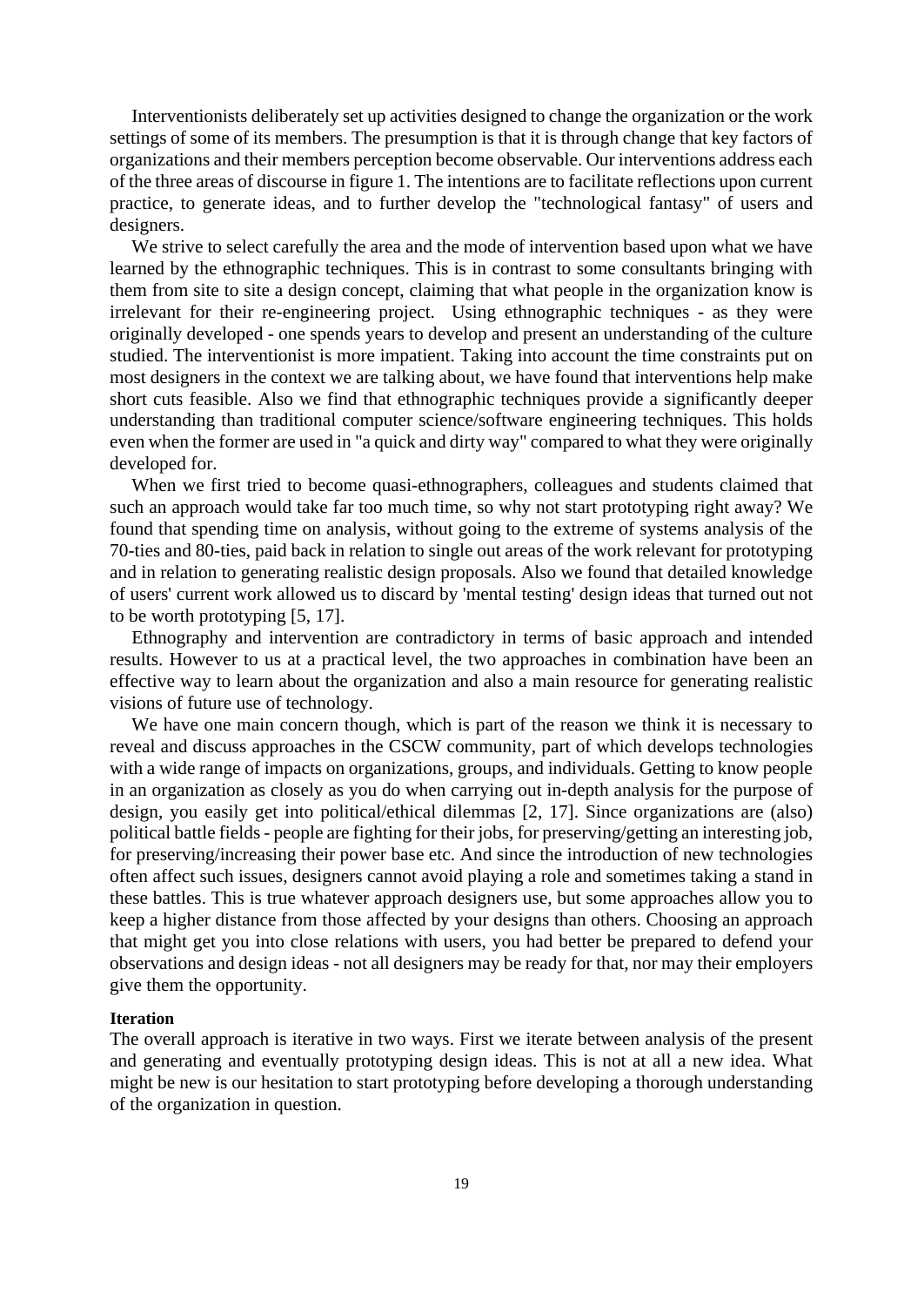Interventionists deliberately set up activities designed to change the organization or the work settings of some of its members. The presumption is that it is through change that key factors of organizations and their members perception become observable. Our interventions address each of the three areas of discourse in figure 1. The intentions are to facilitate reflections upon current practice, to generate ideas, and to further develop the "technological fantasy" of users and designers.

We strive to select carefully the area and the mode of intervention based upon what we have learned by the ethnographic techniques. This is in contrast to some consultants bringing with them from site to site a design concept, claiming that what people in the organization know is irrelevant for their re-engineering project. Using ethnographic techniques - as they were originally developed - one spends years to develop and present an understanding of the culture studied. The interventionist is more impatient. Taking into account the time constraints put on most designers in the context we are talking about, we have found that interventions help make short cuts feasible. Also we find that ethnographic techniques provide a significantly deeper understanding than traditional computer science/software engineering techniques. This holds even when the former are used in "a quick and dirty way" compared to what they were originally developed for.

When we first tried to become quasi-ethnographers, colleagues and students claimed that such an approach would take far too much time, so why not start prototyping right away? We found that spending time on analysis, without going to the extreme of systems analysis of the 70-ties and 80-ties, paid back in relation to single out areas of the work relevant for prototyping and in relation to generating realistic design proposals. Also we found that detailed knowledge of users' current work allowed us to discard by 'mental testing' design ideas that turned out not to be worth prototyping [5, 17].

Ethnography and intervention are contradictory in terms of basic approach and intended results. However to us at a practical level, the two approaches in combination have been an effective way to learn about the organization and also a main resource for generating realistic visions of future use of technology.

We have one main concern though, which is part of the reason we think it is necessary to reveal and discuss approaches in the CSCW community, part of which develops technologies with a wide range of impacts on organizations, groups, and individuals. Getting to know people in an organization as closely as you do when carrying out in-depth analysis for the purpose of design, you easily get into political/ethical dilemmas [2, 17]. Since organizations are (also) political battle fields - people are fighting for their jobs, for preserving/getting an interesting job, for preserving/increasing their power base etc. And since the introduction of new technologies often affect such issues, designers cannot avoid playing a role and sometimes taking a stand in these battles. This is true whatever approach designers use, but some approaches allow you to keep a higher distance from those affected by your designs than others. Choosing an approach that might get you into close relations with users, you had better be prepared to defend your observations and design ideas - not all designers may be ready for that, nor may their employers give them the opportunity.

**Iteration**

The overall approach is iterative in two ways. First we iterate between analysis of the present and generating and eventually prototyping design ideas. This is not at all a new idea. What might be new is our hesitation to start prototyping before developing a thorough understanding of the organization in question.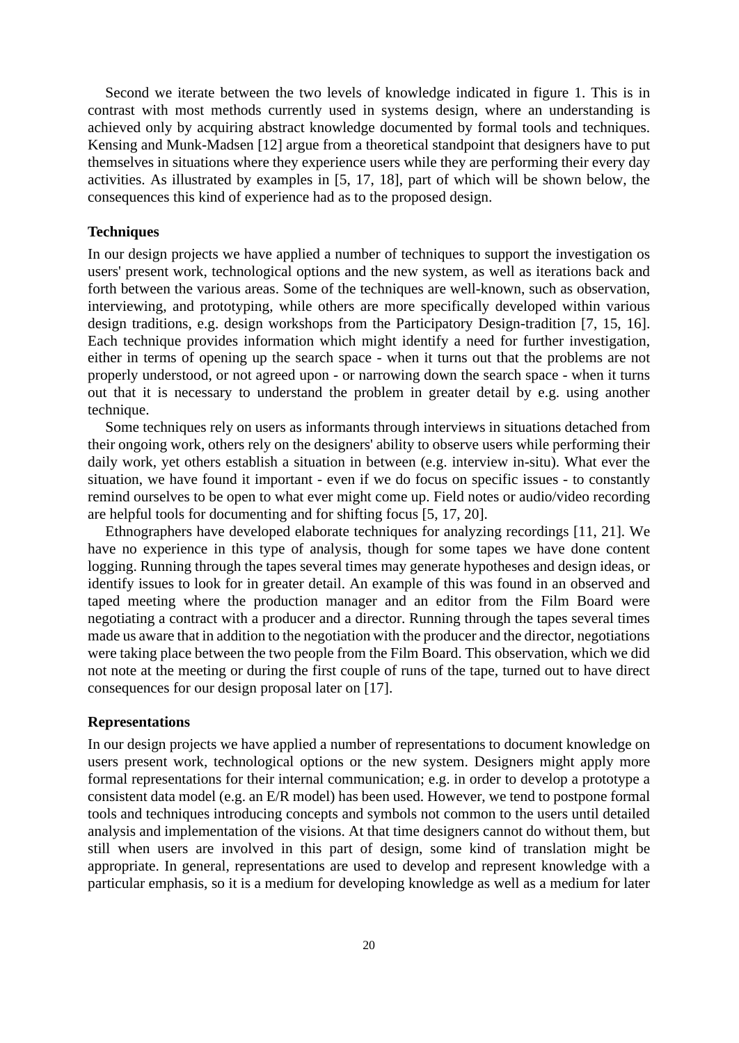Second we iterate between the two levels of knowledge indicated in figure 1. This is in contrast with most methods currently used in systems design, where an understanding is achieved only by acquiring abstract knowledge documented by formal tools and techniques. Kensing and Munk-Madsen [12] argue from a theoretical standpoint that designers have to put themselves in situations where they experience users while they are performing their every day activities. As illustrated by examples in [5, 17, 18], part of which will be shown below, the consequences this kind of experience had as to the proposed design.

**Techniques**

In our design projects we have applied a number of techniques to support the investigation os users' present work, technological options and the new system, as well as iterations back and forth between the various areas. Some of the techniques are well-known, such as observation, interviewing, and prototyping, while others are more specifically developed within various design traditions, e.g. design workshops from the Participatory Design-tradition [7, 15, 16]. Each technique provides information which might identify a need for further investigation, either in terms of opening up the search space - when it turns out that the problems are not properly understood, or not agreed upon - or narrowing down the search space - when it turns out that it is necessary to understand the problem in greater detail by e.g. using another technique.

Some techniques rely on users as informants through interviews in situations detached from their ongoing work, others rely on the designers' ability to observe users while performing their daily work, yet others establish a situation in between (e.g. interview in-situ). What ever the situation, we have found it important - even if we do focus on specific issues - to constantly remind ourselves to be open to what ever might come up. Field notes or audio/video recording are helpful tools for documenting and for shifting focus [5, 17, 20].

Ethnographers have developed elaborate techniques for analyzing recordings [11, 21]. We have no experience in this type of analysis, though for some tapes we have done content logging. Running through the tapes several times may generate hypotheses and design ideas, or identify issues to look for in greater detail. An example of this was found in an observed and taped meeting where the production manager and an editor from the Film Board were negotiating a contract with a producer and a director. Running through the tapes several times made us aware that in addition to the negotiation with the producer and the director, negotiations were taking place between the two people from the Film Board. This observation, which we did not note at the meeting or during the first couple of runs of the tape, turned out to have direct consequences for our design proposal later on [17].

**Representations**

In our design projects we have applied a number of representations to document knowledge on users present work, technological options or the new system. Designers might apply more formal representations for their internal communication; e.g. in order to develop a prototype a consistent data model (e.g. an E/R model) has been used. However, we tend to postpone formal tools and techniques introducing concepts and symbols not common to the users until detailed analysis and implementation of the visions. At that time designers cannot do without them, but still when users are involved in this part of design, some kind of translation might be appropriate. In general, representations are used to develop and represent knowledge with a particular emphasis, so it is a medium for developing knowledge as well as a medium for later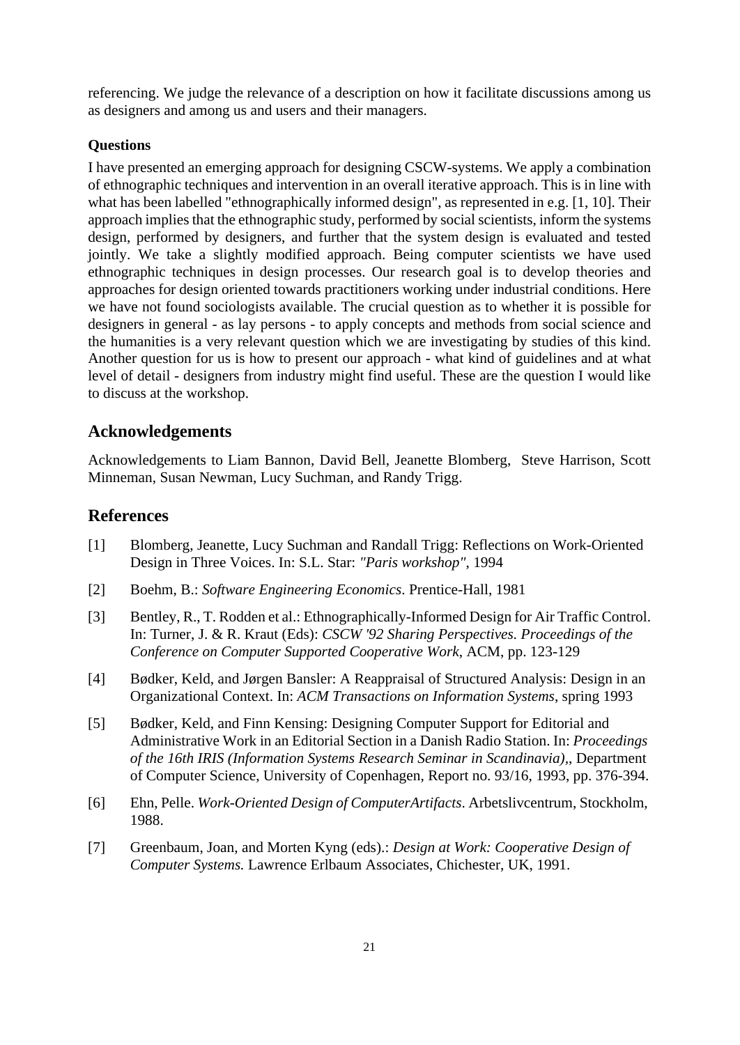referencing. We judge the relevance of a description on how it facilitate discussions among us as designers and among us and users and their managers.

**Questions**

I have presented an emerging approach for designing CSCW-systems. We apply a combination of ethnographic techniques and intervention in an overall iterative approach. This is in line with what has been labelled "ethnographically informed design", as represented in e.g. [1, 10]. Their approach implies that the ethnographic study, performed by social scientists, inform the systems design, performed by designers, and further that the system design is evaluated and tested jointly. We take a slightly modified approach. Being computer scientists we have used ethnographic techniques in design processes. Our research goal is to develop theories and approaches for design oriented towards practitioners working under industrial conditions. Here we have not found sociologists available. The crucial question as to whether it is possible for designers in general - as lay persons - to apply concepts and methods from social science and the humanities is a very relevant question which we are investigating by studies of this kind. Another question for us is how to present our approach - what kind of guidelines and at what level of detail - designers from industry might find useful. These are the question I would like to discuss at the workshop.

## Acknowledgements

Acknowledgements to Liam Bannon, David Bell, Jeanette Blomberg, Steve Harrison, Scott Minneman, Susan Newman, Lucy Suchman, and Randy Trigg.

## References

[1] Blomberg, Jeanette, Lucy Suchman and Randall Trigg: Reflections on Work-Oriented Design in Three Voices. In: S.L. Star: *"Paris workshop"*, 1994

[2] Boehm, B.: *Software Engineering Economics*. Prentice-Hall, 1981

[3] Bentley, R., T. Rodden et al.: Ethnographically-Informed Design for Air Traffic Control. In: Turner, J. & R. Kraut (Eds): *CSCW '92 Sharing Perspectives. Proceedings of the Conference on Computer Supported Cooperative Work*, ACM, pp. 123-129

[4] Bødker, Keld, and Jørgen Bansler: A Reappraisal of Structured Analysis: Design in an Organizational Context. In: *ACM Transactions on Information Systems*, spring 1993

[5] Bødker, Keld, and Finn Kensing: Designing Computer Support for Editorial and Administrative Work in an Editorial Section in a Danish Radio Station. In: *Proceedings of the 16th IRIS (Information Systems Research Seminar in Scandinavia)*,, Department of Computer Science, University of Copenhagen, Report no. 93/16, 1993, pp. 376-394.

[6] Ehn, Pelle. *Work-Oriented Design of ComputerArtifacts*. Arbetslivcentrum, Stockholm, 1988.

[7] Greenbaum, Joan, and Morten Kyng (eds).: *Design at Work: Cooperative Design of Computer Systems.* Lawrence Erlbaum Associates, Chichester, UK, 1991.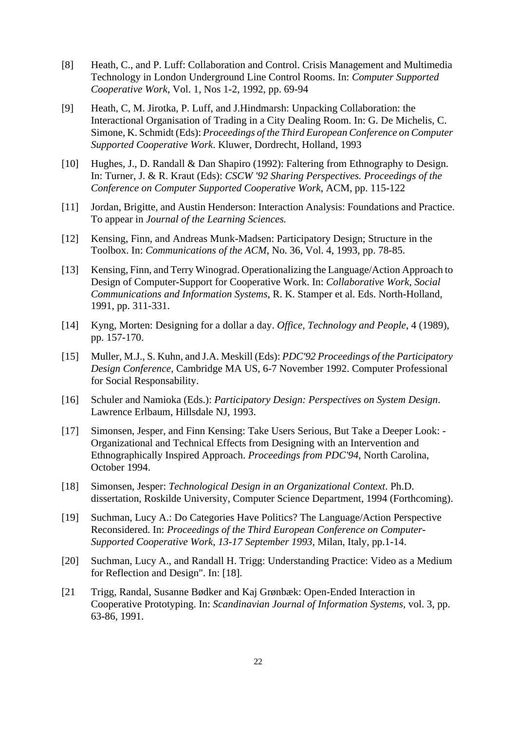[8] Heath, C., and P. Luff: Collaboration and Control. Crisis Management and Multimedia Technology in London Underground Line Control Rooms. In: *Computer Supported Cooperative Work*, Vol. 1, Nos 1-2, 1992, pp. 69-94

[9] Heath, C, M. Jirotka, P. Luff, and J.Hindmarsh: Unpacking Collaboration: the Interactional Organisation of Trading in a City Dealing Room. In: G. De Michelis, C. Simone, K. Schmidt (Eds): *Proceedings of the Third European Conference on Computer Supported Cooperative Work*. Kluwer, Dordrecht, Holland, 1993

[10] Hughes, J., D. Randall & Dan Shapiro (1992): Faltering from Ethnography to Design. In: Turner, J. & R. Kraut (Eds): *CSCW '92 Sharing Perspectives. Proceedings of the Conference on Computer Supported Cooperative Work*, ACM, pp. 115-122

[11] Jordan, Brigitte, and Austin Henderson: Interaction Analysis: Foundations and Practice. To appear in *Journal of the Learning Sciences.*

[12] Kensing, Finn, and Andreas Munk-Madsen: Participatory Design; Structure in the Toolbox. In: *Communications of the ACM*, No. 36, Vol. 4, 1993, pp. 78-85.

[13] Kensing, Finn, and Terry Winograd. Operationalizing the Language/Action Approach to Design of Computer-Support for Cooperative Work. In: *Collaborative Work, Social Communications and Information Systems*, R. K. Stamper et al. Eds. North-Holland, 1991, pp. 311-331.

[14] Kyng, Morten: Designing for a dollar a day. *Office, Technology and People*, 4 (1989), pp. 157-170.

[15] Muller, M.J., S. Kuhn, and J.A. Meskill (Eds): *PDC'92 Proceedings of the Participatory Design Conference*, Cambridge MA US, 6-7 November 1992. Computer Professional for Social Responsability.

[16] Schuler and Namioka (Eds.): *Participatory Design: Perspectives on System Design*. Lawrence Erlbaum, Hillsdale NJ, 1993.

[17] Simonsen, Jesper, and Finn Kensing: Take Users Serious, But Take a Deeper Look: - Organizational and Technical Effects from Designing with an Intervention and Ethnographically Inspired Approach. *Proceedings from PDC'94*, North Carolina, October 1994.

[18] Simonsen, Jesper: *Technological Design in an Organizational Context*. Ph.D. dissertation, Roskilde University, Computer Science Department, 1994 (Forthcoming).

[19] Suchman, Lucy A.: Do Categories Have Politics? The Language/Action Perspective Reconsidered. In: *Proceedings of the Third European Conference on Computer-Supported Cooperative Work, 13-17 September 1993*, Milan, Italy, pp.1-14.

[20] Suchman, Lucy A., and Randall H. Trigg: Understanding Practice: Video as a Medium for Reflection and Design". In: [18].

[21 Trigg, Randal, Susanne Bødker and Kaj Grønbæk: Open-Ended Interaction in Cooperative Prototyping. In: *Scandinavian Journal of Information Systems*, vol. 3, pp. 63-86, 1991.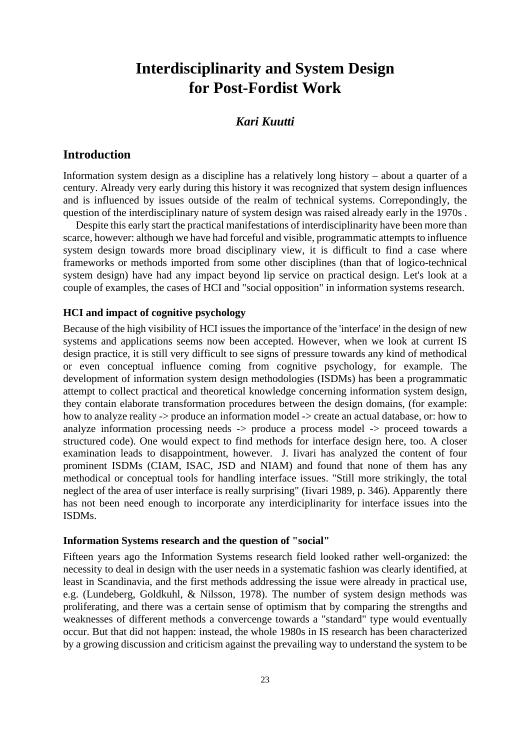# Interdisciplinarity and System Design for Post-Fordist Work

### *Kari Kuutti*

## Introduction

Information system design as a discipline has a relatively long history – about a quarter of a century. Already very early during this history it was recognized that system design influences and is influenced by issues outside of the realm of technical systems. Correpondingly, the question of the interdisciplinary nature of system design was raised already early in the 1970s .

Despite this early start the practical manifestations of interdisciplinarity have been more than scarce, however: although we have had forceful and visible, programmatic attempts to influence system design towards more broad disciplinary view, it is difficult to find a case where frameworks or methods imported from some other disciplines (than that of logico-technical system design) have had any impact beyond lip service on practical design. Let's look at a couple of examples, the cases of HCI and "social opposition" in information systems research.

### HCI and impact of cognitive psychology

Because of the high visibility of HCI issues the importance of the 'interface' in the design of new systems and applications seems now been accepted. However, when we look at current IS design practice, it is still very difficult to see signs of pressure towards any kind of methodical or even conceptual influence coming from cognitive psychology, for example. The development of information system design methodologies (ISDMs) has been a programmatic attempt to collect practical and theoretical knowledge concerning information system design, they contain elaborate transformation procedures between the design domains, (for example: how to analyze reality -> produce an information model -> create an actual database, or: how to analyze information processing needs -> produce a process model -> proceed towards a structured code). One would expect to find methods for interface design here, too. A closer examination leads to disappointment, however. J. Iivari has analyzed the content of four prominent ISDMs (CIAM, ISAC, JSD and NIAM) and found that none of them has any methodical or conceptual tools for handling interface issues. "Still more strikingly, the total neglect of the area of user interface is really surprising" (Iivari 1989, p. 346). Apparently there has not been need enough to incorporate any interdiciplinarity for interface issues into the ISDMs.

### Information Systems research and the question of "social"

Fifteen years ago the Information Systems research field looked rather well-organized: the necessity to deal in design with the user needs in a systematic fashion was clearly identified, at least in Scandinavia, and the first methods addressing the issue were already in practical use, e.g. (Lundeberg, Goldkuhl, & Nilsson, 1978). The number of system design methods was proliferating, and there was a certain sense of optimism that by comparing the strengths and weaknesses of different methods a convercenge towards a "standard" type would eventually occur. But that did not happen: instead, the whole 1980s in IS research has been characterized by a growing discussion and criticism against the prevailing way to understand the system to be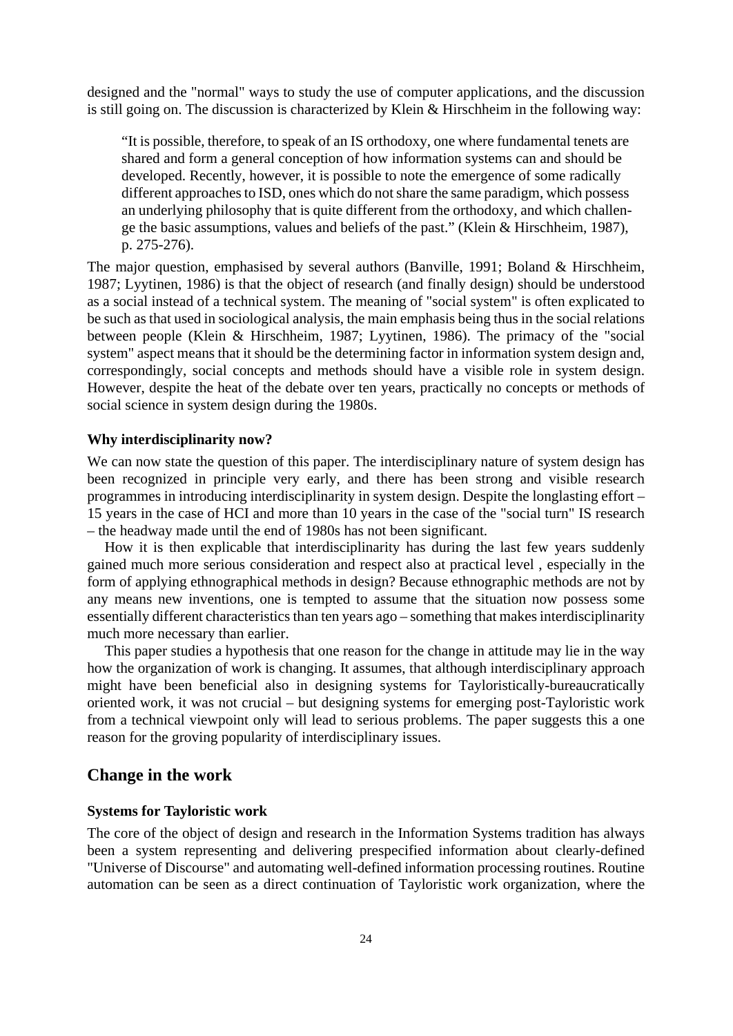designed and the "normal" ways to study the use of computer applications, and the discussion is still going on. The discussion is characterized by Klein & Hirschheim in the following way:

> “It is possible, therefore, to speak of an IS orthodoxy, one where fundamental tenets are shared and form a general conception of how information systems can and should be developed. Recently, however, it is possible to note the emergence of some radically different approaches to ISD, ones which do not share the same paradigm, which possess an underlying philosophy that is quite different from the orthodoxy, and which challenge the basic assumptions, values and beliefs of the past.” (Klein & Hirschheim, 1987), p. 275-276).

The major question, emphasised by several authors (Banville, 1991; Boland & Hirschheim, 1987; Lyytinen, 1986) is that the object of research (and finally design) should be understood as a social instead of a technical system. The meaning of "social system" is often explicated to be such as that used in sociological analysis, the main emphasis being thus in the social relations between people (Klein & Hirschheim, 1987; Lyytinen, 1986). The primacy of the "social system" aspect means that it should be the determining factor in information system design and, correspondingly, social concepts and methods should have a visible role in system design. However, despite the heat of the debate over ten years, practically no concepts or methods of social science in system design during the 1980s.

**Why interdisciplinarity now?**

We can now state the question of this paper. The interdisciplinary nature of system design has been recognized in principle very early, and there has been strong and visible research programmes in introducing interdisciplinarity in system design. Despite the longlasting effort – 15 years in the case of HCI and more than 10 years in the case of the "social turn" IS research – the headway made until the end of 1980s has not been significant.

How it is then explicable that interdisciplinarity has during the last few years suddenly gained much more serious consideration and respect also at practical level , especially in the form of applying ethnographical methods in design? Because ethnographic methods are not by any means new inventions, one is tempted to assume that the situation now possess some essentially different characteristics than ten years ago – something that makes interdisciplinarity much more necessary than earlier.

This paper studies a hypothesis that one reason for the change in attitude may lie in the way how the organization of work is changing. It assumes, that although interdisciplinary approach might have been beneficial also in designing systems for Tayloristically-bureaucratically oriented work, it was not crucial – but designing systems for emerging post-Tayloristic work from a technical viewpoint only will lead to serious problems. The paper suggests this a one reason for the groving popularity of interdisciplinary issues.

## Change in the work

**Systems for Tayloristic work**

The core of the object of design and research in the Information Systems tradition has always been a system representing and delivering prespecified information about clearly-defined "Universe of Discourse" and automating well-defined information processing routines. Routine automation can be seen as a direct continuation of Tayloristic work organization, where the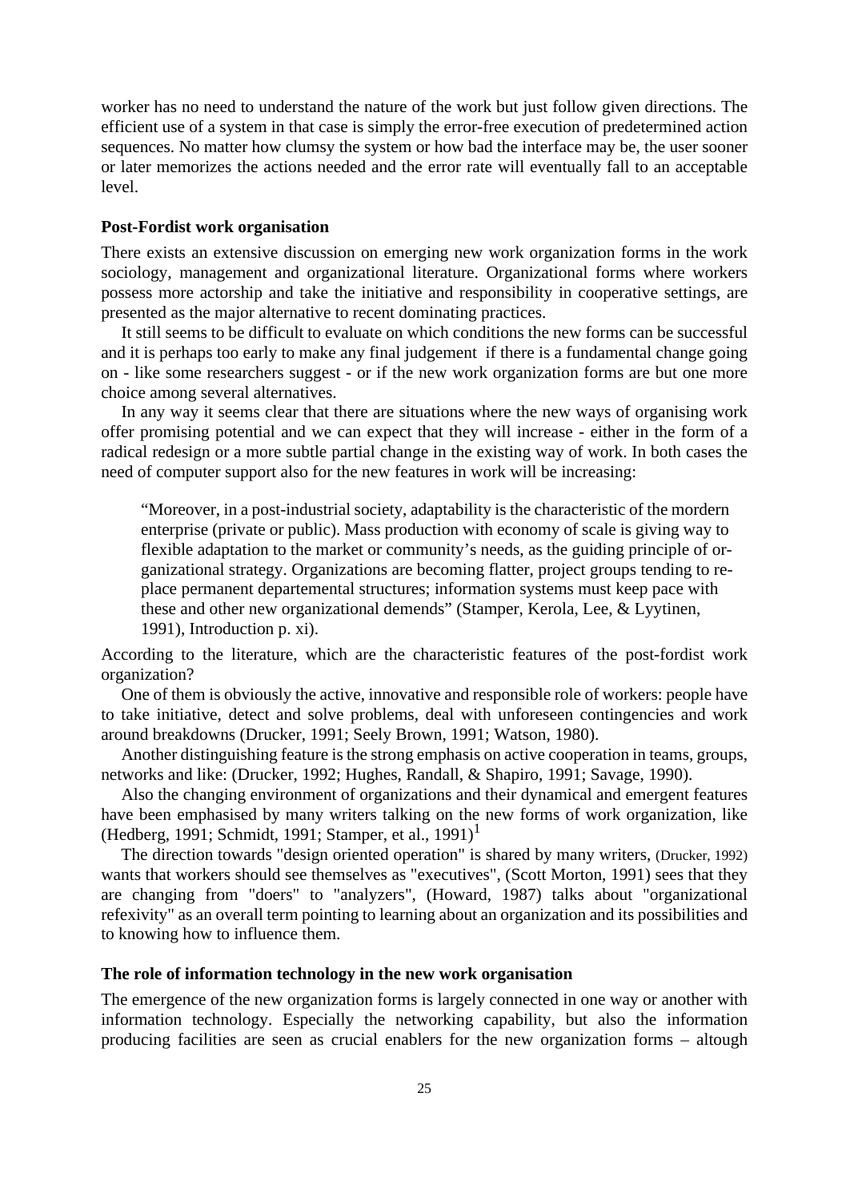worker has no need to understand the nature of the work but just follow given directions. The efficient use of a system in that case is simply the error-free execution of predetermined action sequences. No matter how clumsy the system or how bad the interface may be, the user sooner or later memorizes the actions needed and the error rate will eventually fall to an acceptable level.

### Post-Fordist work organisation

There exists an extensive discussion on emerging new work organization forms in the work sociology, management and organizational literature. Organizational forms where workers possess more actorship and take the initiative and responsibility in cooperative settings, are presented as the major alternative to recent dominating practices.

It still seems to be difficult to evaluate on which conditions the new forms can be successful and it is perhaps too early to make any final judgement if there is a fundamental change going on - like some researchers suggest - or if the new work organization forms are but one more choice among several alternatives.

In any way it seems clear that there are situations where the new ways of organising work offer promising potential and we can expect that they will increase - either in the form of a radical redesign or a more subtle partial change in the existing way of work. In both cases the need of computer support also for the new features in work will be increasing:

> "Moreover, in a post-industrial society, adaptability is the characteristic of the mordern enterprise (private or public). Mass production with economy of scale is giving way to flexible adaptation to the market or community's needs, as the guiding principle of organizational strategy. Organizations are becoming flatter, project groups tending to replace permanent departemental structures; information systems must keep pace with these and other new organizational demends" (Stamper, Kerola, Lee, & Lyytinen, 1991), Introduction p. xi).

According to the literature, which are the characteristic features of the post-fordist work organization?

One of them is obviously the active, innovative and responsible role of workers: people have to take initiative, detect and solve problems, deal with unforeseen contingencies and work around breakdowns (Drucker, 1991; Seely Brown, 1991; Watson, 1980).

Another distinguishing feature is the strong emphasis on active cooperation in teams, groups, networks and like: (Drucker, 1992; Hughes, Randall, & Shapiro, 1991; Savage, 1990).

Also the changing environment of organizations and their dynamical and emergent features have been emphasised by many writers talking on the new forms of work organization, like (Hedberg, 1991; Schmidt, 1991; Stamper, et al., 1991)[1]

The direction towards "design oriented operation" is shared by many writers, (Drucker, 1992) wants that workers should see themselves as "executives", (Scott Morton, 1991) sees that they are changing from "doers" to "analyzers", (Howard, 1987) talks about "organizational refexivity" as an overall term pointing to learning about an organization and its possibilities and to knowing how to influence them.

### The role of information technology in the new work organisation

The emergence of the new organization forms is largely connected in one way or another with information technology. Especially the networking capability, but also the information producing facilities are seen as crucial enablers for the new organization forms – altough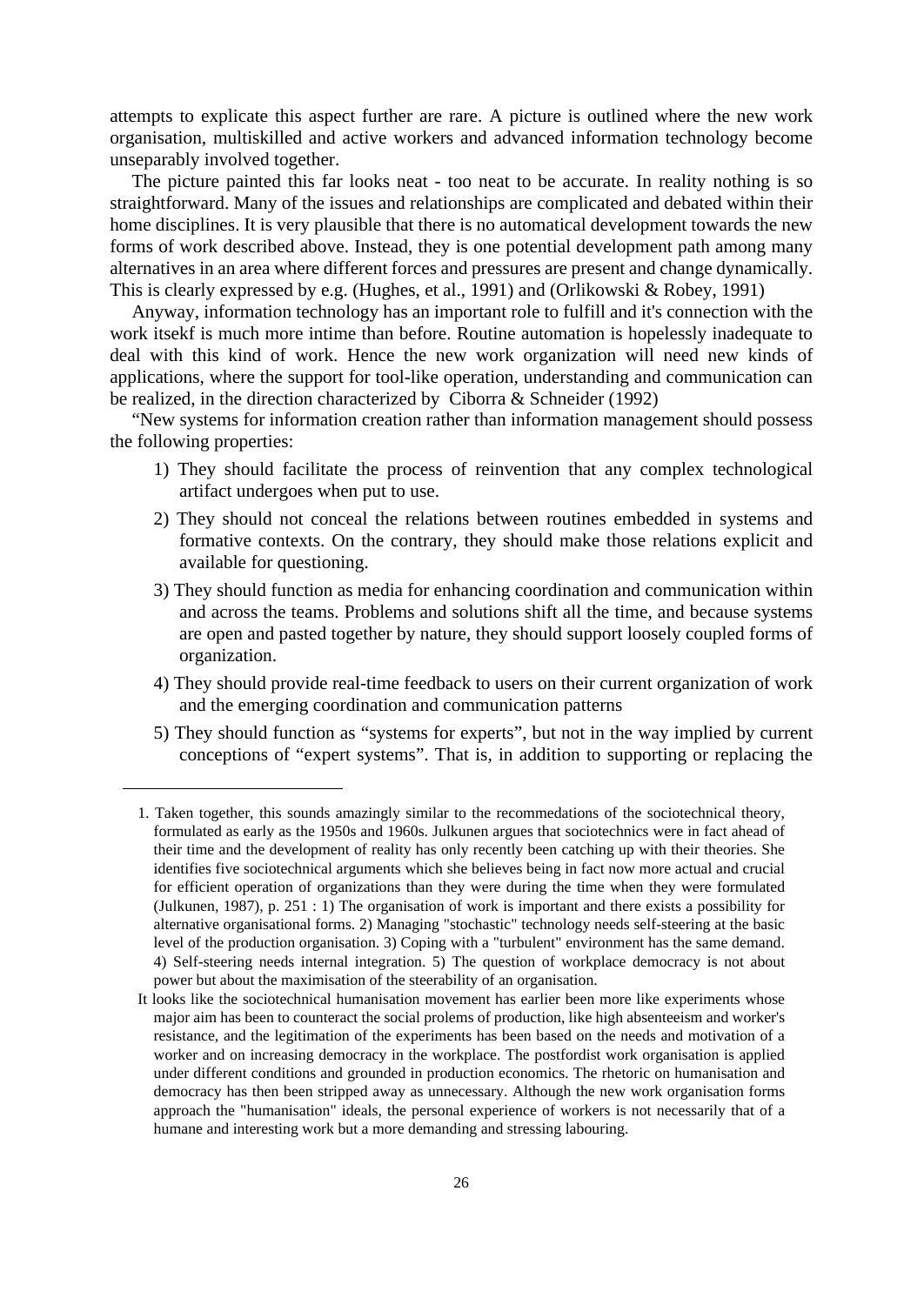attempts to explicate this aspect further are rare. A picture is outlined where the new work organisation, multiskilled and active workers and advanced information technology become unseparably involved together.

The picture painted this far looks neat - too neat to be accurate. In reality nothing is so straightforward. Many of the issues and relationships are complicated and debated within their home disciplines. It is very plausible that there is no automatical development towards the new forms of work described above. Instead, they is one potential development path among many alternatives in an area where different forces and pressures are present and change dynamically. This is clearly expressed by e.g. (Hughes, et al., 1991) and (Orlikowski & Robey, 1991)

Anyway, information technology has an important role to fulfill and it's connection with the work itsekf is much more intime than before. Routine automation is hopelessly inadequate to deal with this kind of work. Hence the new work organization will need new kinds of applications, where the support for tool-like operation, understanding and communication can be realized, in the direction characterized by Ciborra & Schneider (1992)

"New systems for information creation rather than information management should possess the following properties:

1) They should facilitate the process of reinvention that any complex technological artifact undergoes when put to use.
2) They should not conceal the relations between routines embedded in systems and formative contexts. On the contrary, they should make those relations explicit and available for questioning.
3) They should function as media for enhancing coordination and communication within and across the teams. Problems and solutions shift all the time, and because systems are open and pasted together by nature, they should support loosely coupled forms of organization.
4) They should provide real-time feedback to users on their current organization of work and the emerging coordination and communication patterns
5) They should function as "systems for experts", but not in the way implied by current conceptions of "expert systems". That is, in addition to supporting or replacing the

---

1. Taken together, this sounds amazingly similar to the recommedations of the sociotechnical theory, formulated as early as the 1950s and 1960s. Julkunen argues that sociotechnics were in fact ahead of their time and the development of reality has only recently been catching up with their theories. She identifies five sociotechnical arguments which she believes being in fact now more actual and crucial for efficient operation of organizations than they were during the time when they were formulated (Julkunen, 1987), p. 251 : 1) The organisation of work is important and there exists a possibility for alternative organisational forms. 2) Managing "stochastic" technology needs self-steering at the basic level of the production organisation. 3) Coping with a "turbulent" environment has the same demand. 4) Self-steering needs internal integration. 5) The question of workplace democracy is not about power but about the maximisation of the steerability of an organisation.

It looks like the sociotechnical humanisation movement has earlier been more like experiments whose major aim has been to counteract the social prolems of production, like high absenteeism and worker's resistance, and the legitimation of the experiments has been based on the needs and motivation of a worker and on increasing democracy in the workplace. The postfordist work organisation is applied under different conditions and grounded in production economics. The rhetoric on humanisation and democracy has then been stripped away as unnecessary. Although the new work organisation forms approach the "humanisation" ideals, the personal experience of workers is not necessarily that of a humane and interesting work but a more demanding and stressing labouring.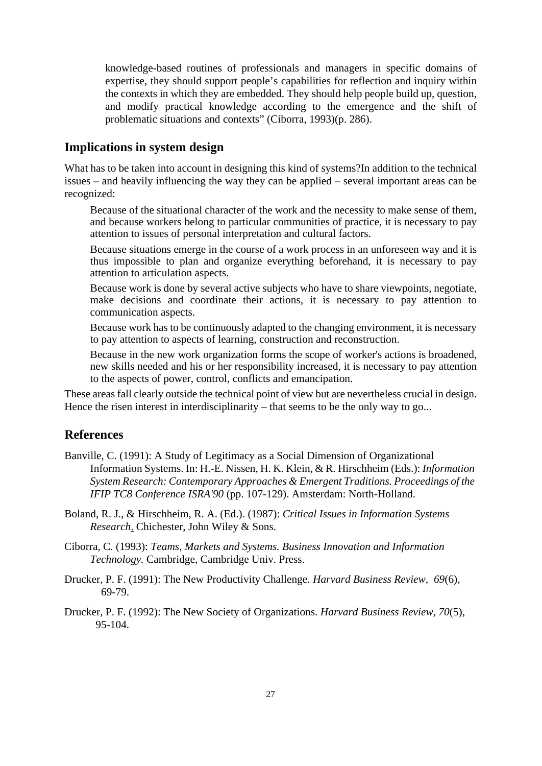> knowledge-based routines of professionals and managers in specific domains of expertise, they should support people's capabilities for reflection and inquiry within the contexts in which they are embedded. They should help people build up, question, and modify practical knowledge according to the emergence and the shift of problematic situations and contexts" (Ciborra, 1993)(p. 286).

## Implications in system design

What has to be taken into account in designing this kind of systems?In addition to the technical issues – and heavily influencing the way they can be applied – several important areas can be recognized:

Because of the situational character of the work and the necessity to make sense of them, and because workers belong to particular communities of practice, it is necessary to pay attention to issues of personal interpretation and cultural factors.

Because situations emerge in the course of a work process in an unforeseen way and it is thus impossible to plan and organize everything beforehand, it is necessary to pay attention to articulation aspects.

Because work is done by several active subjects who have to share viewpoints, negotiate, make decisions and coordinate their actions, it is necessary to pay attention to communication aspects.

Because work has to be continuously adapted to the changing environment, it is necessary to pay attention to aspects of learning, construction and reconstruction.

Because in the new work organization forms the scope of worker's actions is broadened, new skills needed and his or her responsibility increased, it is necessary to pay attention to the aspects of power, control, conflicts and emancipation.

These areas fall clearly outside the technical point of view but are nevertheless crucial in design. Hence the risen interest in interdisciplinarity – that seems to be the only way to go...

## References

Banville, C. (1991): A Study of Legitimacy as a Social Dimension of Organizational Information Systems. In: H.-E. Nissen, H. K. Klein, & R. Hirschheim (Eds.): *Information System Research: Contemporary Approaches & Emergent Traditions. Proceedings of the IFIP TC8 Conference ISRA'90* (pp. 107-129). Amsterdam: North-Holland.

Boland, R. J., & Hirschheim, R. A. (Ed.). (1987): *Critical Issues in Information Systems Research.* Chichester, John Wiley & Sons.

Ciborra, C. (1993): *Teams, Markets and Systems. Business Innovation and Information Technology.* Cambridge, Cambridge Univ. Press.

Drucker, P. F. (1991): The New Productivity Challenge. *Harvard Business Review*, *69*(6), 69-79.

Drucker, P. F. (1992): The New Society of Organizations. *Harvard Business Review*, *70*(5), 95-104.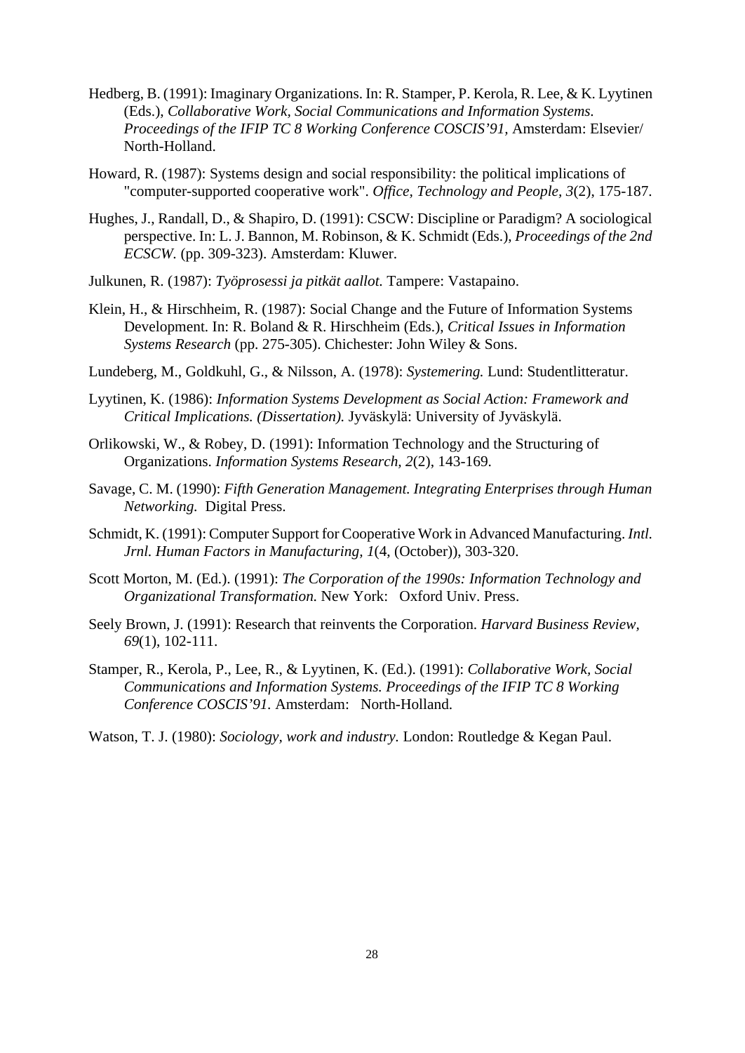Hedberg, B. (1991): Imaginary Organizations. In: R. Stamper, P. Kerola, R. Lee, & K. Lyytinen (Eds.), *Collaborative Work, Social Communications and Information Systems. Proceedings of the IFIP TC 8 Working Conference COSCIS'91*, Amsterdam: Elsevier/ North-Holland.

Howard, R. (1987): Systems design and social responsibility: the political implications of "computer-supported cooperative work". *Office, Technology and People, 3*(2), 175-187.

Hughes, J., Randall, D., & Shapiro, D. (1991): CSCW: Discipline or Paradigm? A sociological perspective. In: L. J. Bannon, M. Robinson, & K. Schmidt (Eds.), *Proceedings of the 2nd ECSCW.* (pp. 309-323). Amsterdam: Kluwer.

Julkunen, R. (1987): *Työprosessi ja pitkät aallot.* Tampere: Vastapaino.

Klein, H., & Hirschheim, R. (1987): Social Change and the Future of Information Systems Development. In: R. Boland & R. Hirschheim (Eds.), *Critical Issues in Information Systems Research* (pp. 275-305). Chichester: John Wiley & Sons.

Lundeberg, M., Goldkuhl, G., & Nilsson, A. (1978): *Systemering.* Lund: Studentlitteratur.

Lyytinen, K. (1986): *Information Systems Development as Social Action: Framework and Critical Implications. (Dissertation).* Jyväskylä: University of Jyväskylä.

Orlikowski, W., & Robey, D. (1991): Information Technology and the Structuring of Organizations. *Information Systems Research, 2*(2), 143-169.

Savage, C. M. (1990): *Fifth Generation Management. Integrating Enterprises through Human Networking.* Digital Press.

Schmidt, K. (1991): Computer Support for Cooperative Work in Advanced Manufacturing. *Intl. Jrnl. Human Factors in Manufacturing, 1*(4, (October)), 303-320.

Scott Morton, M. (Ed.). (1991): *The Corporation of the 1990s: Information Technology and Organizational Transformation.* New York: Oxford Univ. Press.

Seely Brown, J. (1991): Research that reinvents the Corporation. *Harvard Business Review, 69*(1), 102-111.

Stamper, R., Kerola, P., Lee, R., & Lyytinen, K. (Ed.). (1991): *Collaborative Work, Social Communications and Information Systems. Proceedings of the IFIP TC 8 Working Conference COSCIS'91.* Amsterdam: North-Holland.

Watson, T. J. (1980): *Sociology, work and industry.* London: Routledge & Kegan Paul.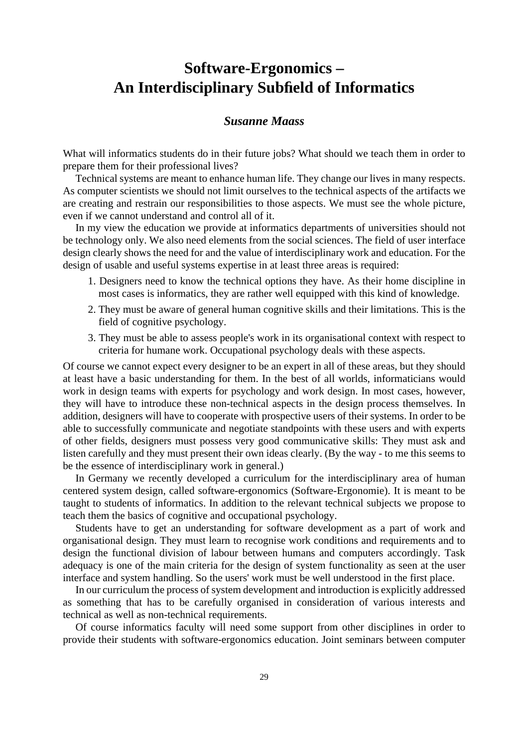# Software-Ergonomics – An Interdisciplinary Subfield of Informatics

### *Susanne Maass*

What will informatics students do in their future jobs? What should we teach them in order to prepare them for their professional lives?

Technical systems are meant to enhance human life. They change our lives in many respects. As computer scientists we should not limit ourselves to the technical aspects of the artifacts we are creating and restrain our responsibilities to those aspects. We must see the whole picture, even if we cannot understand and control all of it.

In my view the education we provide at informatics departments of universities should not be technology only. We also need elements from the social sciences. The field of user interface design clearly shows the need for and the value of interdisciplinary work and education. For the design of usable and useful systems expertise in at least three areas is required:

1. Designers need to know the technical options they have. As their home discipline in most cases is informatics, they are rather well equipped with this kind of knowledge.
2. They must be aware of general human cognitive skills and their limitations. This is the field of cognitive psychology.
3. They must be able to assess people's work in its organisational context with respect to criteria for humane work. Occupational psychology deals with these aspects.

Of course we cannot expect every designer to be an expert in all of these areas, but they should at least have a basic understanding for them. In the best of all worlds, informaticians would work in design teams with experts for psychology and work design. In most cases, however, they will have to introduce these non-technical aspects in the design process themselves. In addition, designers will have to cooperate with prospective users of their systems. In order to be able to successfully communicate and negotiate standpoints with these users and with experts of other fields, designers must possess very good communicative skills: They must ask and listen carefully and they must present their own ideas clearly. (By the way - to me this seems to be the essence of interdisciplinary work in general.)

In Germany we recently developed a curriculum for the interdisciplinary area of human centered system design, called software-ergonomics (Software-Ergonomie). It is meant to be taught to students of informatics. In addition to the relevant technical subjects we propose to teach them the basics of cognitive and occupational psychology.

Students have to get an understanding for software development as a part of work and organisational design. They must learn to recognise work conditions and requirements and to design the functional division of labour between humans and computers accordingly. Task adequacy is one of the main criteria for the design of system functionality as seen at the user interface and system handling. So the users' work must be well understood in the first place.

In our curriculum the process of system development and introduction is explicitly addressed as something that has to be carefully organised in consideration of various interests and technical as well as non-technical requirements.

Of course informatics faculty will need some support from other disciplines in order to provide their students with software-ergonomics education. Joint seminars between computer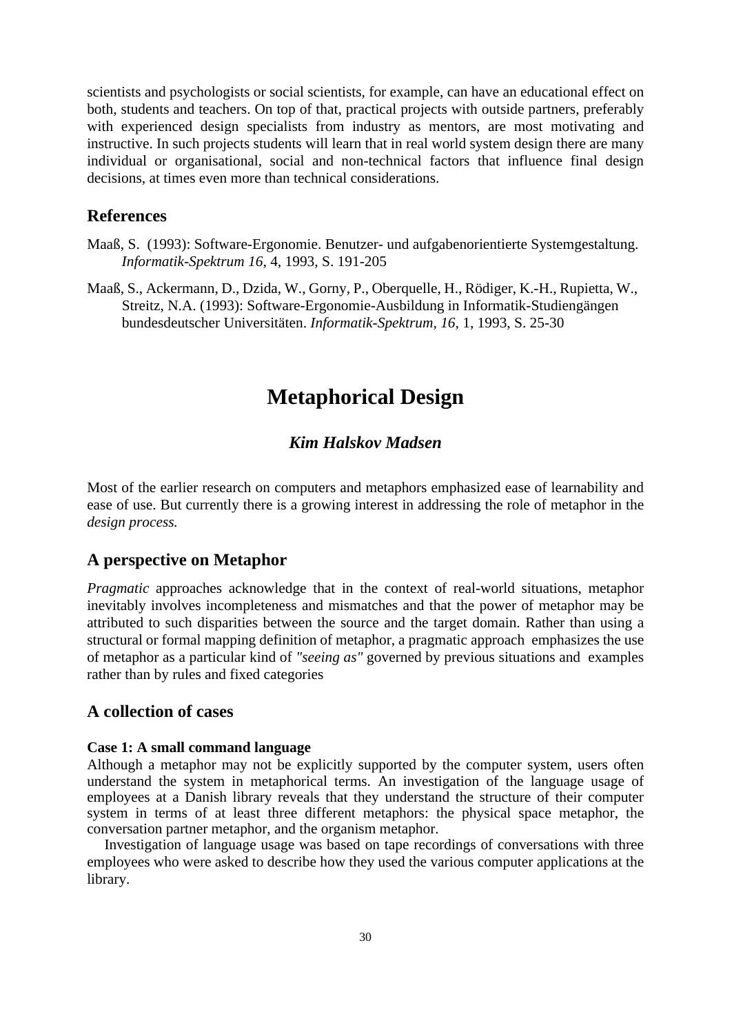scientists and psychologists or social scientists, for example, can have an educational effect on both, students and teachers. On top of that, practical projects with outside partners, preferably with experienced design specialists from industry as mentors, are most motivating and instructive. In such projects students will learn that in real world system design there are many individual or organisational, social and non-technical factors that influence final design decisions, at times even more than technical considerations.

## References

Maaß, S. (1993): Software-Ergonomie. Benutzer- und aufgabenorientierte Systemgestaltung. *Informatik-Spektrum 16*, 4, 1993, S. 191-205

Maaß, S., Ackermann, D., Dzida, W., Gorny, P., Oberquelle, H., Rödiger, K.-H., Rupietta, W., Streitz, N.A. (1993): Software-Ergonomie-Ausbildung in Informatik-Studiengängen bundesdeutscher Universitäten. *Informatik-Spektrum, 16,* 1, 1993, S. 25-30

# Metaphorical Design

### *Kim Halskov Madsen*

Most of the earlier research on computers and metaphors emphasized ease of learnability and ease of use. But currently there is a growing interest in addressing the role of metaphor in the *design process.*

## A perspective on Metaphor

*Pragmatic* approaches acknowledge that in the context of real-world situations, metaphor inevitably involves incompleteness and mismatches and that the power of metaphor may be attributed to such disparities between the source and the target domain. Rather than using a structural or formal mapping definition of metaphor, a pragmatic approach emphasizes the use of metaphor as a particular kind of *"seeing as"* governed by previous situations and examples rather than by rules and fixed categories

## A collection of cases

**Case 1: A small command language**

Although a metaphor may not be explicitly supported by the computer system, users often understand the system in metaphorical terms. An investigation of the language usage of employees at a Danish library reveals that they understand the structure of their computer system in terms of at least three different metaphors: the physical space metaphor, the conversation partner metaphor, and the organism metaphor.

Investigation of language usage was based on tape recordings of conversations with three employees who were asked to describe how they used the various computer applications at the library.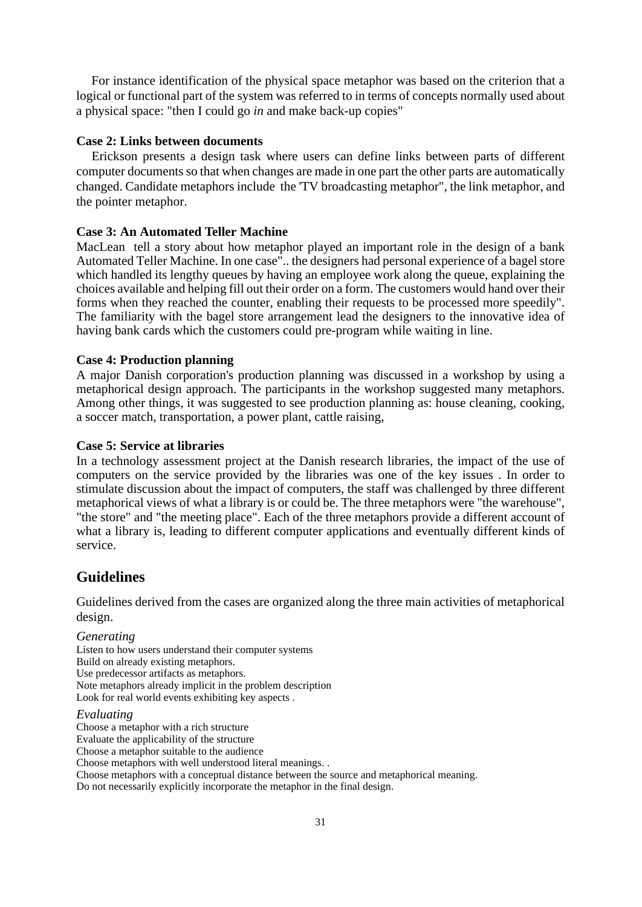For instance identification of the physical space metaphor was based on the criterion that a logical or functional part of the system was referred to in terms of concepts normally used about a physical space: "then I could go *in* and make back-up copies"

**Case 2: Links between documents**

Erickson presents a design task where users can define links between parts of different computer documents so that when changes are made in one part the other parts are automatically changed. Candidate metaphors include the 'TV broadcasting metaphor", the link metaphor, and the pointer metaphor.

**Case 3: An Automated Teller Machine**

MacLean tell a story about how metaphor played an important role in the design of a bank Automated Teller Machine. In one case".. the designers had personal experience of a bagel store which handled its lengthy queues by having an employee work along the queue, explaining the choices available and helping fill out their order on a form. The customers would hand over their forms when they reached the counter, enabling their requests to be processed more speedily". The familiarity with the bagel store arrangement lead the designers to the innovative idea of having bank cards which the customers could pre-program while waiting in line.

**Case 4: Production planning**

A major Danish corporation's production planning was discussed in a workshop by using a metaphorical design approach. The participants in the workshop suggested many metaphors. Among other things, it was suggested to see production planning as: house cleaning, cooking, a soccer match, transportation, a power plant, cattle raising,

**Case 5: Service at libraries**

In a technology assessment project at the Danish research libraries, the impact of the use of computers on the service provided by the libraries was one of the key issues . In order to stimulate discussion about the impact of computers, the staff was challenged by three different metaphorical views of what a library is or could be. The three metaphors were "the warehouse", "the store" and "the meeting place". Each of the three metaphors provide a different account of what a library is, leading to different computer applications and eventually different kinds of service.

## Guidelines

Guidelines derived from the cases are organized along the three main activities of metaphorical design.

*Generating*

Listen to how users understand their computer systems
Build on already existing metaphors.
Use predecessor artifacts as metaphors.
Note metaphors already implicit in the problem description
Look for real world events exhibiting key aspects .

*Evaluating*

Choose a metaphor with a rich structure
Evaluate the applicability of the structure
Choose a metaphor suitable to the audience
Choose metaphors with well understood literal meanings. .
Choose metaphors with a conceptual distance between the source and metaphorical meaning.
Do not necessarily explicitly incorporate the metaphor in the final design.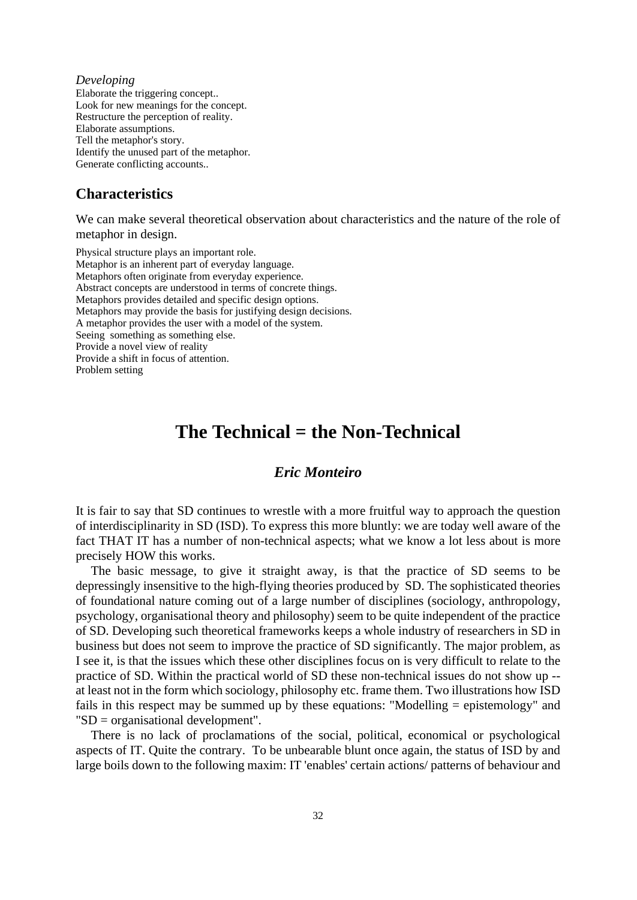*Developing*

Elaborate the triggering concept..
Look for new meanings for the concept.
Restructure the perception of reality.
Elaborate assumptions.
Tell the metaphor's story.
Identify the unused part of the metaphor.
Generate conflicting accounts..

## Characteristics

We can make several theoretical observation about characteristics and the nature of the role of metaphor in design.

Physical structure plays an important role.
Metaphor is an inherent part of everyday language.
Metaphors often originate from everyday experience.
Abstract concepts are understood in terms of concrete things.
Metaphors provides detailed and specific design options.
Metaphors may provide the basis for justifying design decisions.
A metaphor provides the user with a model of the system.
Seeing something as something else.
Provide a novel view of reality
Provide a shift in focus of attention.
Problem setting

# The Technical = the Non-Technical

### *Eric Monteiro*

It is fair to say that SD continues to wrestle with a more fruitful way to approach the question of interdisciplinarity in SD (ISD). To express this more bluntly: we are today well aware of the fact THAT IT has a number of non-technical aspects; what we know a lot less about is more precisely HOW this works.

The basic message, to give it straight away, is that the practice of SD seems to be depressingly insensitive to the high-flying theories produced by SD. The sophisticated theories of foundational nature coming out of a large number of disciplines (sociology, anthropology, psychology, organisational theory and philosophy) seem to be quite independent of the practice of SD. Developing such theoretical frameworks keeps a whole industry of researchers in SD in business but does not seem to improve the practice of SD significantly. The major problem, as I see it, is that the issues which these other disciplines focus on is very difficult to relate to the practice of SD. Within the practical world of SD these non-technical issues do not show up -- at least not in the form which sociology, philosophy etc. frame them. Two illustrations how ISD fails in this respect may be summed up by these equations: "Modelling = epistemology" and "SD = organisational development".

There is no lack of proclamations of the social, political, economical or psychological aspects of IT. Quite the contrary. To be unbearable blunt once again, the status of ISD by and large boils down to the following maxim: IT 'enables' certain actions/ patterns of behaviour and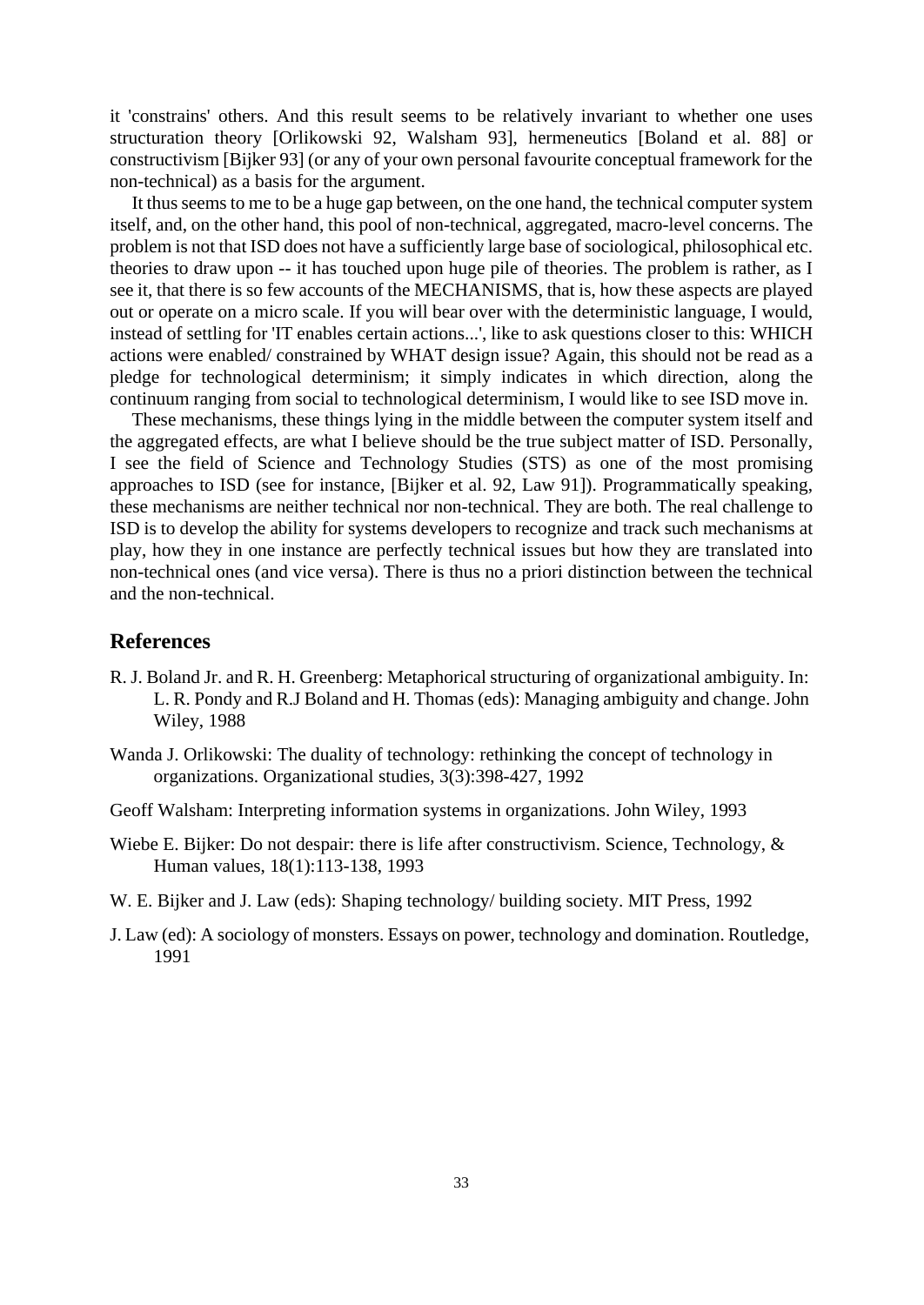it 'constrains' others. And this result seems to be relatively invariant to whether one uses structuration theory [Orlikowski 92, Walsham 93], hermeneutics [Boland et al. 88] or constructivism [Bijker 93] (or any of your own personal favourite conceptual framework for the non-technical) as a basis for the argument.

It thus seems to me to be a huge gap between, on the one hand, the technical computer system itself, and, on the other hand, this pool of non-technical, aggregated, macro-level concerns. The problem is not that ISD does not have a sufficiently large base of sociological, philosophical etc. theories to draw upon -- it has touched upon huge pile of theories. The problem is rather, as I see it, that there is so few accounts of the MECHANISMS, that is, how these aspects are played out or operate on a micro scale. If you will bear over with the deterministic language, I would, instead of settling for 'IT enables certain actions...', like to ask questions closer to this: WHICH actions were enabled/ constrained by WHAT design issue? Again, this should not be read as a pledge for technological determinism; it simply indicates in which direction, along the continuum ranging from social to technological determinism, I would like to see ISD move in.

These mechanisms, these things lying in the middle between the computer system itself and the aggregated effects, are what I believe should be the true subject matter of ISD. Personally, I see the field of Science and Technology Studies (STS) as one of the most promising approaches to ISD (see for instance, [Bijker et al. 92, Law 91]). Programmatically speaking, these mechanisms are neither technical nor non-technical. They are both. The real challenge to ISD is to develop the ability for systems developers to recognize and track such mechanisms at play, how they in one instance are perfectly technical issues but how they are translated into non-technical ones (and vice versa). There is thus no a priori distinction between the technical and the non-technical.

## References

R. J. Boland Jr. and R. H. Greenberg: Metaphorical structuring of organizational ambiguity. In: L. R. Pondy and R.J Boland and H. Thomas (eds): Managing ambiguity and change. John Wiley, 1988

Wanda J. Orlikowski: The duality of technology: rethinking the concept of technology in organizations. Organizational studies, 3(3):398-427, 1992

Geoff Walsham: Interpreting information systems in organizations. John Wiley, 1993

Wiebe E. Bijker: Do not despair: there is life after constructivism. Science, Technology, & Human values, 18(1):113-138, 1993

W. E. Bijker and J. Law (eds): Shaping technology/ building society. MIT Press, 1992

J. Law (ed): A sociology of monsters. Essays on power, technology and domination. Routledge, 1991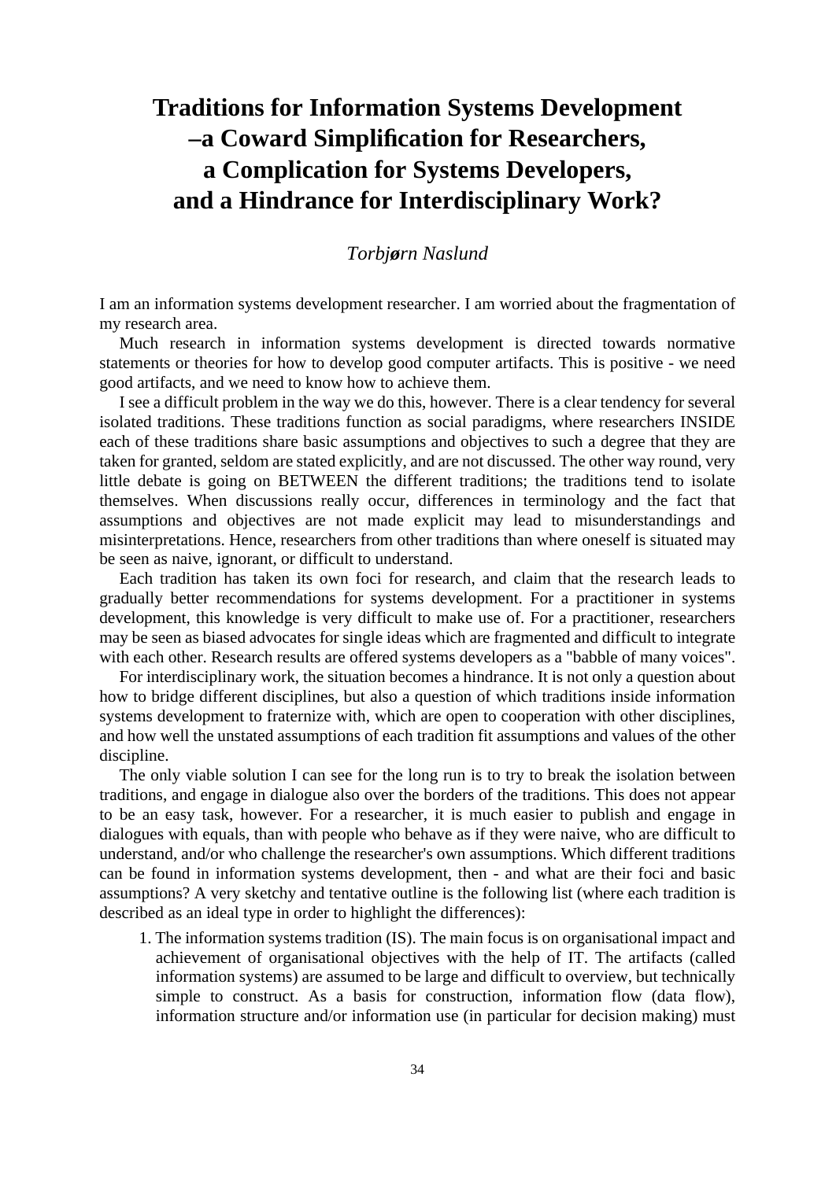# Traditions for Information Systems Development –a Coward Simplification for Researchers, a Complication for Systems Developers, and a Hindrance for Interdisciplinary Work?

*Torbjørn Naslund*

I am an information systems development researcher. I am worried about the fragmentation of my research area.

Much research in information systems development is directed towards normative statements or theories for how to develop good computer artifacts. This is positive - we need good artifacts, and we need to know how to achieve them.

I see a difficult problem in the way we do this, however. There is a clear tendency for several isolated traditions. These traditions function as social paradigms, where researchers INSIDE each of these traditions share basic assumptions and objectives to such a degree that they are taken for granted, seldom are stated explicitly, and are not discussed. The other way round, very little debate is going on BETWEEN the different traditions; the traditions tend to isolate themselves. When discussions really occur, differences in terminology and the fact that assumptions and objectives are not made explicit may lead to misunderstandings and misinterpretations. Hence, researchers from other traditions than where oneself is situated may be seen as naive, ignorant, or difficult to understand.

Each tradition has taken its own foci for research, and claim that the research leads to gradually better recommendations for systems development. For a practitioner in systems development, this knowledge is very difficult to make use of. For a practitioner, researchers may be seen as biased advocates for single ideas which are fragmented and difficult to integrate with each other. Research results are offered systems developers as a "babble of many voices".

For interdisciplinary work, the situation becomes a hindrance. It is not only a question about how to bridge different disciplines, but also a question of which traditions inside information systems development to fraternize with, which are open to cooperation with other disciplines, and how well the unstated assumptions of each tradition fit assumptions and values of the other discipline.

The only viable solution I can see for the long run is to try to break the isolation between traditions, and engage in dialogue also over the borders of the traditions. This does not appear to be an easy task, however. For a researcher, it is much easier to publish and engage in dialogues with equals, than with people who behave as if they were naive, who are difficult to understand, and/or who challenge the researcher's own assumptions. Which different traditions can be found in information systems development, then - and what are their foci and basic assumptions? A very sketchy and tentative outline is the following list (where each tradition is described as an ideal type in order to highlight the differences):

1. The information systems tradition (IS). The main focus is on organisational impact and achievement of organisational objectives with the help of IT. The artifacts (called information systems) are assumed to be large and difficult to overview, but technically simple to construct. As a basis for construction, information flow (data flow), information structure and/or information use (in particular for decision making) must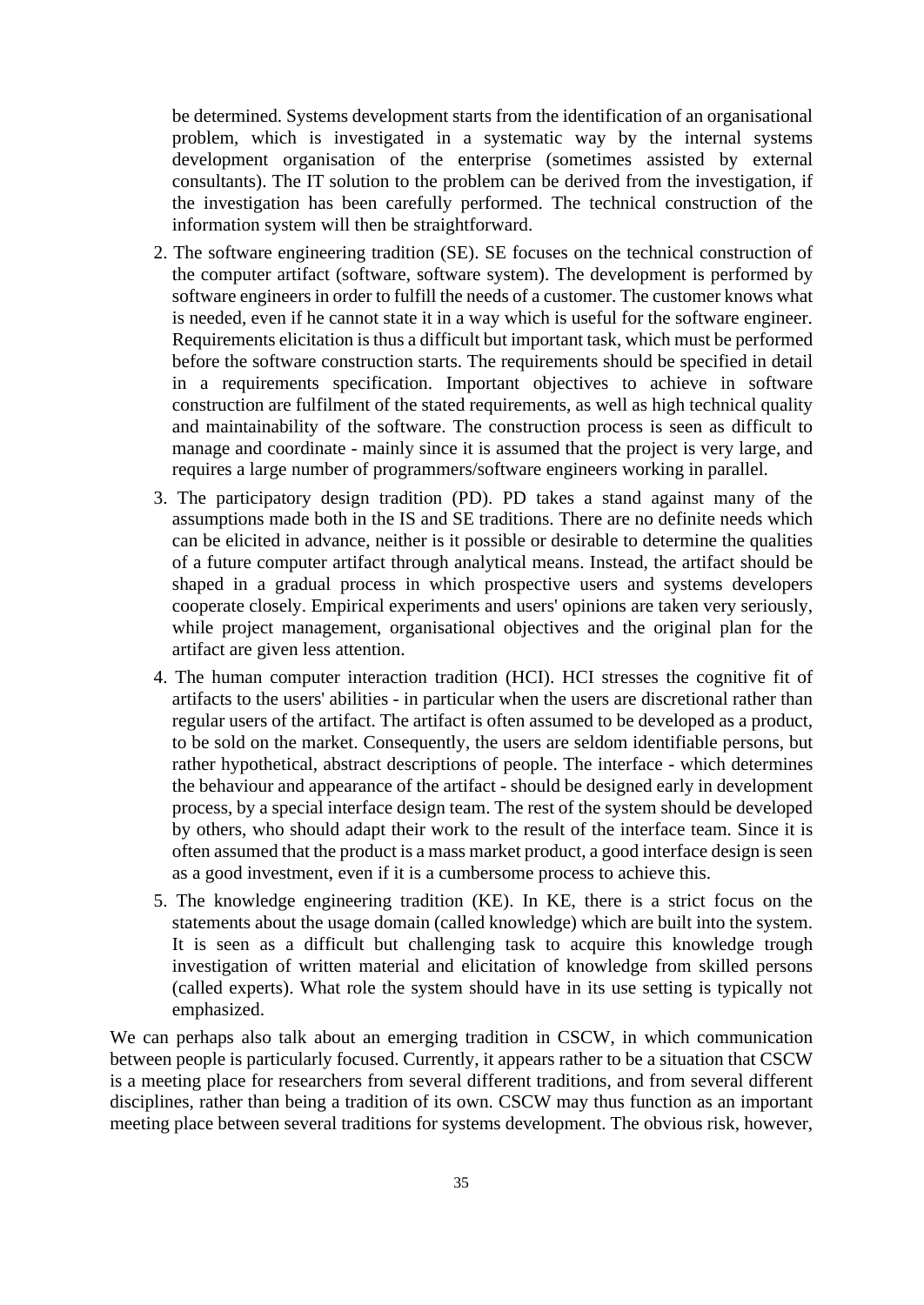be determined. Systems development starts from the identification of an organisational problem, which is investigated in a systematic way by the internal systems development organisation of the enterprise (sometimes assisted by external consultants). The IT solution to the problem can be derived from the investigation, if the investigation has been carefully performed. The technical construction of the information system will then be straightforward.

2. The software engineering tradition (SE). SE focuses on the technical construction of the computer artifact (software, software system). The development is performed by software engineers in order to fulfill the needs of a customer. The customer knows what is needed, even if he cannot state it in a way which is useful for the software engineer. Requirements elicitation is thus a difficult but important task, which must be performed before the software construction starts. The requirements should be specified in detail in a requirements specification. Important objectives to achieve in software construction are fulfilment of the stated requirements, as well as high technical quality and maintainability of the software. The construction process is seen as difficult to manage and coordinate - mainly since it is assumed that the project is very large, and requires a large number of programmers/software engineers working in parallel.

3. The participatory design tradition (PD). PD takes a stand against many of the assumptions made both in the IS and SE traditions. There are no definite needs which can be elicited in advance, neither is it possible or desirable to determine the qualities of a future computer artifact through analytical means. Instead, the artifact should be shaped in a gradual process in which prospective users and systems developers cooperate closely. Empirical experiments and users' opinions are taken very seriously, while project management, organisational objectives and the original plan for the artifact are given less attention.

4. The human computer interaction tradition (HCI). HCI stresses the cognitive fit of artifacts to the users' abilities - in particular when the users are discretional rather than regular users of the artifact. The artifact is often assumed to be developed as a product, to be sold on the market. Consequently, the users are seldom identifiable persons, but rather hypothetical, abstract descriptions of people. The interface - which determines the behaviour and appearance of the artifact - should be designed early in development process, by a special interface design team. The rest of the system should be developed by others, who should adapt their work to the result of the interface team. Since it is often assumed that the product is a mass market product, a good interface design is seen as a good investment, even if it is a cumbersome process to achieve this.

5. The knowledge engineering tradition (KE). In KE, there is a strict focus on the statements about the usage domain (called knowledge) which are built into the system. It is seen as a difficult but challenging task to acquire this knowledge trough investigation of written material and elicitation of knowledge from skilled persons (called experts). What role the system should have in its use setting is typically not emphasized.

We can perhaps also talk about an emerging tradition in CSCW, in which communication between people is particularly focused. Currently, it appears rather to be a situation that CSCW is a meeting place for researchers from several different traditions, and from several different disciplines, rather than being a tradition of its own. CSCW may thus function as an important meeting place between several traditions for systems development. The obvious risk, however,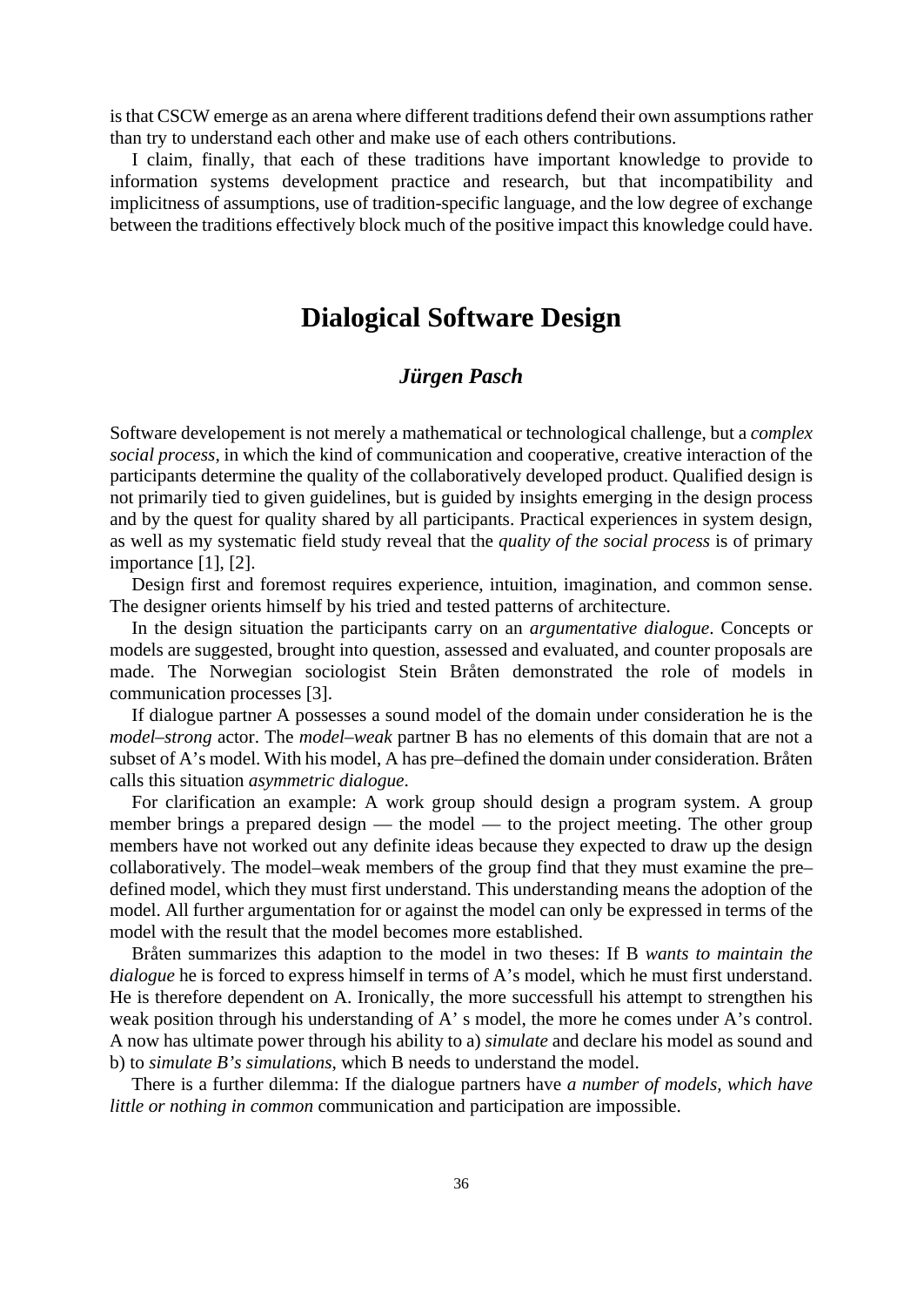is that CSCW emerge as an arena where different traditions defend their own assumptions rather than try to understand each other and make use of each others contributions.

I claim, finally, that each of these traditions have important knowledge to provide to information systems development practice and research, but that incompatibility and implicitness of assumptions, use of tradition-specific language, and the low degree of exchange between the traditions effectively block much of the positive impact this knowledge could have.

# Dialogical Software Design

### *Jürgen Pasch*

Software developement is not merely a mathematical or technological challenge, but a *complex social process*, in which the kind of communication and cooperative, creative interaction of the participants determine the quality of the collaboratively developed product. Qualified design is not primarily tied to given guidelines, but is guided by insights emerging in the design process and by the quest for quality shared by all participants. Practical experiences in system design, as well as my systematic field study reveal that the *quality of the social process* is of primary importance [1], [2].

Design first and foremost requires experience, intuition, imagination, and common sense. The designer orients himself by his tried and tested patterns of architecture.

In the design situation the participants carry on an *argumentative dialogue*. Concepts or models are suggested, brought into question, assessed and evaluated, and counter proposals are made. The Norwegian sociologist Stein Bråten demonstrated the role of models in communication processes [3].

If dialogue partner A possesses a sound model of the domain under consideration he is the *model–strong* actor. The *model–weak* partner B has no elements of this domain that are not a subset of A's model. With his model, A has pre–defined the domain under consideration. Bråten calls this situation *asymmetric dialogue*.

For clarification an example: A work group should design a program system. A group member brings a prepared design — the model — to the project meeting. The other group members have not worked out any definite ideas because they expected to draw up the design collaboratively. The model–weak members of the group find that they must examine the pre–defined model, which they must first understand. This understanding means the adoption of the model. All further argumentation for or against the model can only be expressed in terms of the model with the result that the model becomes more established.

Bråten summarizes this adaption to the model in two theses: If B *wants to maintain the dialogue* he is forced to express himself in terms of A's model, which he must first understand. He is therefore dependent on A. Ironically, the more successfull his attempt to strengthen his weak position through his understanding of A' s model, the more he comes under A's control. A now has ultimate power through his ability to a) *simulate* and declare his model as sound and b) to *simulate B's simulations*, which B needs to understand the model.

There is a further dilemma: If the dialogue partners have *a number of models, which have little or nothing in common* communication and participation are impossible.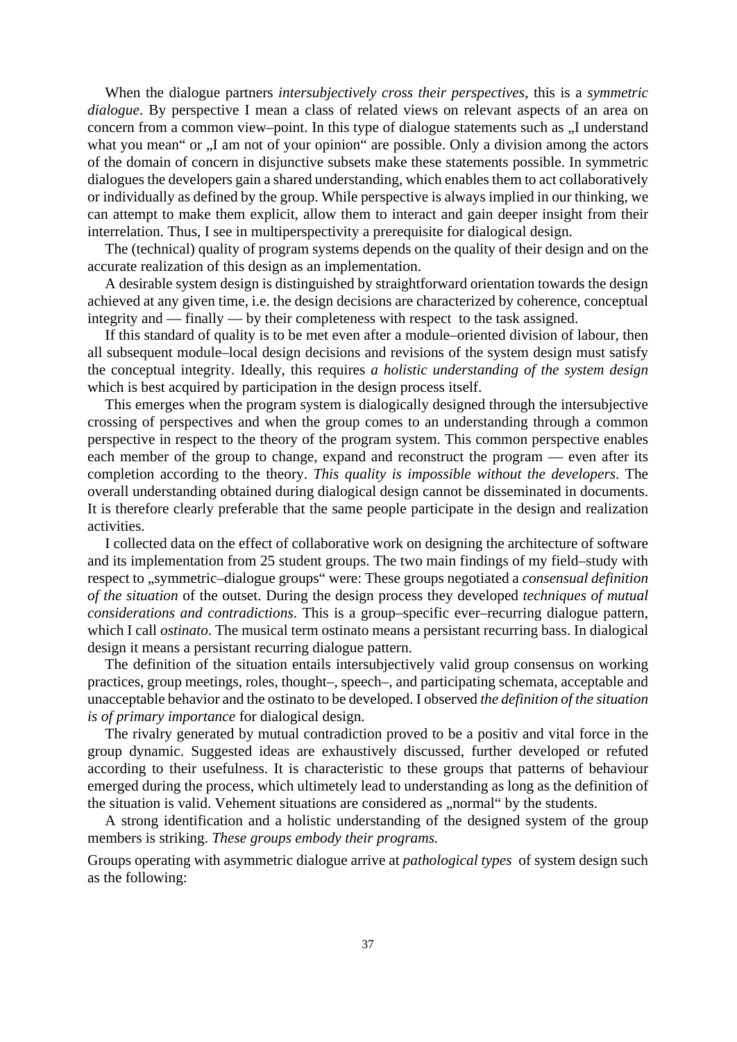When the dialogue partners *intersubjectively cross their perspectives*, this is a *symmetric dialogue*. By perspective I mean a class of related views on relevant aspects of an area on concern from a common view–point. In this type of dialogue statements such as „I understand what you mean" or „I am not of your opinion" are possible. Only a division among the actors of the domain of concern in disjunctive subsets make these statements possible. In symmetric dialogues the developers gain a shared understanding, which enables them to act collaboratively or individually as defined by the group. While perspective is always implied in our thinking, we can attempt to make them explicit, allow them to interact and gain deeper insight from their interrelation. Thus, I see in multiperspectivity a prerequisite for dialogical design.

The (technical) quality of program systems depends on the quality of their design and on the accurate realization of this design as an implementation.

A desirable system design is distinguished by straightforward orientation towards the design achieved at any given time, i.e. the design decisions are characterized by coherence, conceptual integrity and — finally — by their completeness with respect to the task assigned.

If this standard of quality is to be met even after a module–oriented division of labour, then all subsequent module–local design decisions and revisions of the system design must satisfy the conceptual integrity. Ideally, this requires *a holistic understanding of the system design* which is best acquired by participation in the design process itself.

This emerges when the program system is dialogically designed through the intersubjective crossing of perspectives and when the group comes to an understanding through a common perspective in respect to the theory of the program system. This common perspective enables each member of the group to change, expand and reconstruct the program — even after its completion according to the theory. *This quality is impossible without the developers*. The overall understanding obtained during dialogical design cannot be disseminated in documents. It is therefore clearly preferable that the same people participate in the design and realization activities.

I collected data on the effect of collaborative work on designing the architecture of software and its implementation from 25 student groups. The two main findings of my field–study with respect to „symmetric–dialogue groups" were: These groups negotiated a *consensual definition of the situation* of the outset. During the design process they developed *techniques of mutual considerations and contradictions*. This is a group–specific ever–recurring dialogue pattern, which I call *ostinato*. The musical term ostinato means a persistant recurring bass. In dialogical design it means a persistant recurring dialogue pattern.

The definition of the situation entails intersubjectively valid group consensus on working practices, group meetings, roles, thought–, speech–, and participating schemata, acceptable and unacceptable behavior and the ostinato to be developed. I observed *the definition of the situation is of primary importance* for dialogical design.

The rivalry generated by mutual contradiction proved to be a positiv and vital force in the group dynamic. Suggested ideas are exhaustively discussed, further developed or refuted according to their usefulness. It is characteristic to these groups that patterns of behaviour emerged during the process, which ultimetely lead to understanding as long as the definition of the situation is valid. Vehement situations are considered as „normal" by the students.

A strong identification and a holistic understanding of the designed system of the group members is striking. *These groups embody their programs.*

Groups operating with asymmetric dialogue arrive at *pathological types* of system design such as the following: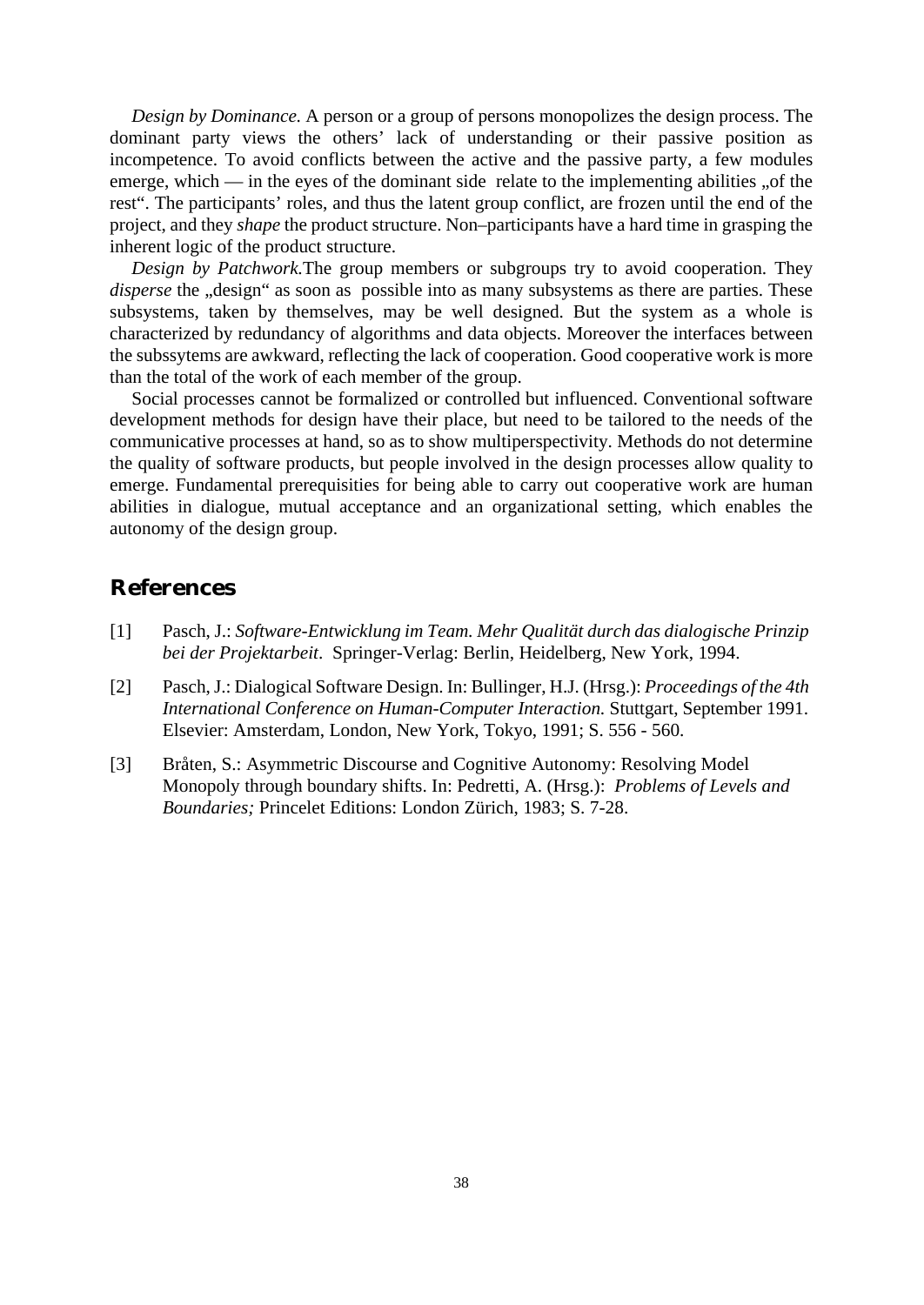*Design by Dominance.* A person or a group of persons monopolizes the design process. The dominant party views the others' lack of understanding or their passive position as incompetence. To avoid conflicts between the active and the passive party, a few modules emerge, which — in the eyes of the dominant side relate to the implementing abilities „of the rest". The participants' roles, and thus the latent group conflict, are frozen until the end of the project, and they *shape* the product structure. Non–participants have a hard time in grasping the inherent logic of the product structure.

*Design by Patchwork.*The group members or subgroups try to avoid cooperation. They *disperse* the „design" as soon as possible into as many subsystems as there are parties. These subsystems, taken by themselves, may be well designed. But the system as a whole is characterized by redundancy of algorithms and data objects. Moreover the interfaces between the subssytems are awkward, reflecting the lack of cooperation. Good cooperative work is more than the total of the work of each member of the group.

Social processes cannot be formalized or controlled but influenced. Conventional software development methods for design have their place, but need to be tailored to the needs of the communicative processes at hand, so as to show multiperspectivity. Methods do not determine the quality of software products, but people involved in the design processes allow quality to emerge. Fundamental prerequisities for being able to carry out cooperative work are human abilities in dialogue, mutual acceptance and an organizational setting, which enables the autonomy of the design group.

## References

[1] Pasch, J.: *Software-Entwicklung im Team. Mehr Qualität durch das dialogische Prinzip bei der Projektarbeit*. Springer-Verlag: Berlin, Heidelberg, New York, 1994.

[2] Pasch, J.: Dialogical Software Design. In: Bullinger, H.J. (Hrsg.): *Proceedings of the 4th International Conference on Human-Computer Interaction.* Stuttgart, September 1991. Elsevier: Amsterdam, London, New York, Tokyo, 1991; S. 556 - 560.

[3] Bråten, S.: Asymmetric Discourse and Cognitive Autonomy: Resolving Model Monopoly through boundary shifts. In: Pedretti, A. (Hrsg.): *Problems of Levels and Boundaries;* Princelet Editions: London Zürich, 1983; S. 7-28.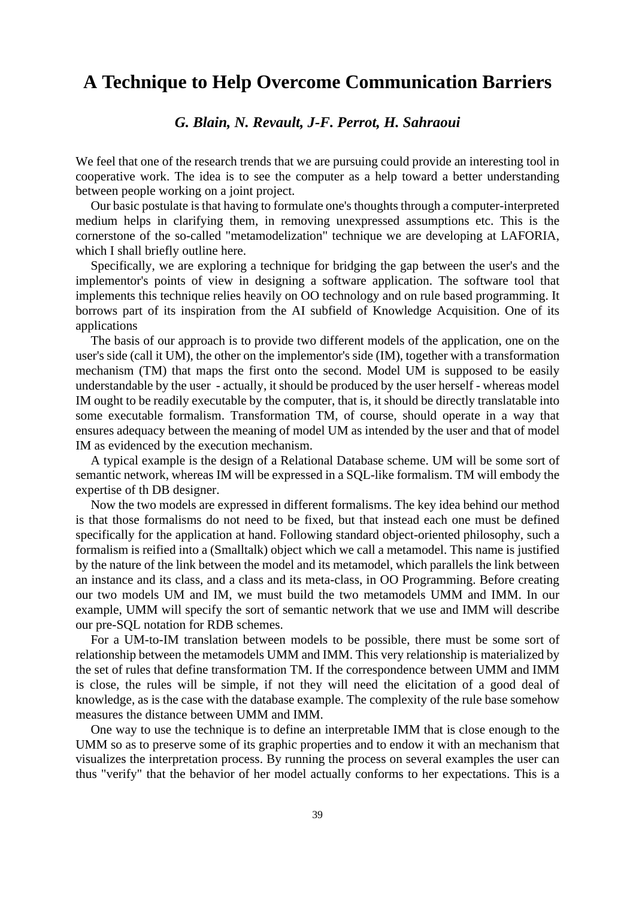# A Technique to Help Overcome Communication Barriers

***G. Blain, N. Revault, J-F. Perrot, H. Sahraoui***

We feel that one of the research trends that we are pursuing could provide an interesting tool in cooperative work. The idea is to see the computer as a help toward a better understanding between people working on a joint project.

Our basic postulate is that having to formulate one's thoughts through a computer-interpreted medium helps in clarifying them, in removing unexpressed assumptions etc. This is the cornerstone of the so-called "metamodelization" technique we are developing at LAFORIA, which I shall briefly outline here.

Specifically, we are exploring a technique for bridging the gap between the user's and the implementor's points of view in designing a software application. The software tool that implements this technique relies heavily on OO technology and on rule based programming. It borrows part of its inspiration from the AI subfield of Knowledge Acquisition. One of its applications

The basis of our approach is to provide two different models of the application, one on the user's side (call it UM), the other on the implementor's side (IM), together with a transformation mechanism (TM) that maps the first onto the second. Model UM is supposed to be easily understandable by the user - actually, it should be produced by the user herself - whereas model IM ought to be readily executable by the computer, that is, it should be directly translatable into some executable formalism. Transformation TM, of course, should operate in a way that ensures adequacy between the meaning of model UM as intended by the user and that of model IM as evidenced by the execution mechanism.

A typical example is the design of a Relational Database scheme. UM will be some sort of semantic network, whereas IM will be expressed in a SQL-like formalism. TM will embody the expertise of th DB designer.

Now the two models are expressed in different formalisms. The key idea behind our method is that those formalisms do not need to be fixed, but that instead each one must be defined specifically for the application at hand. Following standard object-oriented philosophy, such a formalism is reified into a (Smalltalk) object which we call a metamodel. This name is justified by the nature of the link between the model and its metamodel, which parallels the link between an instance and its class, and a class and its meta-class, in OO Programming. Before creating our two models UM and IM, we must build the two metamodels UMM and IMM. In our example, UMM will specify the sort of semantic network that we use and IMM will describe our pre-SQL notation for RDB schemes.

For a UM-to-IM translation between models to be possible, there must be some sort of relationship between the metamodels UMM and IMM. This very relationship is materialized by the set of rules that define transformation TM. If the correspondence between UMM and IMM is close, the rules will be simple, if not they will need the elicitation of a good deal of knowledge, as is the case with the database example. The complexity of the rule base somehow measures the distance between UMM and IMM.

One way to use the technique is to define an interpretable IMM that is close enough to the UMM so as to preserve some of its graphic properties and to endow it with an mechanism that visualizes the interpretation process. By running the process on several examples the user can thus "verify" that the behavior of her model actually conforms to her expectations. This is a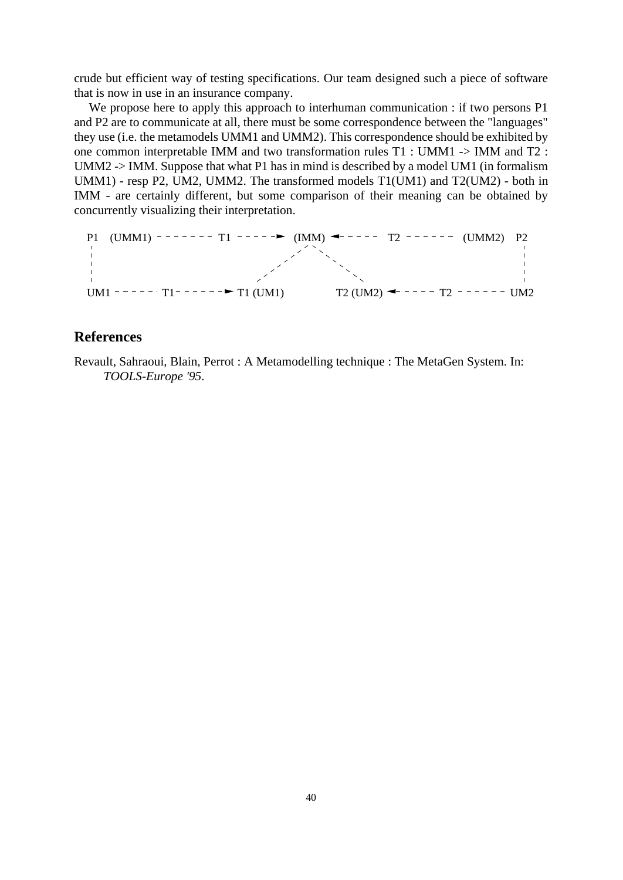crude but efficient way of testing specifications. Our team designed such a piece of software that is now in use in an insurance company.

We propose here to apply this approach to interhuman communication : if two persons P1 and P2 are to communicate at all, there must be some correspondence between the "languages" they use (i.e. the metamodels UMM1 and UMM2). This correspondence should be exhibited by one common interpretable IMM and two transformation rules T1 : UMM1 -> IMM and T2 : UMM2 -> IMM. Suppose that what P1 has in mind is described by a model UM1 (in formalism UMM1) - resp P2, UM2, UMM2. The transformed models T1(UM1) and T2(UM2) - both in IMM - are certainly different, but some comparison of their meaning can be obtained by concurrently visualizing their interpretation.

```
P1   (UMM1) - - - - - - -  T1  - - - - ->  (IMM)  <- - - - -  T2  - - - - - -  (UMM2)  P2
 |                                          /  \                                       |
 |                                         /    \                                      |
 |                                        /      \                                     |
UM1 - - - - - T1 - - - - - -> T1 (UM1)           T2 (UM2) <- - - - -  T2  - - - - - -  UM2
```

## References

Revault, Sahraoui, Blain, Perrot : A Metamodelling technique : The MetaGen System. In: *TOOLS-Europe '95*.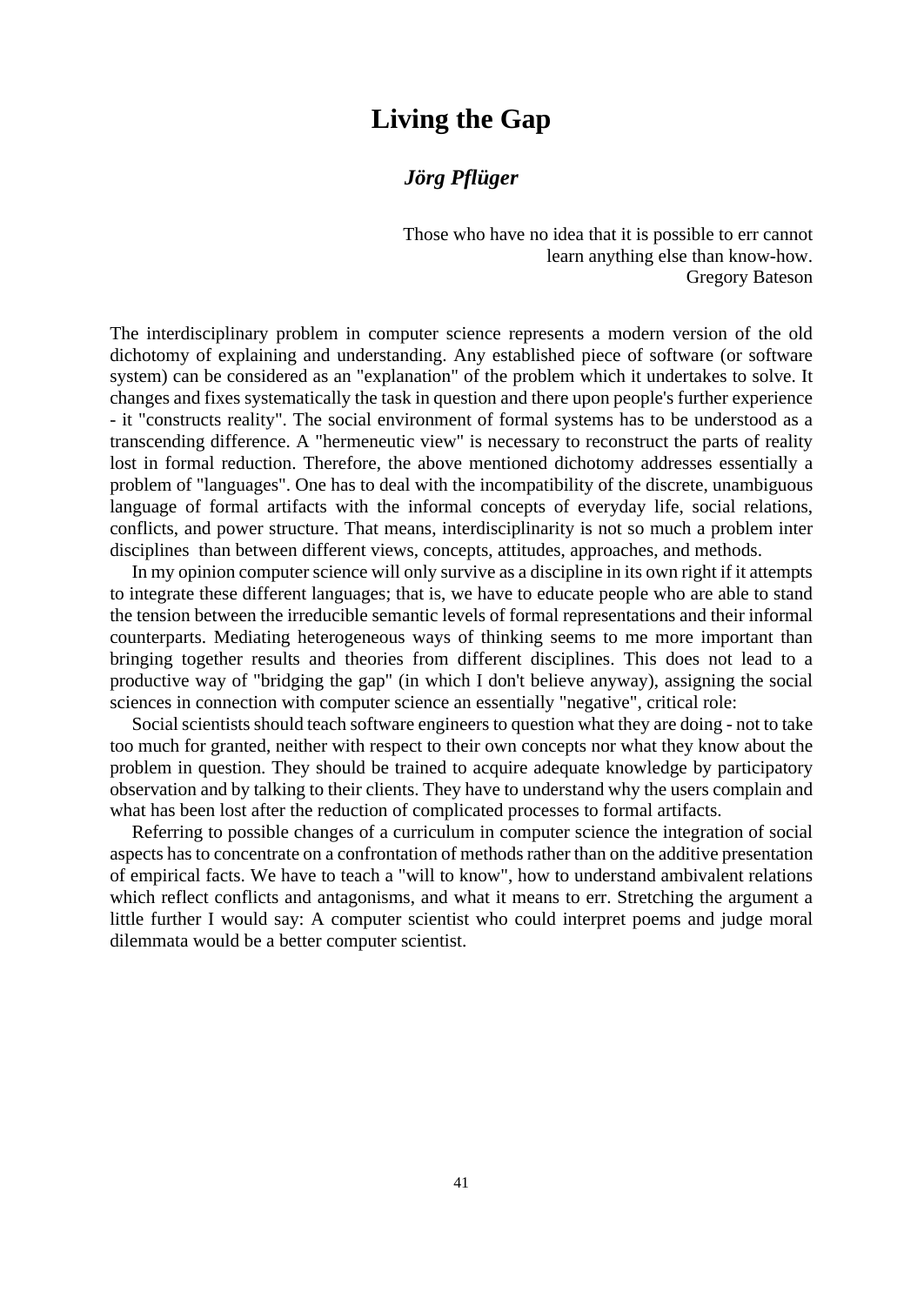# Living the Gap

### *Jörg Pflüger*

> Those who have no idea that it is possible to err cannot learn anything else than know-how.
> Gregory Bateson

The interdisciplinary problem in computer science represents a modern version of the old dichotomy of explaining and understanding. Any established piece of software (or software system) can be considered as an "explanation" of the problem which it undertakes to solve. It changes and fixes systematically the task in question and there upon people's further experience - it "constructs reality". The social environment of formal systems has to be understood as a transcending difference. A "hermeneutic view" is necessary to reconstruct the parts of reality lost in formal reduction. Therefore, the above mentioned dichotomy addresses essentially a problem of "languages". One has to deal with the incompatibility of the discrete, unambiguous language of formal artifacts with the informal concepts of everyday life, social relations, conflicts, and power structure. That means, interdisciplinarity is not so much a problem inter disciplines than between different views, concepts, attitudes, approaches, and methods.

In my opinion computer science will only survive as a discipline in its own right if it attempts to integrate these different languages; that is, we have to educate people who are able to stand the tension between the irreducible semantic levels of formal representations and their informal counterparts. Mediating heterogeneous ways of thinking seems to me more important than bringing together results and theories from different disciplines. This does not lead to a productive way of "bridging the gap" (in which I don't believe anyway), assigning the social sciences in connection with computer science an essentially "negative", critical role:

Social scientists should teach software engineers to question what they are doing - not to take too much for granted, neither with respect to their own concepts nor what they know about the problem in question. They should be trained to acquire adequate knowledge by participatory observation and by talking to their clients. They have to understand why the users complain and what has been lost after the reduction of complicated processes to formal artifacts.

Referring to possible changes of a curriculum in computer science the integration of social aspects has to concentrate on a confrontation of methods rather than on the additive presentation of empirical facts. We have to teach a "will to know", how to understand ambivalent relations which reflect conflicts and antagonisms, and what it means to err. Stretching the argument a little further I would say: A computer scientist who could interpret poems and judge moral dilemmata would be a better computer scientist.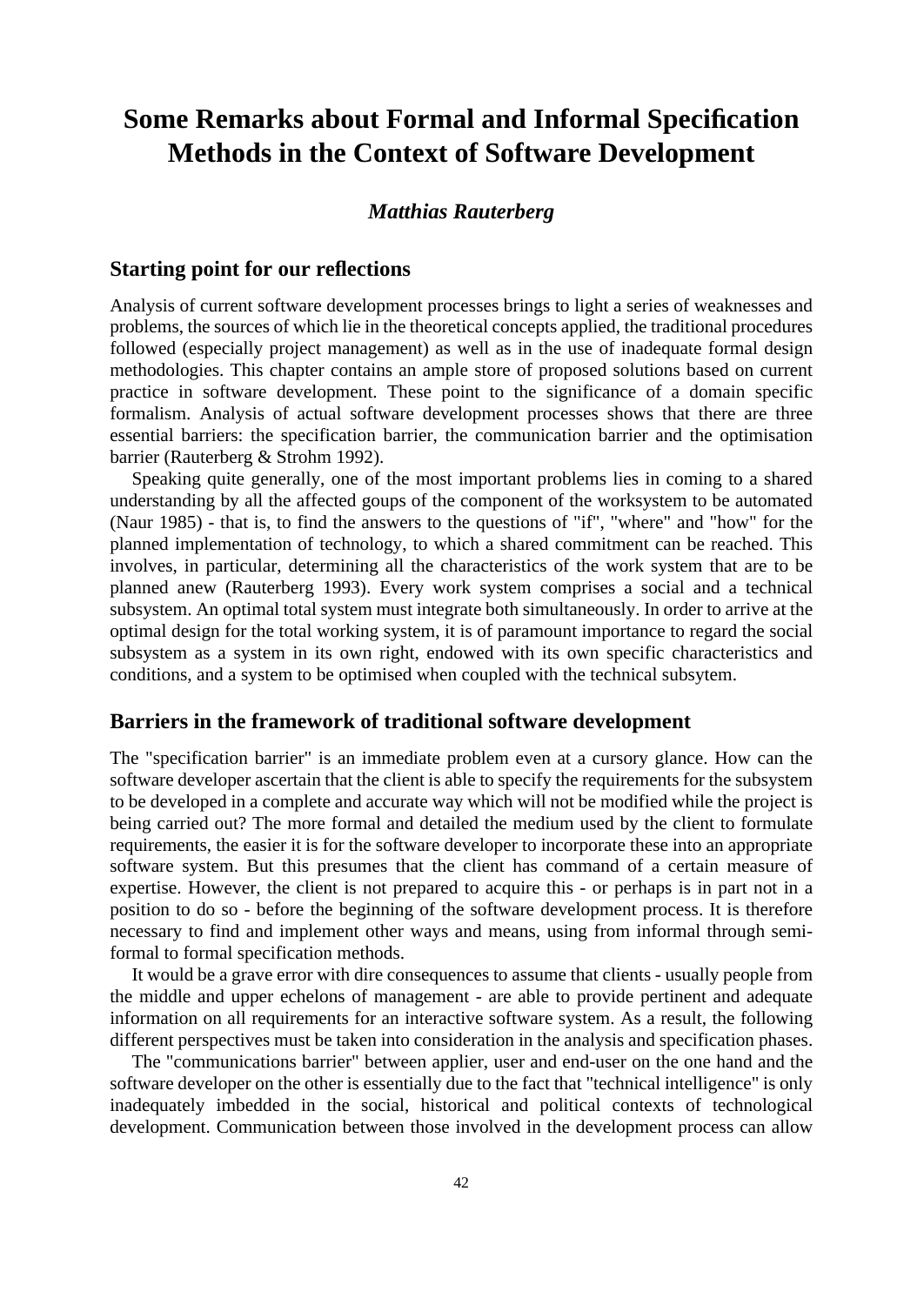# Some Remarks about Formal and Informal Specification Methods in the Context of Software Development

### *Matthias Rauterberg*

## Starting point for our reflections

Analysis of current software development processes brings to light a series of weaknesses and problems, the sources of which lie in the theoretical concepts applied, the traditional procedures followed (especially project management) as well as in the use of inadequate formal design methodologies. This chapter contains an ample store of proposed solutions based on current practice in software development. These point to the significance of a domain specific formalism. Analysis of actual software development processes shows that there are three essential barriers: the specification barrier, the communication barrier and the optimisation barrier (Rauterberg & Strohm 1992).

Speaking quite generally, one of the most important problems lies in coming to a shared understanding by all the affected goups of the component of the worksystem to be automated (Naur 1985) - that is, to find the answers to the questions of "if", "where" and "how" for the planned implementation of technology, to which a shared commitment can be reached. This involves, in particular, determining all the characteristics of the work system that are to be planned anew (Rauterberg 1993). Every work system comprises a social and a technical subsystem. An optimal total system must integrate both simultaneously. In order to arrive at the optimal design for the total working system, it is of paramount importance to regard the social subsystem as a system in its own right, endowed with its own specific characteristics and conditions, and a system to be optimised when coupled with the technical subsytem.

## Barriers in the framework of traditional software development

The "specification barrier" is an immediate problem even at a cursory glance. How can the software developer ascertain that the client is able to specify the requirements for the subsystem to be developed in a complete and accurate way which will not be modified while the project is being carried out? The more formal and detailed the medium used by the client to formulate requirements, the easier it is for the software developer to incorporate these into an appropriate software system. But this presumes that the client has command of a certain measure of expertise. However, the client is not prepared to acquire this - or perhaps is in part not in a position to do so - before the beginning of the software development process. It is therefore necessary to find and implement other ways and means, using from informal through semi-formal to formal specification methods.

It would be a grave error with dire consequences to assume that clients - usually people from the middle and upper echelons of management - are able to provide pertinent and adequate information on all requirements for an interactive software system. As a result, the following different perspectives must be taken into consideration in the analysis and specification phases.

The "communications barrier" between applier, user and end-user on the one hand and the software developer on the other is essentially due to the fact that "technical intelligence" is only inadequately imbedded in the social, historical and political contexts of technological development. Communication between those involved in the development process can allow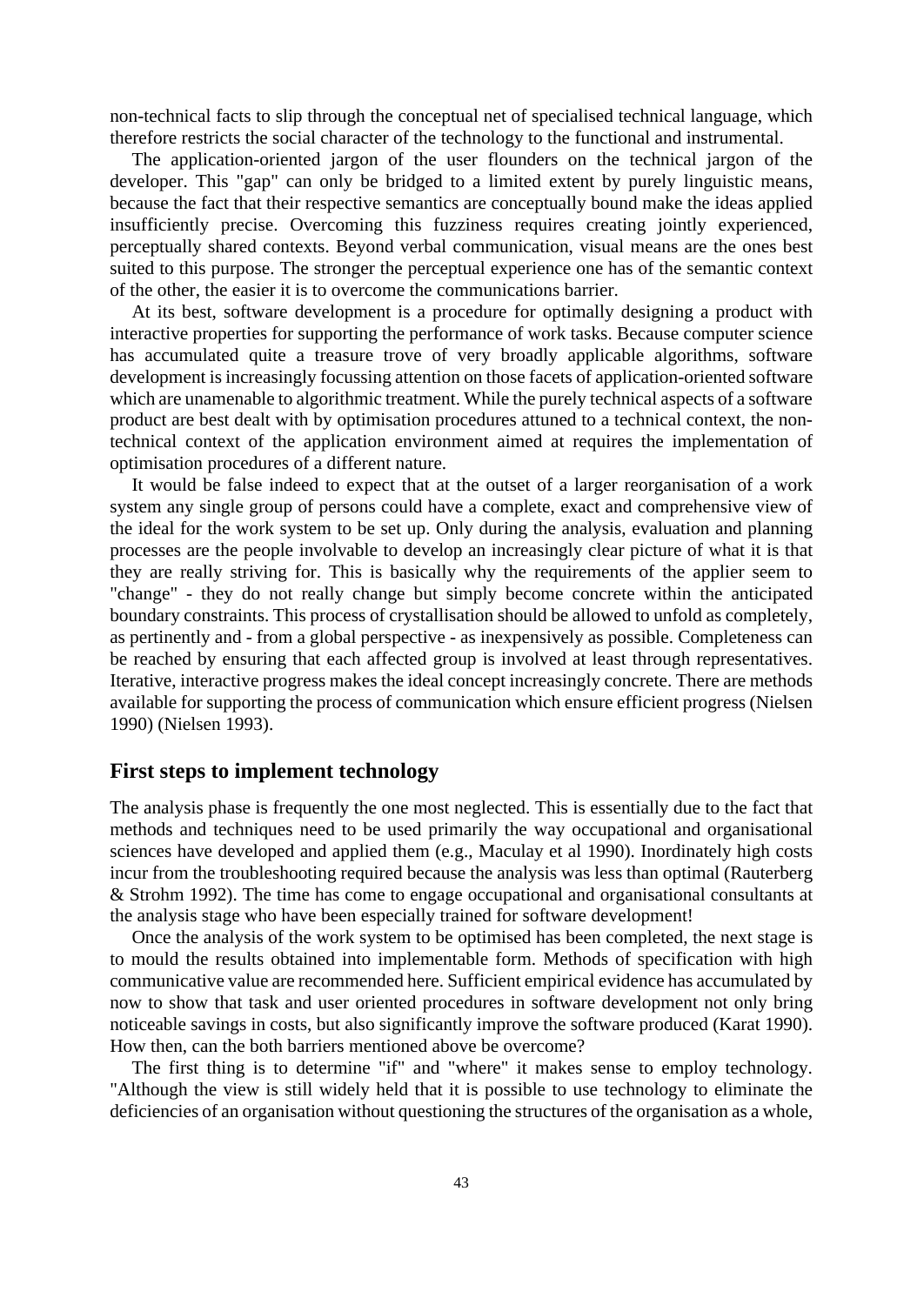non-technical facts to slip through the conceptual net of specialised technical language, which therefore restricts the social character of the technology to the functional and instrumental.

The application-oriented jargon of the user flounders on the technical jargon of the developer. This "gap" can only be bridged to a limited extent by purely linguistic means, because the fact that their respective semantics are conceptually bound make the ideas applied insufficiently precise. Overcoming this fuzziness requires creating jointly experienced, perceptually shared contexts. Beyond verbal communication, visual means are the ones best suited to this purpose. The stronger the perceptual experience one has of the semantic context of the other, the easier it is to overcome the communications barrier.

At its best, software development is a procedure for optimally designing a product with interactive properties for supporting the performance of work tasks. Because computer science has accumulated quite a treasure trove of very broadly applicable algorithms, software development is increasingly focussing attention on those facets of application-oriented software which are unamenable to algorithmic treatment. While the purely technical aspects of a software product are best dealt with by optimisation procedures attuned to a technical context, the non-technical context of the application environment aimed at requires the implementation of optimisation procedures of a different nature.

It would be false indeed to expect that at the outset of a larger reorganisation of a work system any single group of persons could have a complete, exact and comprehensive view of the ideal for the work system to be set up. Only during the analysis, evaluation and planning processes are the people involvable to develop an increasingly clear picture of what it is that they are really striving for. This is basically why the requirements of the applier seem to "change" - they do not really change but simply become concrete within the anticipated boundary constraints. This process of crystallisation should be allowed to unfold as completely, as pertinently and - from a global perspective - as inexpensively as possible. Completeness can be reached by ensuring that each affected group is involved at least through representatives. Iterative, interactive progress makes the ideal concept increasingly concrete. There are methods available for supporting the process of communication which ensure efficient progress (Nielsen 1990) (Nielsen 1993).

## First steps to implement technology

The analysis phase is frequently the one most neglected. This is essentially due to the fact that methods and techniques need to be used primarily the way occupational and organisational sciences have developed and applied them (e.g., Maculay et al 1990). Inordinately high costs incur from the troubleshooting required because the analysis was less than optimal (Rauterberg & Strohm 1992). The time has come to engage occupational and organisational consultants at the analysis stage who have been especially trained for software development!

Once the analysis of the work system to be optimised has been completed, the next stage is to mould the results obtained into implementable form. Methods of specification with high communicative value are recommended here. Sufficient empirical evidence has accumulated by now to show that task and user oriented procedures in software development not only bring noticeable savings in costs, but also significantly improve the software produced (Karat 1990). How then, can the both barriers mentioned above be overcome?

The first thing is to determine "if" and "where" it makes sense to employ technology. "Although the view is still widely held that it is possible to use technology to eliminate the deficiencies of an organisation without questioning the structures of the organisation as a whole,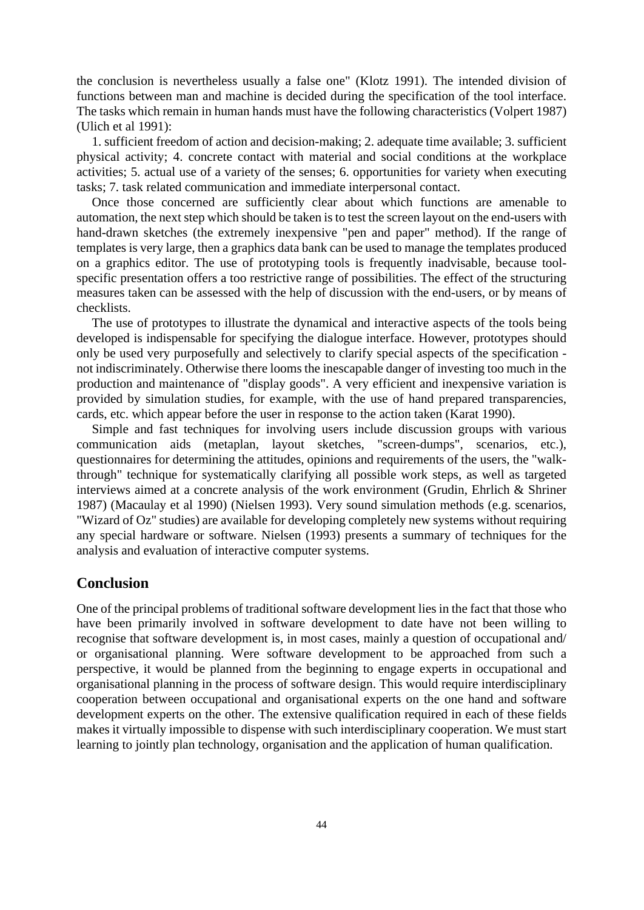the conclusion is nevertheless usually a false one" (Klotz 1991). The intended division of functions between man and machine is decided during the specification of the tool interface. The tasks which remain in human hands must have the following characteristics (Volpert 1987) (Ulich et al 1991):

1. sufficient freedom of action and decision-making; 2. adequate time available; 3. sufficient physical activity; 4. concrete contact with material and social conditions at the workplace activities; 5. actual use of a variety of the senses; 6. opportunities for variety when executing tasks; 7. task related communication and immediate interpersonal contact.

Once those concerned are sufficiently clear about which functions are amenable to automation, the next step which should be taken is to test the screen layout on the end-users with hand-drawn sketches (the extremely inexpensive "pen and paper" method). If the range of templates is very large, then a graphics data bank can be used to manage the templates produced on a graphics editor. The use of prototyping tools is frequently inadvisable, because tool-specific presentation offers a too restrictive range of possibilities. The effect of the structuring measures taken can be assessed with the help of discussion with the end-users, or by means of checklists.

The use of prototypes to illustrate the dynamical and interactive aspects of the tools being developed is indispensable for specifying the dialogue interface. However, prototypes should only be used very purposefully and selectively to clarify special aspects of the specification - not indiscriminately. Otherwise there looms the inescapable danger of investing too much in the production and maintenance of "display goods". A very efficient and inexpensive variation is provided by simulation studies, for example, with the use of hand prepared transparencies, cards, etc. which appear before the user in response to the action taken (Karat 1990).

Simple and fast techniques for involving users include discussion groups with various communication aids (metaplan, layout sketches, "screen-dumps", scenarios, etc.), questionnaires for determining the attitudes, opinions and requirements of the users, the "walk-through" technique for systematically clarifying all possible work steps, as well as targeted interviews aimed at a concrete analysis of the work environment (Grudin, Ehrlich & Shriner 1987) (Macaulay et al 1990) (Nielsen 1993). Very sound simulation methods (e.g. scenarios, "Wizard of Oz" studies) are available for developing completely new systems without requiring any special hardware or software. Nielsen (1993) presents a summary of techniques for the analysis and evaluation of interactive computer systems.

## Conclusion

One of the principal problems of traditional software development lies in the fact that those who have been primarily involved in software development to date have not been willing to recognise that software development is, in most cases, mainly a question of occupational and/ or organisational planning. Were software development to be approached from such a perspective, it would be planned from the beginning to engage experts in occupational and organisational planning in the process of software design. This would require interdisciplinary cooperation between occupational and organisational experts on the one hand and software development experts on the other. The extensive qualification required in each of these fields makes it virtually impossible to dispense with such interdisciplinary cooperation. We must start learning to jointly plan technology, organisation and the application of human qualification.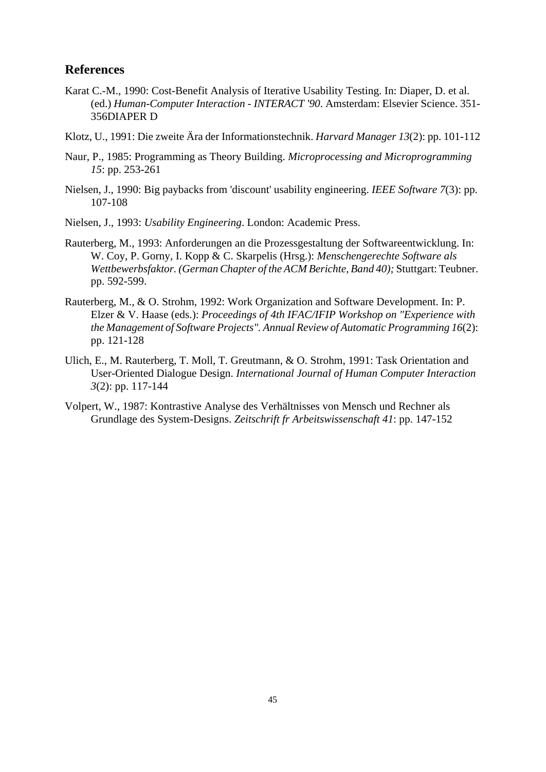## References

Karat C.-M., 1990: Cost-Benefit Analysis of Iterative Usability Testing. In: Diaper, D. et al. (ed.) *Human-Computer Interaction - INTERACT '90*. Amsterdam: Elsevier Science. 351-356DIAPER D

Klotz, U., 1991: Die zweite Ära der Informationstechnik. *Harvard Manager 13*(2): pp. 101-112

Naur, P., 1985: Programming as Theory Building. *Microprocessing and Microprogramming 15*: pp. 253-261

Nielsen, J., 1990: Big paybacks from 'discount' usability engineering. *IEEE Software 7*(3): pp. 107-108

Nielsen, J., 1993: *Usability Engineering*. London: Academic Press.

Rauterberg, M., 1993: Anforderungen an die Prozessgestaltung der Softwareentwicklung. In: W. Coy, P. Gorny, I. Kopp & C. Skarpelis (Hrsg.): *Menschengerechte Software als Wettbewerbsfaktor. (German Chapter of the ACM Berichte, Band 40);* Stuttgart: Teubner. pp. 592-599.

Rauterberg, M., & O. Strohm, 1992: Work Organization and Software Development. In: P. Elzer & V. Haase (eds.): *Proceedings of 4th IFAC/IFIP Workshop on "Experience with the Management of Software Projects". Annual Review of Automatic Programming 16*(2): pp. 121-128

Ulich, E., M. Rauterberg, T. Moll, T. Greutmann, & O. Strohm, 1991: Task Orientation and User-Oriented Dialogue Design. *International Journal of Human Computer Interaction 3*(2): pp. 117-144

Volpert, W., 1987: Kontrastive Analyse des Verhältnisses von Mensch und Rechner als Grundlage des System-Designs. *Zeitschrift fr Arbeitswissenschaft 41*: pp. 147-152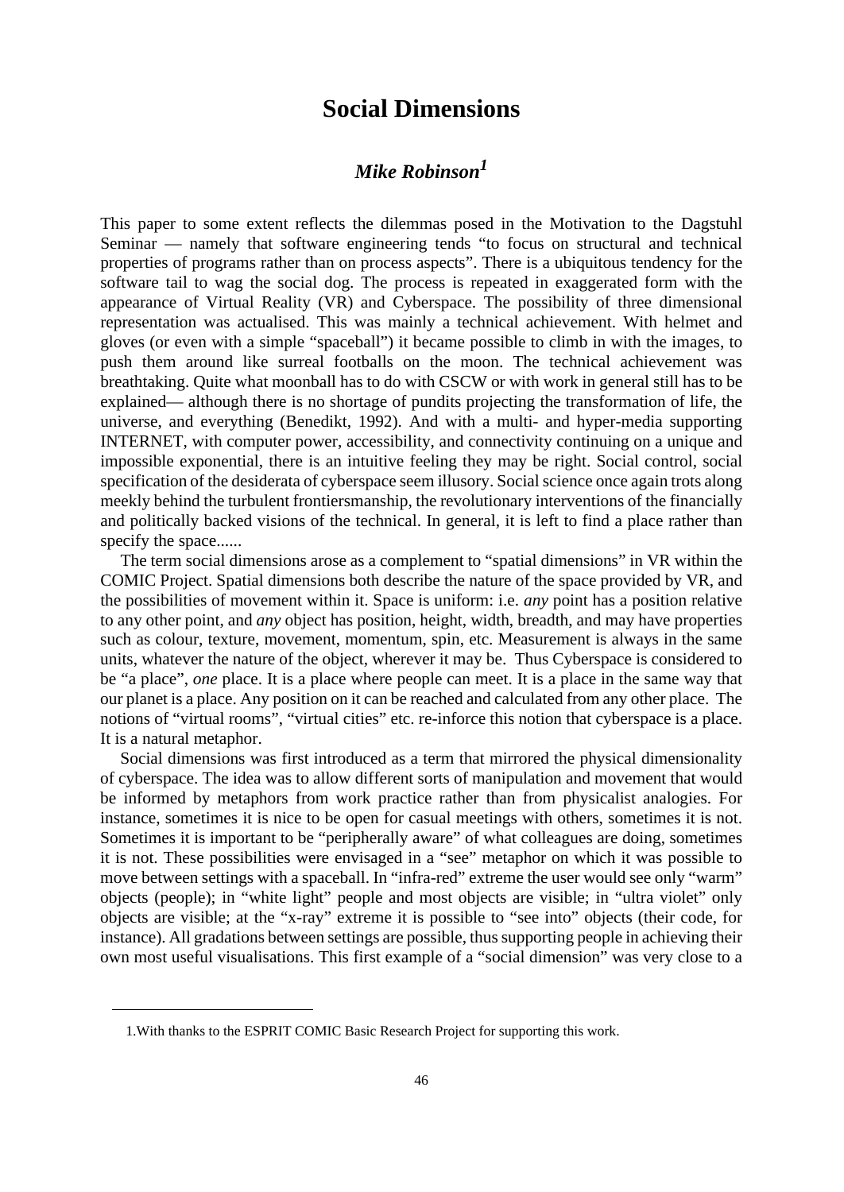# Social Dimensions

## *Mike Robinson*[1]

This paper to some extent reflects the dilemmas posed in the Motivation to the Dagstuhl Seminar — namely that software engineering tends "to focus on structural and technical properties of programs rather than on process aspects". There is a ubiquitous tendency for the software tail to wag the social dog. The process is repeated in exaggerated form with the appearance of Virtual Reality (VR) and Cyberspace. The possibility of three dimensional representation was actualised. This was mainly a technical achievement. With helmet and gloves (or even with a simple "spaceball") it became possible to climb in with the images, to push them around like surreal footballs on the moon. The technical achievement was breathtaking. Quite what moonball has to do with CSCW or with work in general still has to be explained— although there is no shortage of pundits projecting the transformation of life, the universe, and everything (Benedikt, 1992). And with a multi- and hyper-media supporting INTERNET, with computer power, accessibility, and connectivity continuing on a unique and impossible exponential, there is an intuitive feeling they may be right. Social control, social specification of the desiderata of cyberspace seem illusory. Social science once again trots along meekly behind the turbulent frontiersmanship, the revolutionary interventions of the financially and politically backed visions of the technical. In general, it is left to find a place rather than specify the space......

The term social dimensions arose as a complement to "spatial dimensions" in VR within the COMIC Project. Spatial dimensions both describe the nature of the space provided by VR, and the possibilities of movement within it. Space is uniform: i.e. *any* point has a position relative to any other point, and *any* object has position, height, width, breadth, and may have properties such as colour, texture, movement, momentum, spin, etc. Measurement is always in the same units, whatever the nature of the object, wherever it may be. Thus Cyberspace is considered to be "a place", *one* place. It is a place where people can meet. It is a place in the same way that our planet is a place. Any position on it can be reached and calculated from any other place. The notions of "virtual rooms", "virtual cities" etc. re-inforce this notion that cyberspace is a place. It is a natural metaphor.

Social dimensions was first introduced as a term that mirrored the physical dimensionality of cyberspace. The idea was to allow different sorts of manipulation and movement that would be informed by metaphors from work practice rather than from physicalist analogies. For instance, sometimes it is nice to be open for casual meetings with others, sometimes it is not. Sometimes it is important to be "peripherally aware" of what colleagues are doing, sometimes it is not. These possibilities were envisaged in a "see" metaphor on which it was possible to move between settings with a spaceball. In "infra-red" extreme the user would see only "warm" objects (people); in "white light" people and most objects are visible; in "ultra violet" only objects are visible; at the "x-ray" extreme it is possible to "see into" objects (their code, for instance). All gradations between settings are possible, thus supporting people in achieving their own most useful visualisations. This first example of a "social dimension" was very close to a

1.With thanks to the ESPRIT COMIC Basic Research Project for supporting this work.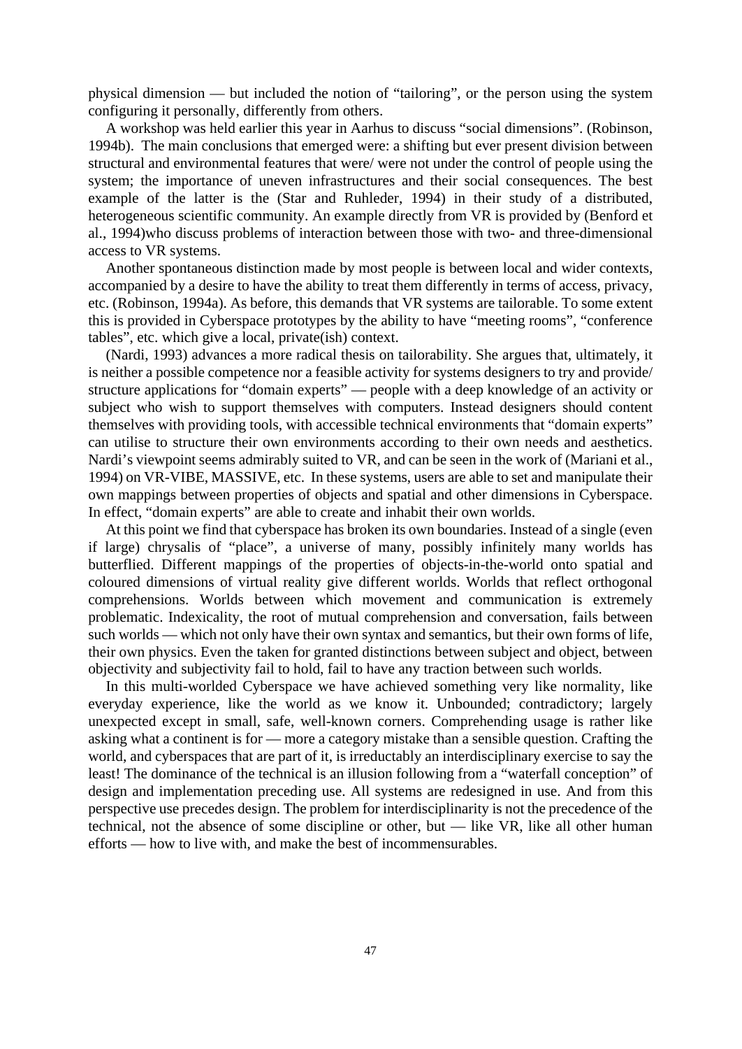physical dimension — but included the notion of "tailoring", or the person using the system configuring it personally, differently from others.

A workshop was held earlier this year in Aarhus to discuss "social dimensions". (Robinson, 1994b). The main conclusions that emerged were: a shifting but ever present division between structural and environmental features that were/ were not under the control of people using the system; the importance of uneven infrastructures and their social consequences. The best example of the latter is the (Star and Ruhleder, 1994) in their study of a distributed, heterogeneous scientific community. An example directly from VR is provided by (Benford et al., 1994)who discuss problems of interaction between those with two- and three-dimensional access to VR systems.

Another spontaneous distinction made by most people is between local and wider contexts, accompanied by a desire to have the ability to treat them differently in terms of access, privacy, etc. (Robinson, 1994a). As before, this demands that VR systems are tailorable. To some extent this is provided in Cyberspace prototypes by the ability to have "meeting rooms", "conference tables", etc. which give a local, private(ish) context.

(Nardi, 1993) advances a more radical thesis on tailorability. She argues that, ultimately, it is neither a possible competence nor a feasible activity for systems designers to try and provide/ structure applications for "domain experts" — people with a deep knowledge of an activity or subject who wish to support themselves with computers. Instead designers should content themselves with providing tools, with accessible technical environments that "domain experts" can utilise to structure their own environments according to their own needs and aesthetics. Nardi's viewpoint seems admirably suited to VR, and can be seen in the work of (Mariani et al., 1994) on VR-VIBE, MASSIVE, etc. In these systems, users are able to set and manipulate their own mappings between properties of objects and spatial and other dimensions in Cyberspace. In effect, "domain experts" are able to create and inhabit their own worlds.

At this point we find that cyberspace has broken its own boundaries. Instead of a single (even if large) chrysalis of "place", a universe of many, possibly infinitely many worlds has butterflied. Different mappings of the properties of objects-in-the-world onto spatial and coloured dimensions of virtual reality give different worlds. Worlds that reflect orthogonal comprehensions. Worlds between which movement and communication is extremely problematic. Indexicality, the root of mutual comprehension and conversation, fails between such worlds — which not only have their own syntax and semantics, but their own forms of life, their own physics. Even the taken for granted distinctions between subject and object, between objectivity and subjectivity fail to hold, fail to have any traction between such worlds.

In this multi-worlded Cyberspace we have achieved something very like normality, like everyday experience, like the world as we know it. Unbounded; contradictory; largely unexpected except in small, safe, well-known corners. Comprehending usage is rather like asking what a continent is for — more a category mistake than a sensible question. Crafting the world, and cyberspaces that are part of it, is irreductably an interdisciplinary exercise to say the least! The dominance of the technical is an illusion following from a "waterfall conception" of design and implementation preceding use. All systems are redesigned in use. And from this perspective use precedes design. The problem for interdisciplinarity is not the precedence of the technical, not the absence of some discipline or other, but — like VR, like all other human efforts — how to live with, and make the best of incommensurables.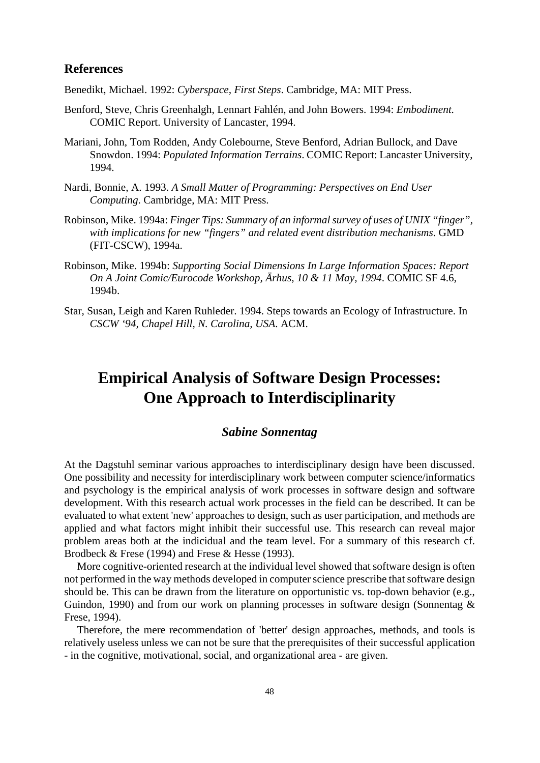## References

Benedikt, Michael. 1992: *Cyberspace, First Steps*. Cambridge, MA: MIT Press.

Benford, Steve, Chris Greenhalgh, Lennart Fahlén, and John Bowers. 1994: *Embodiment.* COMIC Report. University of Lancaster, 1994.

Mariani, John, Tom Rodden, Andy Colebourne, Steve Benford, Adrian Bullock, and Dave Snowdon. 1994: *Populated Information Terrains*. COMIC Report: Lancaster University, 1994.

Nardi, Bonnie, A. 1993. *A Small Matter of Programming: Perspectives on End User Computing*. Cambridge, MA: MIT Press.

Robinson, Mike. 1994a: *Finger Tips: Summary of an informal survey of uses of UNIX "finger", with implications for new "fingers" and related event distribution mechanisms*. GMD (FIT-CSCW), 1994a.

Robinson, Mike. 1994b: *Supporting Social Dimensions In Large Information Spaces: Report On A Joint Comic/Eurocode Workshop, Ärhus, 10 & 11 May, 1994*. COMIC SF 4.6, 1994b.

Star, Susan, Leigh and Karen Ruhleder. 1994. Steps towards an Ecology of Infrastructure. In *CSCW '94, Chapel Hill, N. Carolina, USA*. ACM.

# Empirical Analysis of Software Design Processes: One Approach to Interdisciplinarity

***Sabine Sonnentag***

At the Dagstuhl seminar various approaches to interdisciplinary design have been discussed. One possibility and necessity for interdisciplinary work between computer science/informatics and psychology is the empirical analysis of work processes in software design and software development. With this research actual work processes in the field can be described. It can be evaluated to what extent 'new' approaches to design, such as user participation, and methods are applied and what factors might inhibit their successful use. This research can reveal major problem areas both at the indicidual and the team level. For a summary of this research cf. Brodbeck & Frese (1994) and Frese & Hesse (1993).

More cognitive-oriented research at the individual level showed that software design is often not performed in the way methods developed in computer science prescribe that software design should be. This can be drawn from the literature on opportunistic vs. top-down behavior (e.g., Guindon, 1990) and from our work on planning processes in software design (Sonnentag & Frese, 1994).

Therefore, the mere recommendation of 'better' design approaches, methods, and tools is relatively useless unless we can not be sure that the prerequisites of their successful application - in the cognitive, motivational, social, and organizational area - are given.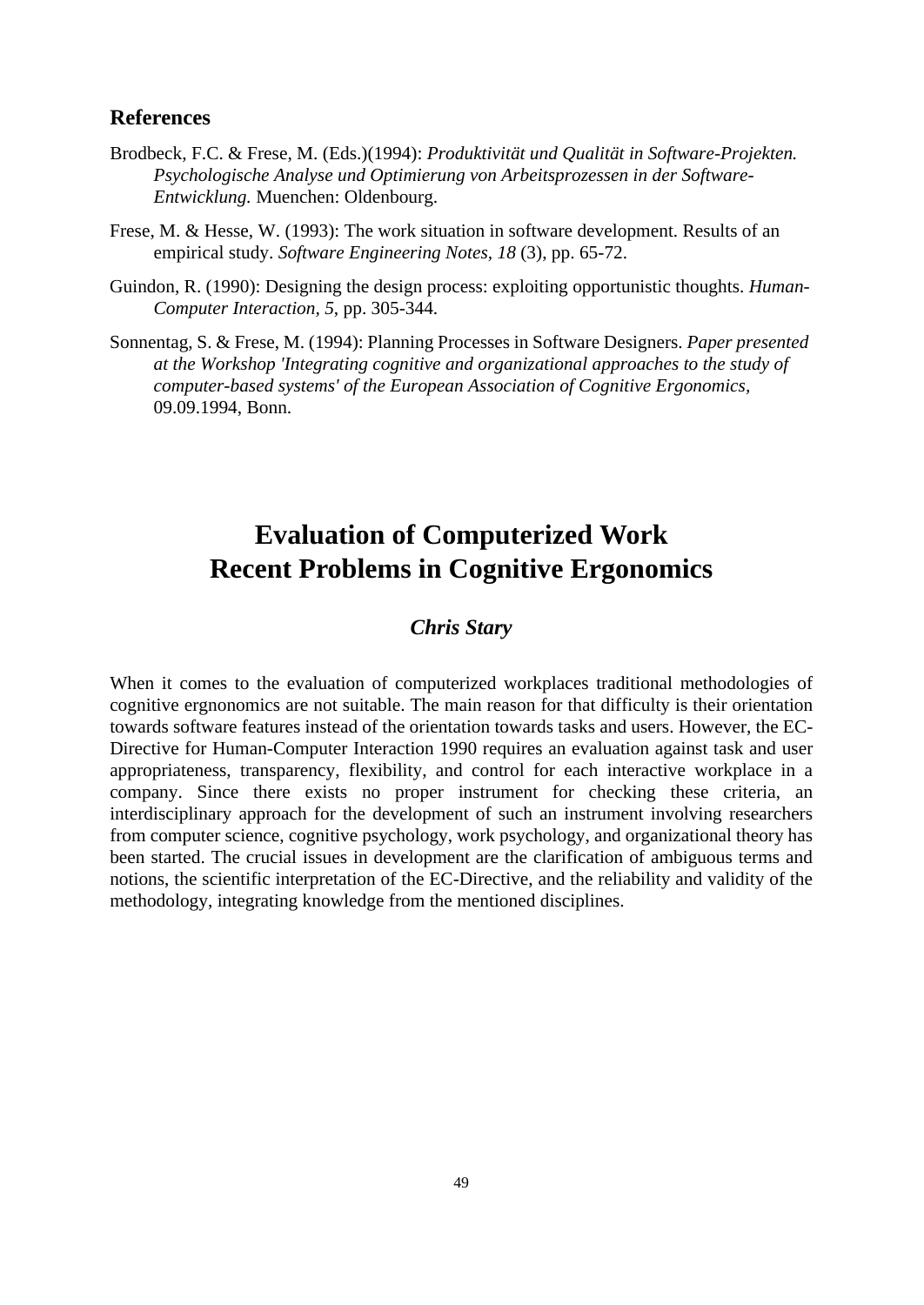### References

Brodbeck, F.C. & Frese, M. (Eds.)(1994): *Produktivität und Qualität in Software-Projekten. Psychologische Analyse und Optimierung von Arbeitsprozessen in der Software-Entwicklung.* Muenchen: Oldenbourg.

Frese, M. & Hesse, W. (1993): The work situation in software development. Results of an empirical study. *Software Engineering Notes, 18* (3), pp. 65-72.

Guindon, R. (1990): Designing the design process: exploiting opportunistic thoughts. *Human-Computer Interaction, 5*, pp. 305-344.

Sonnentag, S. & Frese, M. (1994): Planning Processes in Software Designers. *Paper presented at the Workshop 'Integrating cognitive and organizational approaches to the study of computer-based systems' of the European Association of Cognitive Ergonomics,* 09.09.1994, Bonn.

## Evaluation of Computerized Work
## Recent Problems in Cognitive Ergonomics

***Chris Stary***

When it comes to the evaluation of computerized workplaces traditional methodologies of cognitive ergnonomics are not suitable. The main reason for that difficulty is their orientation towards software features instead of the orientation towards tasks and users. However, the EC-Directive for Human-Computer Interaction 1990 requires an evaluation against task and user appropriateness, transparency, flexibility, and control for each interactive workplace in a company. Since there exists no proper instrument for checking these criteria, an interdisciplinary approach for the development of such an instrument involving researchers from computer science, cognitive psychology, work psychology, and organizational theory has been started. The crucial issues in development are the clarification of ambiguous terms and notions, the scientific interpretation of the EC-Directive, and the reliability and validity of the methodology, integrating knowledge from the mentioned disciplines.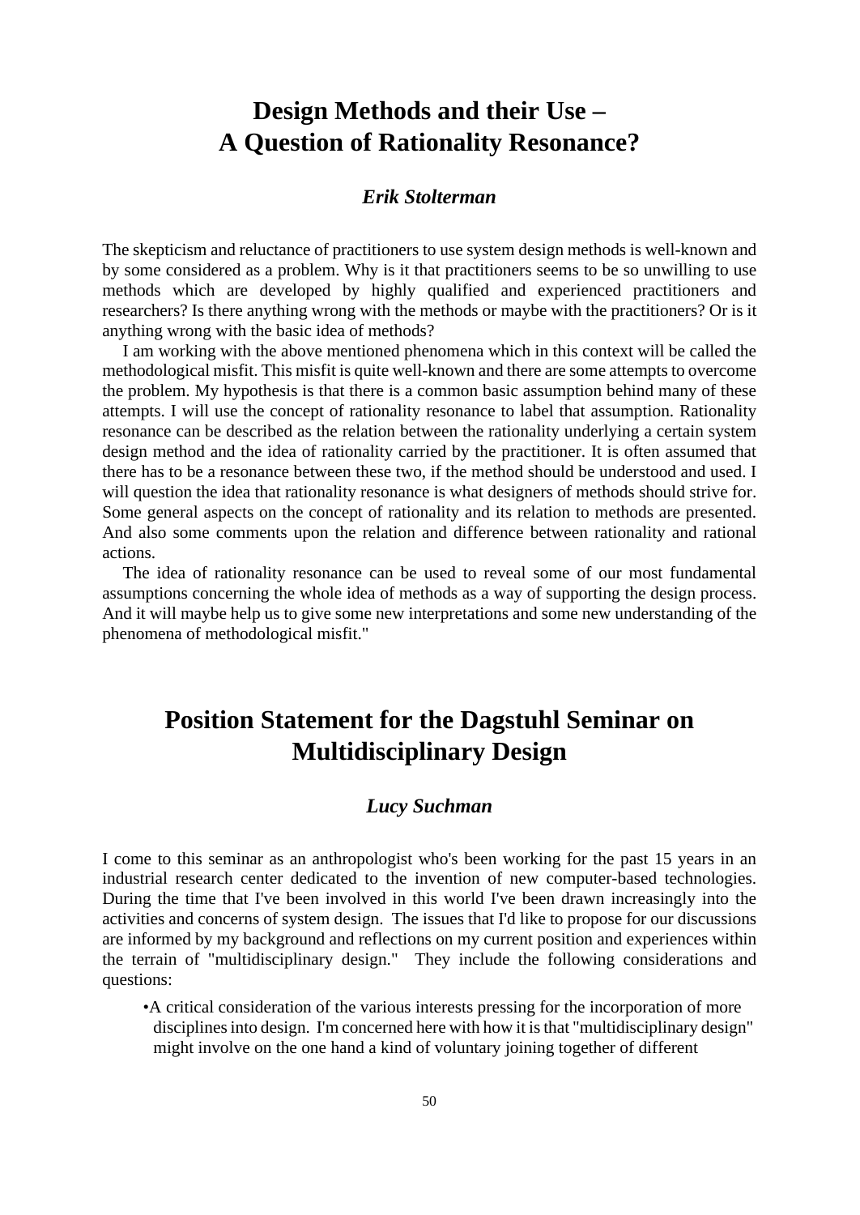# Design Methods and their Use – A Question of Rationality Resonance?

### *Erik Stolterman*

The skepticism and reluctance of practitioners to use system design methods is well-known and by some considered as a problem. Why is it that practitioners seems to be so unwilling to use methods which are developed by highly qualified and experienced practitioners and researchers? Is there anything wrong with the methods or maybe with the practitioners? Or is it anything wrong with the basic idea of methods?

I am working with the above mentioned phenomena which in this context will be called the methodological misfit. This misfit is quite well-known and there are some attempts to overcome the problem. My hypothesis is that there is a common basic assumption behind many of these attempts. I will use the concept of rationality resonance to label that assumption. Rationality resonance can be described as the relation between the rationality underlying a certain system design method and the idea of rationality carried by the practitioner. It is often assumed that there has to be a resonance between these two, if the method should be understood and used. I will question the idea that rationality resonance is what designers of methods should strive for. Some general aspects on the concept of rationality and its relation to methods are presented. And also some comments upon the relation and difference between rationality and rational actions.

The idea of rationality resonance can be used to reveal some of our most fundamental assumptions concerning the whole idea of methods as a way of supporting the design process. And it will maybe help us to give some new interpretations and some new understanding of the phenomena of methodological misfit."

# Position Statement for the Dagstuhl Seminar on Multidisciplinary Design

### *Lucy Suchman*

I come to this seminar as an anthropologist who's been working for the past 15 years in an industrial research center dedicated to the invention of new computer-based technologies. During the time that I've been involved in this world I've been drawn increasingly into the activities and concerns of system design. The issues that I'd like to propose for our discussions are informed by my background and reflections on my current position and experiences within the terrain of "multidisciplinary design." They include the following considerations and questions:

- A critical consideration of the various interests pressing for the incorporation of more disciplines into design. I'm concerned here with how it is that "multidisciplinary design" might involve on the one hand a kind of voluntary joining together of different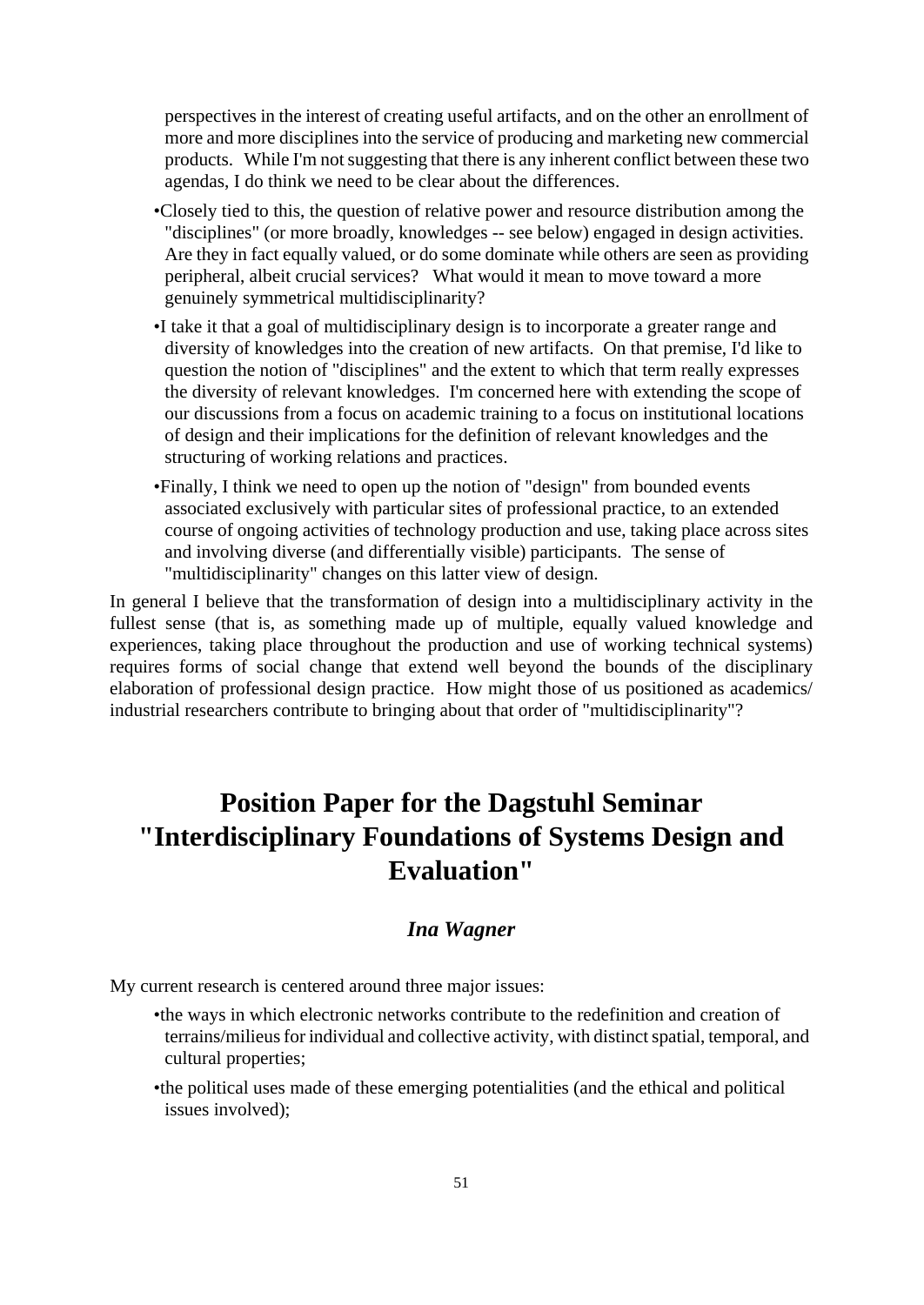perspectives in the interest of creating useful artifacts, and on the other an enrollment of more and more disciplines into the service of producing and marketing new commercial products. While I'm not suggesting that there is any inherent conflict between these two agendas, I do think we need to be clear about the differences.

- Closely tied to this, the question of relative power and resource distribution among the "disciplines" (or more broadly, knowledges -- see below) engaged in design activities. Are they in fact equally valued, or do some dominate while others are seen as providing peripheral, albeit crucial services? What would it mean to move toward a more genuinely symmetrical multidisciplinarity?
- I take it that a goal of multidisciplinary design is to incorporate a greater range and diversity of knowledges into the creation of new artifacts. On that premise, I'd like to question the notion of "disciplines" and the extent to which that term really expresses the diversity of relevant knowledges. I'm concerned here with extending the scope of our discussions from a focus on academic training to a focus on institutional locations of design and their implications for the definition of relevant knowledges and the structuring of working relations and practices.
- Finally, I think we need to open up the notion of "design" from bounded events associated exclusively with particular sites of professional practice, to an extended course of ongoing activities of technology production and use, taking place across sites and involving diverse (and differentially visible) participants. The sense of "multidisciplinarity" changes on this latter view of design.

In general I believe that the transformation of design into a multidisciplinary activity in the fullest sense (that is, as something made up of multiple, equally valued knowledge and experiences, taking place throughout the production and use of working technical systems) requires forms of social change that extend well beyond the bounds of the disciplinary elaboration of professional design practice. How might those of us positioned as academics/ industrial researchers contribute to bringing about that order of "multidisciplinarity"?

# Position Paper for the Dagstuhl Seminar "Interdisciplinary Foundations of Systems Design and Evaluation"

### *Ina Wagner*

My current research is centered around three major issues:

- the ways in which electronic networks contribute to the redefinition and creation of terrains/milieus for individual and collective activity, with distinct spatial, temporal, and cultural properties;
- the political uses made of these emerging potentialities (and the ethical and political issues involved);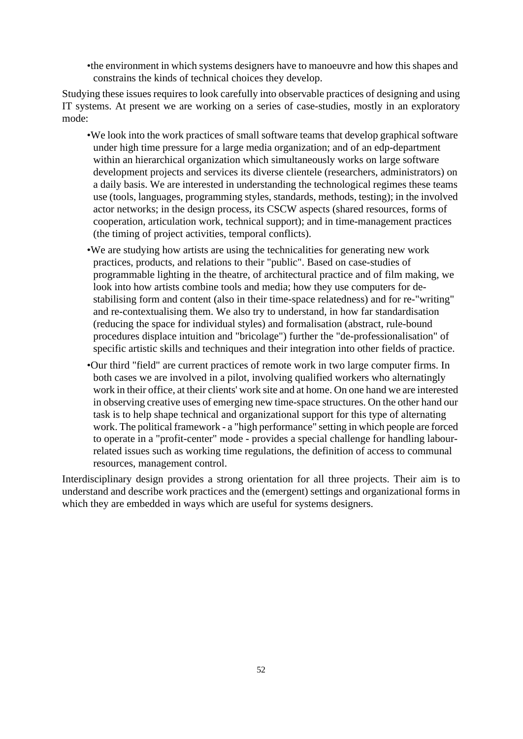- the environment in which systems designers have to manoeuvre and how this shapes and constrains the kinds of technical choices they develop.

Studying these issues requires to look carefully into observable practices of designing and using IT systems. At present we are working on a series of case-studies, mostly in an exploratory mode:

- We look into the work practices of small software teams that develop graphical software under high time pressure for a large media organization; and of an edp-department within an hierarchical organization which simultaneously works on large software development projects and services its diverse clientele (researchers, administrators) on a daily basis. We are interested in understanding the technological regimes these teams use (tools, languages, programming styles, standards, methods, testing); in the involved actor networks; in the design process, its CSCW aspects (shared resources, forms of cooperation, articulation work, technical support); and in time-management practices (the timing of project activities, temporal conflicts).
- We are studying how artists are using the technicalities for generating new work practices, products, and relations to their "public". Based on case-studies of programmable lighting in the theatre, of architectural practice and of film making, we look into how artists combine tools and media; how they use computers for de-stabilising form and content (also in their time-space relatedness) and for re-"writing" and re-contextualising them. We also try to understand, in how far standardisation (reducing the space for individual styles) and formalisation (abstract, rule-bound procedures displace intuition and "bricolage") further the "de-professionalisation" of specific artistic skills and techniques and their integration into other fields of practice.
- Our third "field" are current practices of remote work in two large computer firms. In both cases we are involved in a pilot, involving qualified workers who alternatingly work in their office, at their clients' work site and at home. On one hand we are interested in observing creative uses of emerging new time-space structures. On the other hand our task is to help shape technical and organizational support for this type of alternating work. The political framework - a "high performance" setting in which people are forced to operate in a "profit-center" mode - provides a special challenge for handling labour-related issues such as working time regulations, the definition of access to communal resources, management control.

Interdisciplinary design provides a strong orientation for all three projects. Their aim is to understand and describe work practices and the (emergent) settings and organizational forms in which they are embedded in ways which are useful for systems designers.